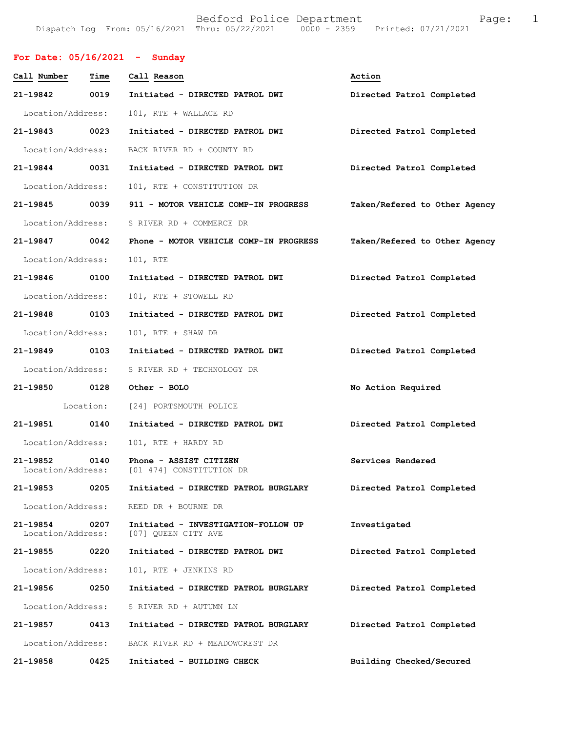# Bedford Police Department

Dispatch Log From: 05/16/2021 Thru: 05/22/2021 0000 - 2359 Printed: 07/21/2021

## For Date: 05/16/2021 - Sunday

| Call Number | Time | Call Reason | Action |
|---|---|---|---|
| 21-19842 | 0019 | Initiated - DIRECTED PATROL DWI | Directed Patrol Completed |
| Location/Address: | | 101, RTE + WALLACE RD | |
| 21-19843 | 0023 | Initiated - DIRECTED PATROL DWI | Directed Patrol Completed |
| Location/Address: | | BACK RIVER RD + COUNTY RD | |
| 21-19844 | 0031 | Initiated - DIRECTED PATROL DWI | Directed Patrol Completed |
| Location/Address: | | 101, RTE + CONSTITUTION DR | |
| 21-19845 | 0039 | 911 - MOTOR VEHICLE COMP-IN PROGRESS | Taken/Refered to Other Agency |
| Location/Address: | | S RIVER RD + COMMERCE DR | |
| 21-19847 | 0042 | Phone - MOTOR VEHICLE COMP-IN PROGRESS | Taken/Refered to Other Agency |
| Location/Address: | | 101, RTE | |
| 21-19846 | 0100 | Initiated - DIRECTED PATROL DWI | Directed Patrol Completed |
| Location/Address: | | 101, RTE + STOWELL RD | |
| 21-19848 | 0103 | Initiated - DIRECTED PATROL DWI | Directed Patrol Completed |
| Location/Address: | | 101, RTE + SHAW DR | |
| 21-19849 | 0103 | Initiated - DIRECTED PATROL DWI | Directed Patrol Completed |
| Location/Address: | | S RIVER RD + TECHNOLOGY DR | |
| 21-19850 | 0128 | Other - BOLO | No Action Required |
| Location: | | [24] PORTSMOUTH POLICE | |
| 21-19851 | 0140 | Initiated - DIRECTED PATROL DWI | Directed Patrol Completed |
| Location/Address: | | 101, RTE + HARDY RD | |
| 21-19852 | 0140 | Phone - ASSIST CITIZEN | Services Rendered |
| Location/Address: | | [01 474] CONSTITUTION DR | |
| 21-19853 | 0205 | Initiated - DIRECTED PATROL BURGLARY | Directed Patrol Completed |
| Location/Address: | | REED DR + BOURNE DR | |
| 21-19854 | 0207 | Initiated - INVESTIGATION-FOLLOW UP | Investigated |
| Location/Address: | | [07] QUEEN CITY AVE | |
| 21-19855 | 0220 | Initiated - DIRECTED PATROL DWI | Directed Patrol Completed |
| Location/Address: | | 101, RTE + JENKINS RD | |
| 21-19856 | 0250 | Initiated - DIRECTED PATROL BURGLARY | Directed Patrol Completed |
| Location/Address: | | S RIVER RD + AUTUMN LN | |
| 21-19857 | 0413 | Initiated - DIRECTED PATROL BURGLARY | Directed Patrol Completed |
| Location/Address: | | BACK RIVER RD + MEADOWCREST DR | |
| 21-19858 | 0425 | Initiated - BUILDING CHECK | Building Checked/Secured |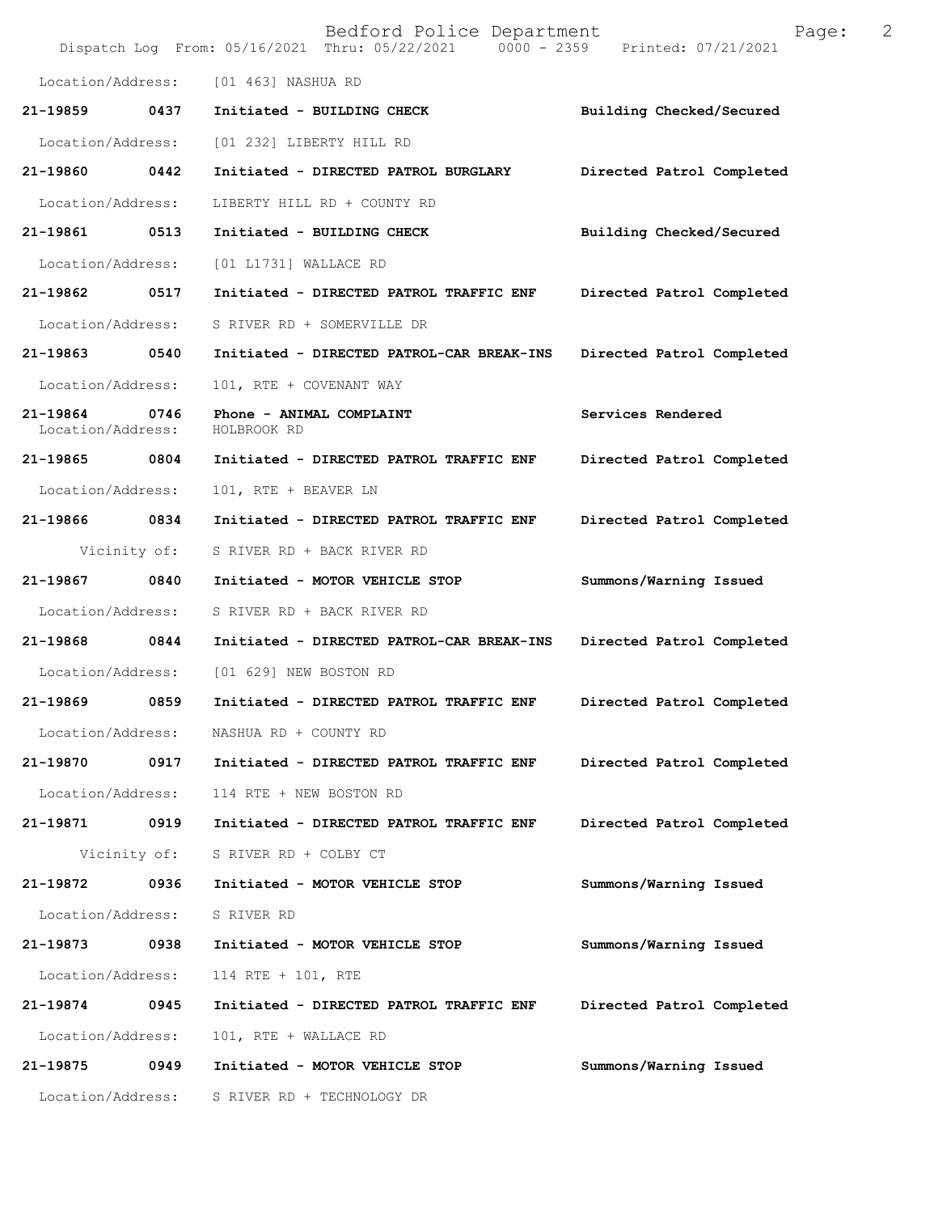Location/Address: [01 463] NASHUA RD

21-19859 0437 Initiated - BUILDING CHECK Building Checked/Secured

Location/Address: [01 232] LIBERTY HILL RD

21-19860 0442 Initiated - DIRECTED PATROL BURGLARY Directed Patrol Completed

Location/Address: LIBERTY HILL RD + COUNTY RD

21-19861 0513 Initiated - BUILDING CHECK Building Checked/Secured

Location/Address: [01 L1731] WALLACE RD

21-19862 0517 Initiated - DIRECTED PATROL TRAFFIC ENF Directed Patrol Completed

Location/Address: S RIVER RD + SOMERVILLE DR

21-19863 0540 Initiated - DIRECTED PATROL-CAR BREAK-INS Directed Patrol Completed

Location/Address: 101, RTE + COVENANT WAY

21-19864 0746 Phone - ANIMAL COMPLAINT Services Rendered
Location/Address: HOLBROOK RD

21-19865 0804 Initiated - DIRECTED PATROL TRAFFIC ENF Directed Patrol Completed

Location/Address: 101, RTE + BEAVER LN

21-19866 0834 Initiated - DIRECTED PATROL TRAFFIC ENF Directed Patrol Completed

Vicinity of: S RIVER RD + BACK RIVER RD

21-19867 0840 Initiated - MOTOR VEHICLE STOP Summons/Warning Issued

Location/Address: S RIVER RD + BACK RIVER RD

21-19868 0844 Initiated - DIRECTED PATROL-CAR BREAK-INS Directed Patrol Completed

Location/Address: [01 629] NEW BOSTON RD

21-19869 0859 Initiated - DIRECTED PATROL TRAFFIC ENF Directed Patrol Completed

Location/Address: NASHUA RD + COUNTY RD

21-19870 0917 Initiated - DIRECTED PATROL TRAFFIC ENF Directed Patrol Completed

Location/Address: 114 RTE + NEW BOSTON RD

21-19871 0919 Initiated - DIRECTED PATROL TRAFFIC ENF Directed Patrol Completed

Vicinity of: S RIVER RD + COLBY CT

21-19872 0936 Initiated - MOTOR VEHICLE STOP Summons/Warning Issued

Location/Address: S RIVER RD

21-19873 0938 Initiated - MOTOR VEHICLE STOP Summons/Warning Issued

Location/Address: 114 RTE + 101, RTE

21-19874 0945 Initiated - DIRECTED PATROL TRAFFIC ENF Directed Patrol Completed

Location/Address: 101, RTE + WALLACE RD

21-19875 0949 Initiated - MOTOR VEHICLE STOP Summons/Warning Issued

Location/Address: S RIVER RD + TECHNOLOGY DR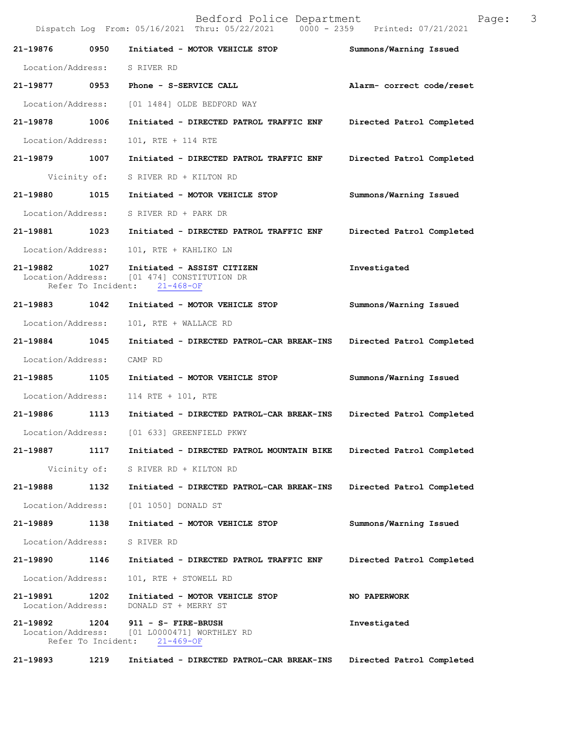**21-19876 0950 Initiated - MOTOR VEHICLE STOP** — **Summons/Warning Issued**

Location/Address: S RIVER RD

**21-19877 0953 Phone - S-SERVICE CALL** — **Alarm- correct code/reset**

Location/Address: [01 1484] OLDE BEDFORD WAY

**21-19878 1006 Initiated - DIRECTED PATROL TRAFFIC ENF** — **Directed Patrol Completed**

Location/Address: 101, RTE + 114 RTE

**21-19879 1007 Initiated - DIRECTED PATROL TRAFFIC ENF** — **Directed Patrol Completed**

Vicinity of: S RIVER RD + KILTON RD

**21-19880 1015 Initiated - MOTOR VEHICLE STOP** — **Summons/Warning Issued**

Location/Address: S RIVER RD + PARK DR

**21-19881 1023 Initiated - DIRECTED PATROL TRAFFIC ENF** — **Directed Patrol Completed**

Location/Address: 101, RTE + KAHLIKO LN

**21-19882 1027 Initiated - ASSIST CITIZEN** — **Investigated**

Location/Address: [01 474] CONSTITUTION DR
Refer To Incident: 21-468-OF

**21-19883 1042 Initiated - MOTOR VEHICLE STOP** — **Summons/Warning Issued**

Location/Address: 101, RTE + WALLACE RD

**21-19884 1045 Initiated - DIRECTED PATROL-CAR BREAK-INS** — **Directed Patrol Completed**

Location/Address: CAMP RD

**21-19885 1105 Initiated - MOTOR VEHICLE STOP** — **Summons/Warning Issued**

Location/Address: 114 RTE + 101, RTE

**21-19886 1113 Initiated - DIRECTED PATROL-CAR BREAK-INS** — **Directed Patrol Completed**

Location/Address: [01 633] GREENFIELD PKWY

**21-19887 1117 Initiated - DIRECTED PATROL MOUNTAIN BIKE** — **Directed Patrol Completed**

Vicinity of: S RIVER RD + KILTON RD

**21-19888 1132 Initiated - DIRECTED PATROL-CAR BREAK-INS** — **Directed Patrol Completed**

Location/Address: [01 1050] DONALD ST

**21-19889 1138 Initiated - MOTOR VEHICLE STOP** — **Summons/Warning Issued**

Location/Address: S RIVER RD

**21-19890 1146 Initiated - DIRECTED PATROL TRAFFIC ENF** — **Directed Patrol Completed**

Location/Address: 101, RTE + STOWELL RD

**21-19891 1202 Initiated - MOTOR VEHICLE STOP** — **NO PAPERWORK**

Location/Address: DONALD ST + MERRY ST

**21-19892 1204 911 - S- FIRE-BRUSH** — **Investigated**

Location/Address: [01 L0000471] WORTHLEY RD
Refer To Incident: 21-469-OF

**21-19893 1219 Initiated - DIRECTED PATROL-CAR BREAK-INS** — **Directed Patrol Completed**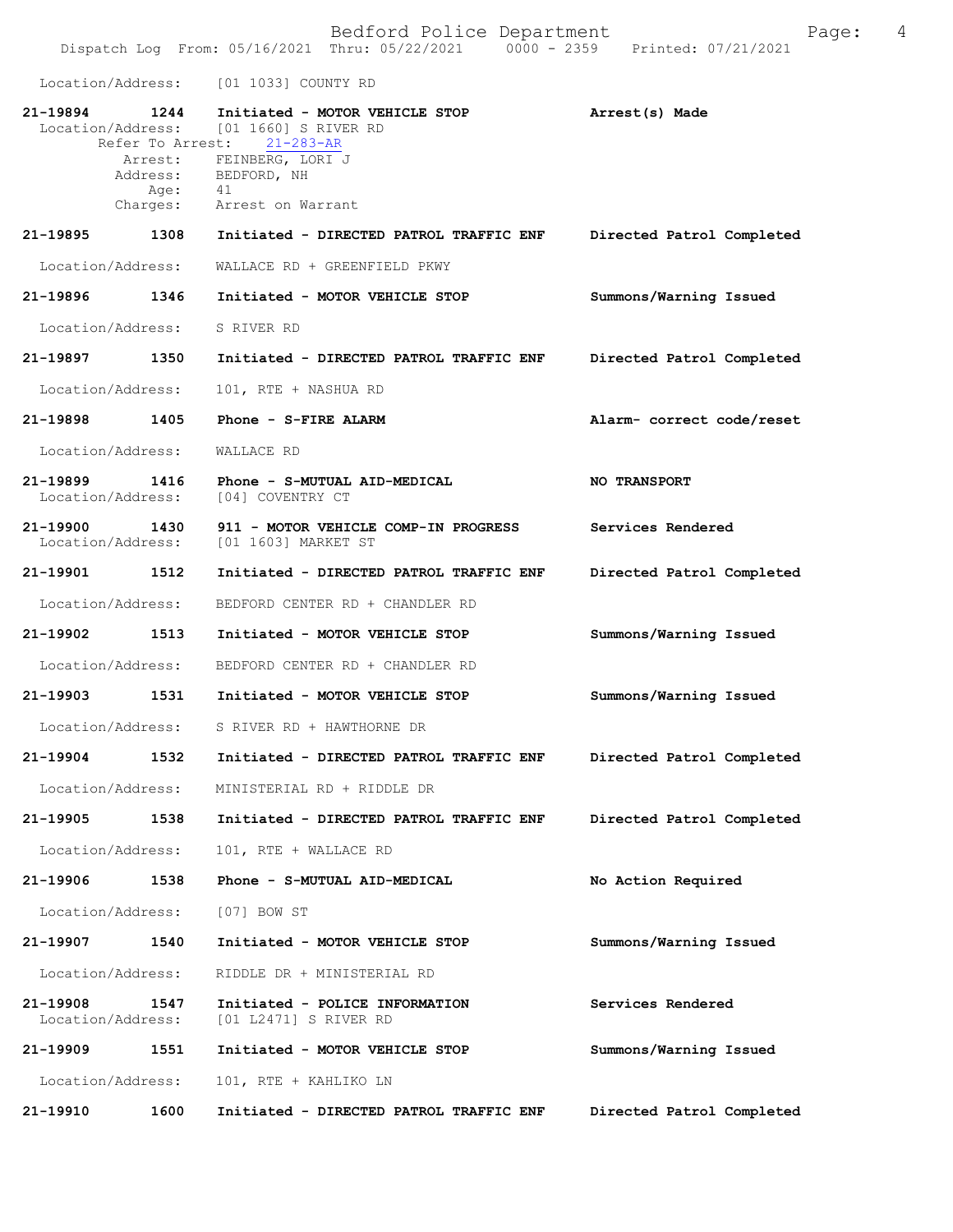Location/Address: [01 1033] COUNTY RD

**21-19894 1244 Initiated - MOTOR VEHICLE STOP** **Arrest(s) Made**
Location/Address: [01 1660] S RIVER RD
Refer To Arrest: 21-283-AR
Arrest: FEINBERG, LORI J
Address: BEDFORD, NH
Age: 41
Charges: Arrest on Warrant

**21-19895 1308 Initiated - DIRECTED PATROL TRAFFIC ENF** **Directed Patrol Completed**
Location/Address: WALLACE RD + GREENFIELD PKWY

**21-19896 1346 Initiated - MOTOR VEHICLE STOP** **Summons/Warning Issued**
Location/Address: S RIVER RD

**21-19897 1350 Initiated - DIRECTED PATROL TRAFFIC ENF** **Directed Patrol Completed**
Location/Address: 101, RTE + NASHUA RD

**21-19898 1405 Phone - S-FIRE ALARM** **Alarm- correct code/reset**
Location/Address: WALLACE RD

**21-19899 1416 Phone - S-MUTUAL AID-MEDICAL** **NO TRANSPORT**
Location/Address: [04] COVENTRY CT

**21-19900 1430 911 - MOTOR VEHICLE COMP-IN PROGRESS** **Services Rendered**
Location/Address: [01 1603] MARKET ST

**21-19901 1512 Initiated - DIRECTED PATROL TRAFFIC ENF** **Directed Patrol Completed**
Location/Address: BEDFORD CENTER RD + CHANDLER RD

**21-19902 1513 Initiated - MOTOR VEHICLE STOP** **Summons/Warning Issued**
Location/Address: BEDFORD CENTER RD + CHANDLER RD

**21-19903 1531 Initiated - MOTOR VEHICLE STOP** **Summons/Warning Issued**
Location/Address: S RIVER RD + HAWTHORNE DR

**21-19904 1532 Initiated - DIRECTED PATROL TRAFFIC ENF** **Directed Patrol Completed**
Location/Address: MINISTERIAL RD + RIDDLE DR

**21-19905 1538 Initiated - DIRECTED PATROL TRAFFIC ENF** **Directed Patrol Completed**
Location/Address: 101, RTE + WALLACE RD

**21-19906 1538 Phone - S-MUTUAL AID-MEDICAL** **No Action Required**
Location/Address: [07] BOW ST

**21-19907 1540 Initiated - MOTOR VEHICLE STOP** **Summons/Warning Issued**
Location/Address: RIDDLE DR + MINISTERIAL RD

**21-19908 1547 Initiated - POLICE INFORMATION** **Services Rendered**
Location/Address: [01 L2471] S RIVER RD

**21-19909 1551 Initiated - MOTOR VEHICLE STOP** **Summons/Warning Issued**
Location/Address: 101, RTE + KAHLIKO LN

**21-19910 1600 Initiated - DIRECTED PATROL TRAFFIC ENF** **Directed Patrol Completed**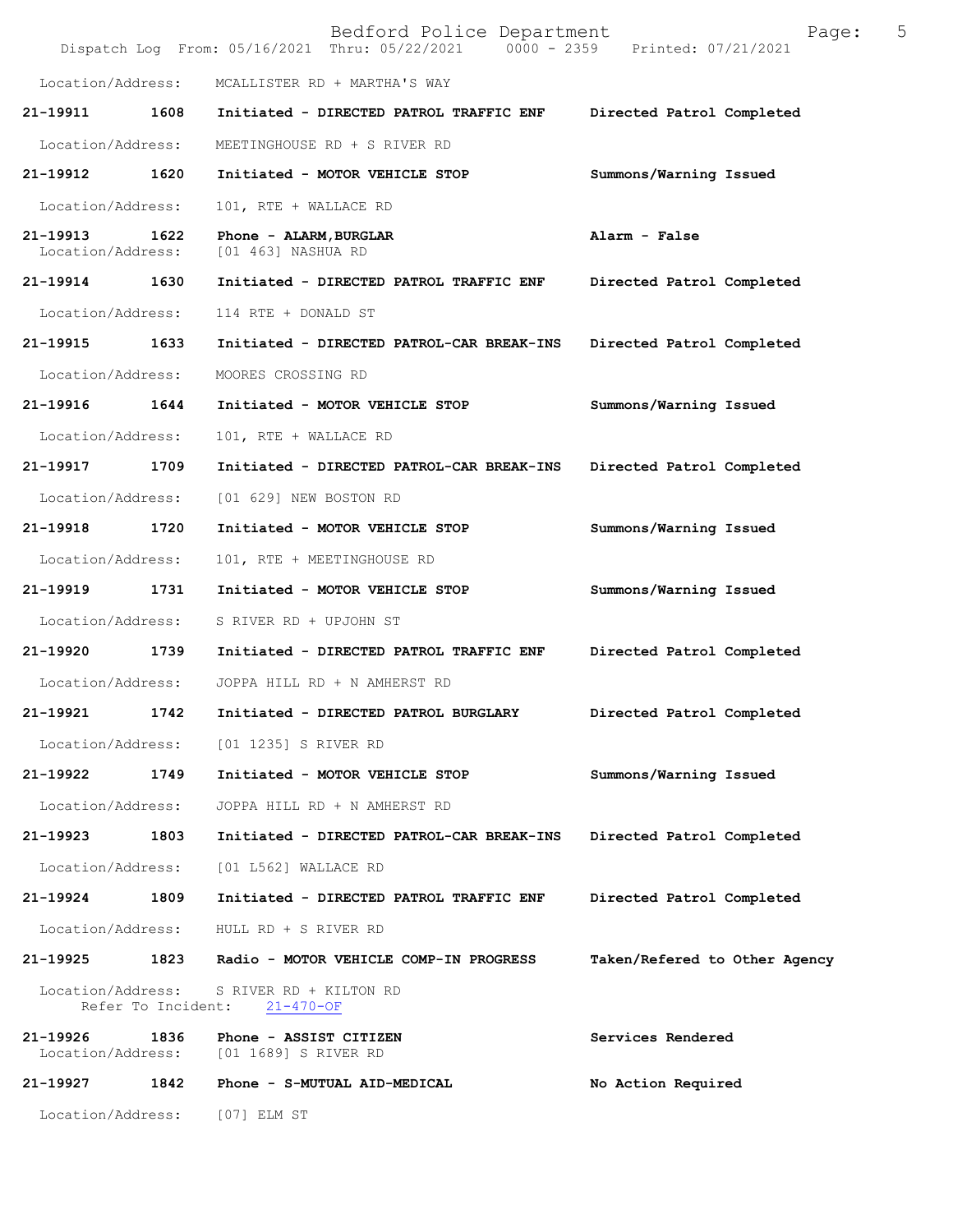Location/Address: MCALLISTER RD + MARTHA'S WAY

**21-19911 1608 Initiated - DIRECTED PATROL TRAFFIC ENF Directed Patrol Completed**

Location/Address: MEETINGHOUSE RD + S RIVER RD

**21-19912 1620 Initiated - MOTOR VEHICLE STOP Summons/Warning Issued**

Location/Address: 101, RTE + WALLACE RD

**21-19913 1622 Phone - ALARM,BURGLAR Alarm - False**
Location/Address: [01 463] NASHUA RD

**21-19914 1630 Initiated - DIRECTED PATROL TRAFFIC ENF Directed Patrol Completed**

Location/Address: 114 RTE + DONALD ST

**21-19915 1633 Initiated - DIRECTED PATROL-CAR BREAK-INS Directed Patrol Completed**

Location/Address: MOORES CROSSING RD

**21-19916 1644 Initiated - MOTOR VEHICLE STOP Summons/Warning Issued**

Location/Address: 101, RTE + WALLACE RD

**21-19917 1709 Initiated - DIRECTED PATROL-CAR BREAK-INS Directed Patrol Completed**

Location/Address: [01 629] NEW BOSTON RD

**21-19918 1720 Initiated - MOTOR VEHICLE STOP Summons/Warning Issued**

Location/Address: 101, RTE + MEETINGHOUSE RD

**21-19919 1731 Initiated - MOTOR VEHICLE STOP Summons/Warning Issued**

Location/Address: S RIVER RD + UPJOHN ST

**21-19920 1739 Initiated - DIRECTED PATROL TRAFFIC ENF Directed Patrol Completed**

Location/Address: JOPPA HILL RD + N AMHERST RD

**21-19921 1742 Initiated - DIRECTED PATROL BURGLARY Directed Patrol Completed**

Location/Address: [01 1235] S RIVER RD

**21-19922 1749 Initiated - MOTOR VEHICLE STOP Summons/Warning Issued**

Location/Address: JOPPA HILL RD + N AMHERST RD

**21-19923 1803 Initiated - DIRECTED PATROL-CAR BREAK-INS Directed Patrol Completed**

Location/Address: [01 L562] WALLACE RD

**21-19924 1809 Initiated - DIRECTED PATROL TRAFFIC ENF Directed Patrol Completed**

Location/Address: HULL RD + S RIVER RD

**21-19925 1823 Radio - MOTOR VEHICLE COMP-IN PROGRESS Taken/Refered to Other Agency**

Location/Address: S RIVER RD + KILTON RD
Refer To Incident: 21-470-OF

**21-19926 1836 Phone - ASSIST CITIZEN Services Rendered**
Location/Address: [01 1689] S RIVER RD

**21-19927 1842 Phone - S-MUTUAL AID-MEDICAL No Action Required**

Location/Address: [07] ELM ST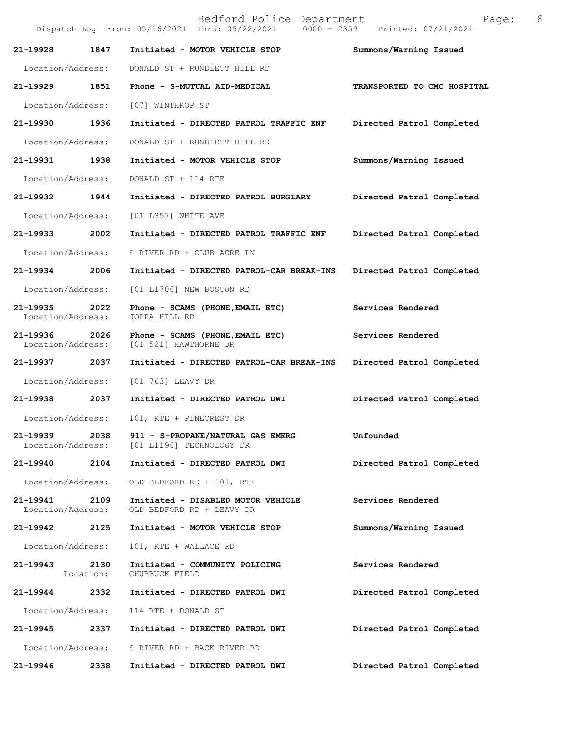Bedford Police Department
Dispatch Log From: 05/16/2021 Thru: 05/22/2021 0000 - 2359 Printed: 07/21/2021

**21-19928 1847 Initiated - MOTOR VEHICLE STOP** **Summons/Warning Issued**
Location/Address: DONALD ST + RUNDLETT HILL RD

**21-19929 1851 Phone - S-MUTUAL AID-MEDICAL** **TRANSPORTED TO CMC HOSPITAL**
Location/Address: [07] WINTHROP ST

**21-19930 1936 Initiated - DIRECTED PATROL TRAFFIC ENF** **Directed Patrol Completed**
Location/Address: DONALD ST + RUNDLETT HILL RD

**21-19931 1938 Initiated - MOTOR VEHICLE STOP** **Summons/Warning Issued**
Location/Address: DONALD ST + 114 RTE

**21-19932 1944 Initiated - DIRECTED PATROL BURGLARY** **Directed Patrol Completed**
Location/Address: [01 L357] WHITE AVE

**21-19933 2002 Initiated - DIRECTED PATROL TRAFFIC ENF** **Directed Patrol Completed**
Location/Address: S RIVER RD + CLUB ACRE LN

**21-19934 2006 Initiated - DIRECTED PATROL-CAR BREAK-INS** **Directed Patrol Completed**
Location/Address: [01 L1706] NEW BOSTON RD

**21-19935 2022 Phone - SCAMS (PHONE,EMAIL ETC)** **Services Rendered**
Location/Address: JOPPA HILL RD

**21-19936 2026 Phone - SCAMS (PHONE,EMAIL ETC)** **Services Rendered**
Location/Address: [01 521] HAWTHORNE DR

**21-19937 2037 Initiated - DIRECTED PATROL-CAR BREAK-INS** **Directed Patrol Completed**
Location/Address: [01 763] LEAVY DR

**21-19938 2037 Initiated - DIRECTED PATROL DWI** **Directed Patrol Completed**
Location/Address: 101, RTE + PINECREST DR

**21-19939 2038 911 - S-PROPANE/NATURAL GAS EMERG** **Unfounded**
Location/Address: [01 L1196] TECHNOLOGY DR

**21-19940 2104 Initiated - DIRECTED PATROL DWI** **Directed Patrol Completed**
Location/Address: OLD BEDFORD RD + 101, RTE

**21-19941 2109 Initiated - DISABLED MOTOR VEHICLE** **Services Rendered**
Location/Address: OLD BEDFORD RD + LEAVY DR

**21-19942 2125 Initiated - MOTOR VEHICLE STOP** **Summons/Warning Issued**
Location/Address: 101, RTE + WALLACE RD

**21-19943 2130 Initiated - COMMUNITY POLICING** **Services Rendered**
Location: CHUBBUCK FIELD

**21-19944 2332 Initiated - DIRECTED PATROL DWI** **Directed Patrol Completed**
Location/Address: 114 RTE + DONALD ST

**21-19945 2337 Initiated - DIRECTED PATROL DWI** **Directed Patrol Completed**
Location/Address: S RIVER RD + BACK RIVER RD

**21-19946 2338 Initiated - DIRECTED PATROL DWI** **Directed Patrol Completed**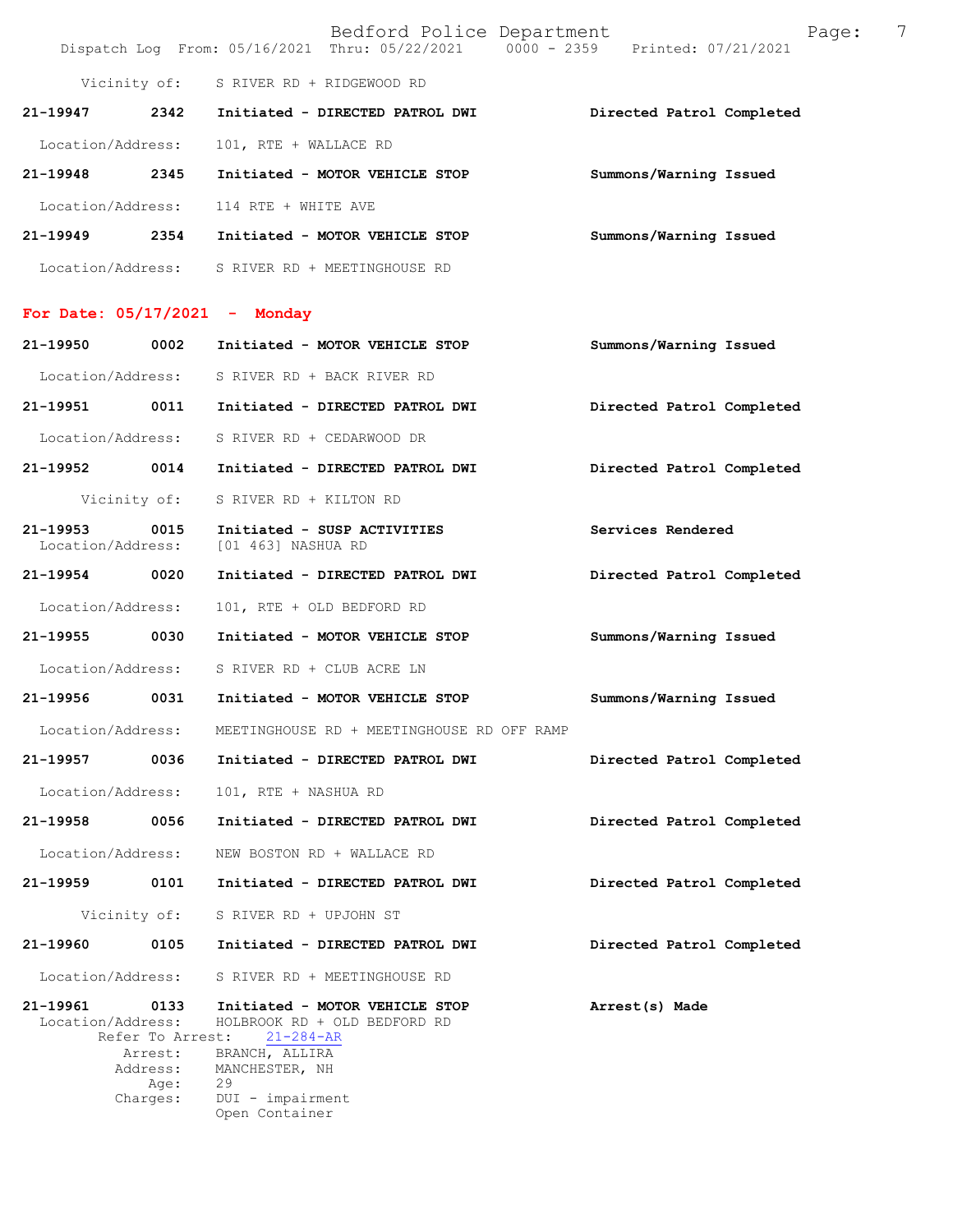Vicinity of: S RIVER RD + RIDGEWOOD RD

**21-19947 2342 Initiated - DIRECTED PATROL DWI** **Directed Patrol Completed**

Location/Address: 101, RTE + WALLACE RD

**21-19948 2345 Initiated - MOTOR VEHICLE STOP** **Summons/Warning Issued**

Location/Address: 114 RTE + WHITE AVE

**21-19949 2354 Initiated - MOTOR VEHICLE STOP** **Summons/Warning Issued**

Location/Address: S RIVER RD + MEETINGHOUSE RD

## For Date: 05/17/2021 - Monday

**21-19950 0002 Initiated - MOTOR VEHICLE STOP** **Summons/Warning Issued**

Location/Address: S RIVER RD + BACK RIVER RD

**21-19951 0011 Initiated - DIRECTED PATROL DWI** **Directed Patrol Completed**

Location/Address: S RIVER RD + CEDARWOOD DR

**21-19952 0014 Initiated - DIRECTED PATROL DWI** **Directed Patrol Completed**

Vicinity of: S RIVER RD + KILTON RD

**21-19953 0015 Initiated - SUSP ACTIVITIES** **Services Rendered**
Location/Address: [01 463] NASHUA RD

**21-19954 0020 Initiated - DIRECTED PATROL DWI** **Directed Patrol Completed**

Location/Address: 101, RTE + OLD BEDFORD RD

**21-19955 0030 Initiated - MOTOR VEHICLE STOP** **Summons/Warning Issued**

Location/Address: S RIVER RD + CLUB ACRE LN

**21-19956 0031 Initiated - MOTOR VEHICLE STOP** **Summons/Warning Issued**

Location/Address: MEETINGHOUSE RD + MEETINGHOUSE RD OFF RAMP

**21-19957 0036 Initiated - DIRECTED PATROL DWI** **Directed Patrol Completed**

Location/Address: 101, RTE + NASHUA RD

**21-19958 0056 Initiated - DIRECTED PATROL DWI** **Directed Patrol Completed**

Location/Address: NEW BOSTON RD + WALLACE RD

**21-19959 0101 Initiated - DIRECTED PATROL DWI** **Directed Patrol Completed**

Vicinity of: S RIVER RD + UPJOHN ST

**21-19960 0105 Initiated - DIRECTED PATROL DWI** **Directed Patrol Completed**

Location/Address: S RIVER RD + MEETINGHOUSE RD

**21-19961 0133 Initiated - MOTOR VEHICLE STOP** **Arrest(s) Made**
Location/Address: HOLBROOK RD + OLD BEDFORD RD
Refer To Arrest: 21-284-AR
Arrest: BRANCH, ALLIRA
Address: MANCHESTER, NH
Age: 29
Charges: DUI - impairment
Open Container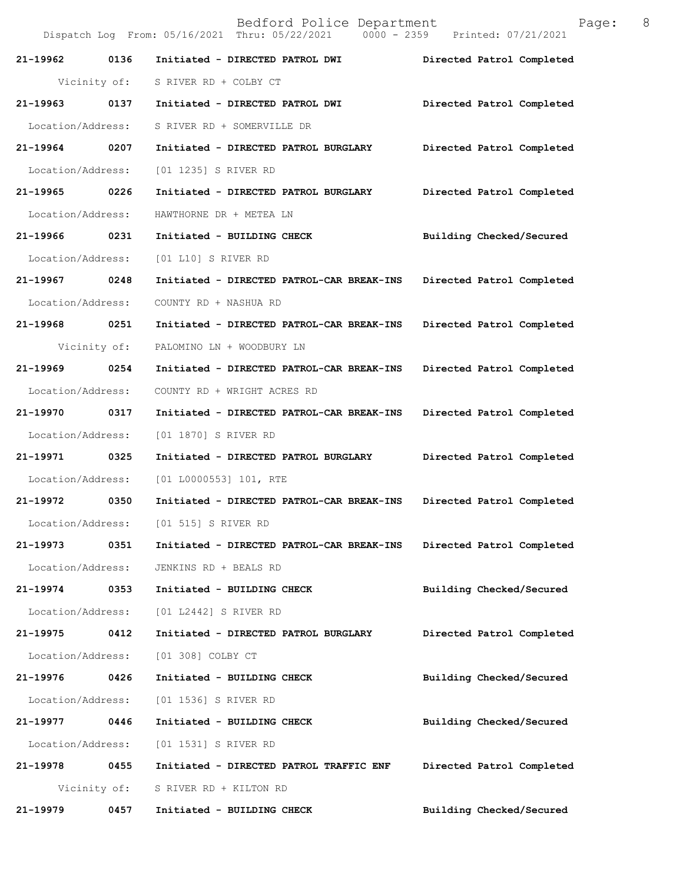**21-19962 0136 Initiated - DIRECTED PATROL DWI — Directed Patrol Completed**

Vicinity of: S RIVER RD + COLBY CT

**21-19963 0137 Initiated - DIRECTED PATROL DWI — Directed Patrol Completed**

Location/Address: S RIVER RD + SOMERVILLE DR

**21-19964 0207 Initiated - DIRECTED PATROL BURGLARY — Directed Patrol Completed**

Location/Address: [01 1235] S RIVER RD

**21-19965 0226 Initiated - DIRECTED PATROL BURGLARY — Directed Patrol Completed**

Location/Address: HAWTHORNE DR + METEA LN

**21-19966 0231 Initiated - BUILDING CHECK — Building Checked/Secured**

Location/Address: [01 L10] S RIVER RD

**21-19967 0248 Initiated - DIRECTED PATROL-CAR BREAK-INS — Directed Patrol Completed**

Location/Address: COUNTY RD + NASHUA RD

**21-19968 0251 Initiated - DIRECTED PATROL-CAR BREAK-INS — Directed Patrol Completed**

Vicinity of: PALOMINO LN + WOODBURY LN

**21-19969 0254 Initiated - DIRECTED PATROL-CAR BREAK-INS — Directed Patrol Completed**

Location/Address: COUNTY RD + WRIGHT ACRES RD

**21-19970 0317 Initiated - DIRECTED PATROL-CAR BREAK-INS — Directed Patrol Completed**

Location/Address: [01 1870] S RIVER RD

**21-19971 0325 Initiated - DIRECTED PATROL BURGLARY — Directed Patrol Completed**

Location/Address: [01 L0000553] 101, RTE

**21-19972 0350 Initiated - DIRECTED PATROL-CAR BREAK-INS — Directed Patrol Completed**

Location/Address: [01 515] S RIVER RD

**21-19973 0351 Initiated - DIRECTED PATROL-CAR BREAK-INS — Directed Patrol Completed**

Location/Address: JENKINS RD + BEALS RD

**21-19974 0353 Initiated - BUILDING CHECK — Building Checked/Secured**

Location/Address: [01 L2442] S RIVER RD

**21-19975 0412 Initiated - DIRECTED PATROL BURGLARY — Directed Patrol Completed**

Location/Address: [01 308] COLBY CT

**21-19976 0426 Initiated - BUILDING CHECK — Building Checked/Secured**

Location/Address: [01 1536] S RIVER RD

**21-19977 0446 Initiated - BUILDING CHECK — Building Checked/Secured**

Location/Address: [01 1531] S RIVER RD

**21-19978 0455 Initiated - DIRECTED PATROL TRAFFIC ENF — Directed Patrol Completed**

Vicinity of: S RIVER RD + KILTON RD

**21-19979 0457 Initiated - BUILDING CHECK — Building Checked/Secured**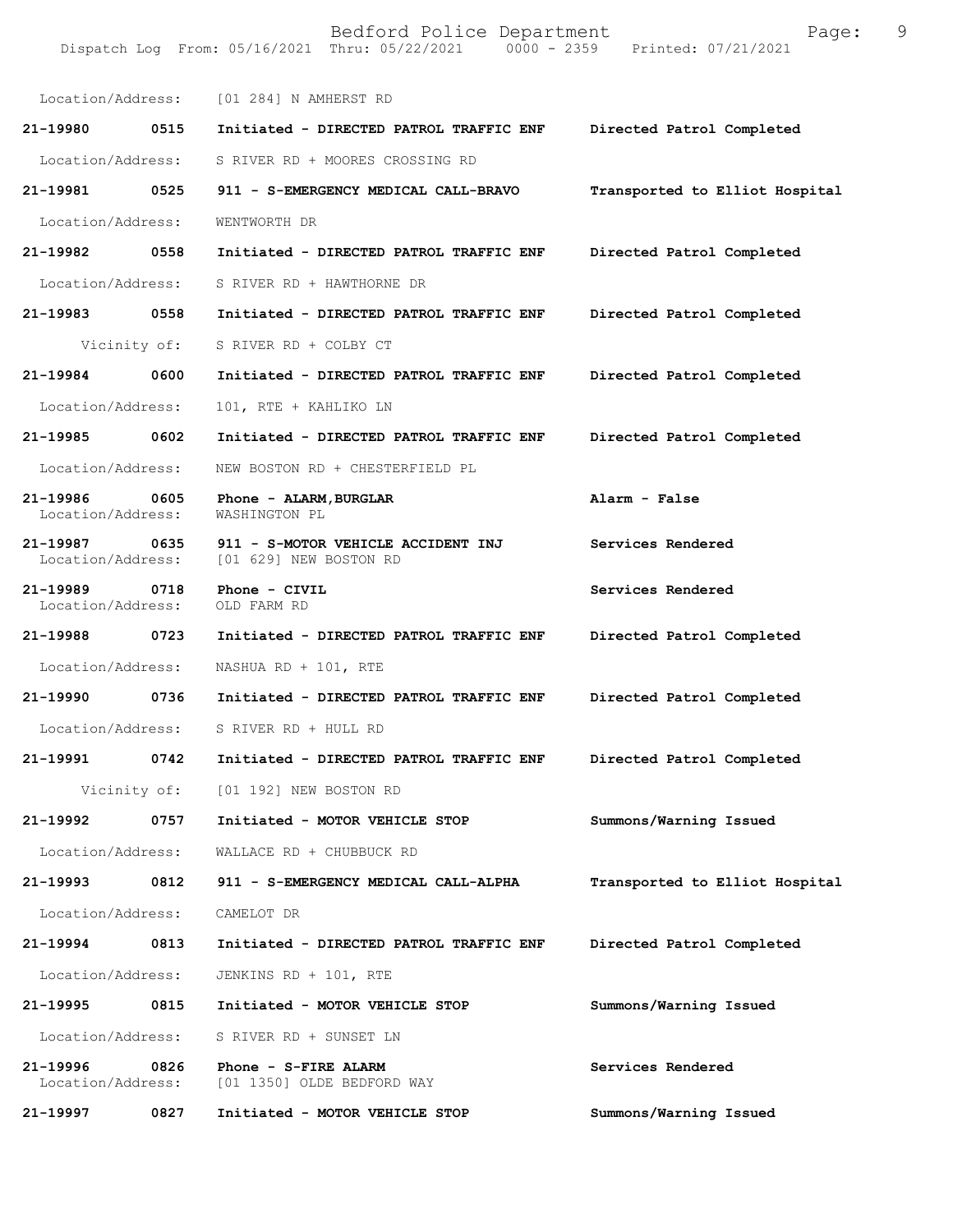Location/Address: [01 284] N AMHERST RD

**21-19980 0515 Initiated - DIRECTED PATROL TRAFFIC ENF** **Directed Patrol Completed**

Location/Address: S RIVER RD + MOORES CROSSING RD

**21-19981 0525 911 - S-EMERGENCY MEDICAL CALL-BRAVO** **Transported to Elliot Hospital**

Location/Address: WENTWORTH DR

**21-19982 0558 Initiated - DIRECTED PATROL TRAFFIC ENF** **Directed Patrol Completed**

Location/Address: S RIVER RD + HAWTHORNE DR

**21-19983 0558 Initiated - DIRECTED PATROL TRAFFIC ENF** **Directed Patrol Completed**

Vicinity of: S RIVER RD + COLBY CT

**21-19984 0600 Initiated - DIRECTED PATROL TRAFFIC ENF** **Directed Patrol Completed**

Location/Address: 101, RTE + KAHLIKO LN

**21-19985 0602 Initiated - DIRECTED PATROL TRAFFIC ENF** **Directed Patrol Completed**

Location/Address: NEW BOSTON RD + CHESTERFIELD PL

**21-19986 0605 Phone - ALARM,BURGLAR** **Alarm - False**
Location/Address: WASHINGTON PL

**21-19987 0635 911 - S-MOTOR VEHICLE ACCIDENT INJ** **Services Rendered**
Location/Address: [01 629] NEW BOSTON RD

**21-19989 0718 Phone - CIVIL** **Services Rendered**
Location/Address: OLD FARM RD

**21-19988 0723 Initiated - DIRECTED PATROL TRAFFIC ENF** **Directed Patrol Completed**

Location/Address: NASHUA RD + 101, RTE

**21-19990 0736 Initiated - DIRECTED PATROL TRAFFIC ENF** **Directed Patrol Completed**

Location/Address: S RIVER RD + HULL RD

**21-19991 0742 Initiated - DIRECTED PATROL TRAFFIC ENF** **Directed Patrol Completed**

Vicinity of: [01 192] NEW BOSTON RD

**21-19992 0757 Initiated - MOTOR VEHICLE STOP** **Summons/Warning Issued**

Location/Address: WALLACE RD + CHUBBUCK RD

**21-19993 0812 911 - S-EMERGENCY MEDICAL CALL-ALPHA** **Transported to Elliot Hospital**

Location/Address: CAMELOT DR

**21-19994 0813 Initiated - DIRECTED PATROL TRAFFIC ENF** **Directed Patrol Completed**

Location/Address: JENKINS RD + 101, RTE

**21-19995 0815 Initiated - MOTOR VEHICLE STOP** **Summons/Warning Issued**

Location/Address: S RIVER RD + SUNSET LN

**21-19996 0826 Phone - S-FIRE ALARM** **Services Rendered**
Location/Address: [01 1350] OLDE BEDFORD WAY

**21-19997 0827 Initiated - MOTOR VEHICLE STOP** **Summons/Warning Issued**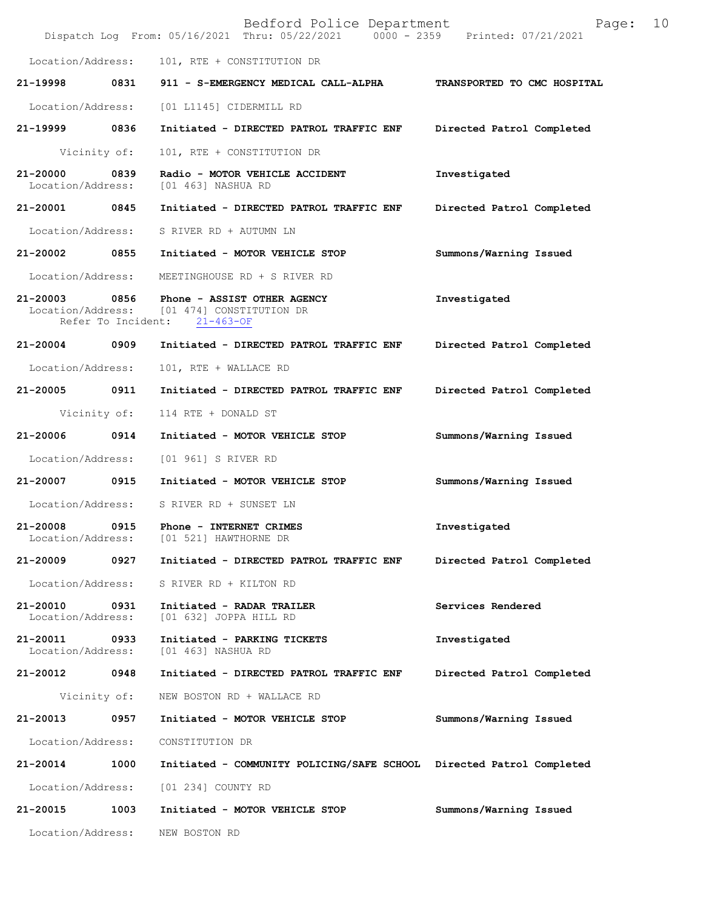Location/Address: 101, RTE + CONSTITUTION DR

**21-19998 0831 911 - S-EMERGENCY MEDICAL CALL-ALPHA** **TRANSPORTED TO CMC HOSPITAL**

Location/Address: [01 L1145] CIDERMILL RD

**21-19999 0836 Initiated - DIRECTED PATROL TRAFFIC ENF** **Directed Patrol Completed**

Vicinity of: 101, RTE + CONSTITUTION DR

**21-20000 0839 Radio - MOTOR VEHICLE ACCIDENT** **Investigated**
Location/Address: [01 463] NASHUA RD

**21-20001 0845 Initiated - DIRECTED PATROL TRAFFIC ENF** **Directed Patrol Completed**

Location/Address: S RIVER RD + AUTUMN LN

**21-20002 0855 Initiated - MOTOR VEHICLE STOP** **Summons/Warning Issued**

Location/Address: MEETINGHOUSE RD + S RIVER RD

**21-20003 0856 Phone - ASSIST OTHER AGENCY** **Investigated**
Location/Address: [01 474] CONSTITUTION DR
Refer To Incident: 21-463-OF

**21-20004 0909 Initiated - DIRECTED PATROL TRAFFIC ENF** **Directed Patrol Completed**

Location/Address: 101, RTE + WALLACE RD

**21-20005 0911 Initiated - DIRECTED PATROL TRAFFIC ENF** **Directed Patrol Completed**

Vicinity of: 114 RTE + DONALD ST

**21-20006 0914 Initiated - MOTOR VEHICLE STOP** **Summons/Warning Issued**

Location/Address: [01 961] S RIVER RD

**21-20007 0915 Initiated - MOTOR VEHICLE STOP** **Summons/Warning Issued**

Location/Address: S RIVER RD + SUNSET LN

**21-20008 0915 Phone - INTERNET CRIMES** **Investigated**
Location/Address: [01 521] HAWTHORNE DR

**21-20009 0927 Initiated - DIRECTED PATROL TRAFFIC ENF** **Directed Patrol Completed**

Location/Address: S RIVER RD + KILTON RD

**21-20010 0931 Initiated - RADAR TRAILER** **Services Rendered**
Location/Address: [01 632] JOPPA HILL RD

**21-20011 0933 Initiated - PARKING TICKETS** **Investigated**
Location/Address: [01 463] NASHUA RD

**21-20012 0948 Initiated - DIRECTED PATROL TRAFFIC ENF** **Directed Patrol Completed**

Vicinity of: NEW BOSTON RD + WALLACE RD

**21-20013 0957 Initiated - MOTOR VEHICLE STOP** **Summons/Warning Issued**

Location/Address: CONSTITUTION DR

**21-20014 1000 Initiated - COMMUNITY POLICING/SAFE SCHOOL** **Directed Patrol Completed**

Location/Address: [01 234] COUNTY RD

**21-20015 1003 Initiated - MOTOR VEHICLE STOP** **Summons/Warning Issued**

Location/Address: NEW BOSTON RD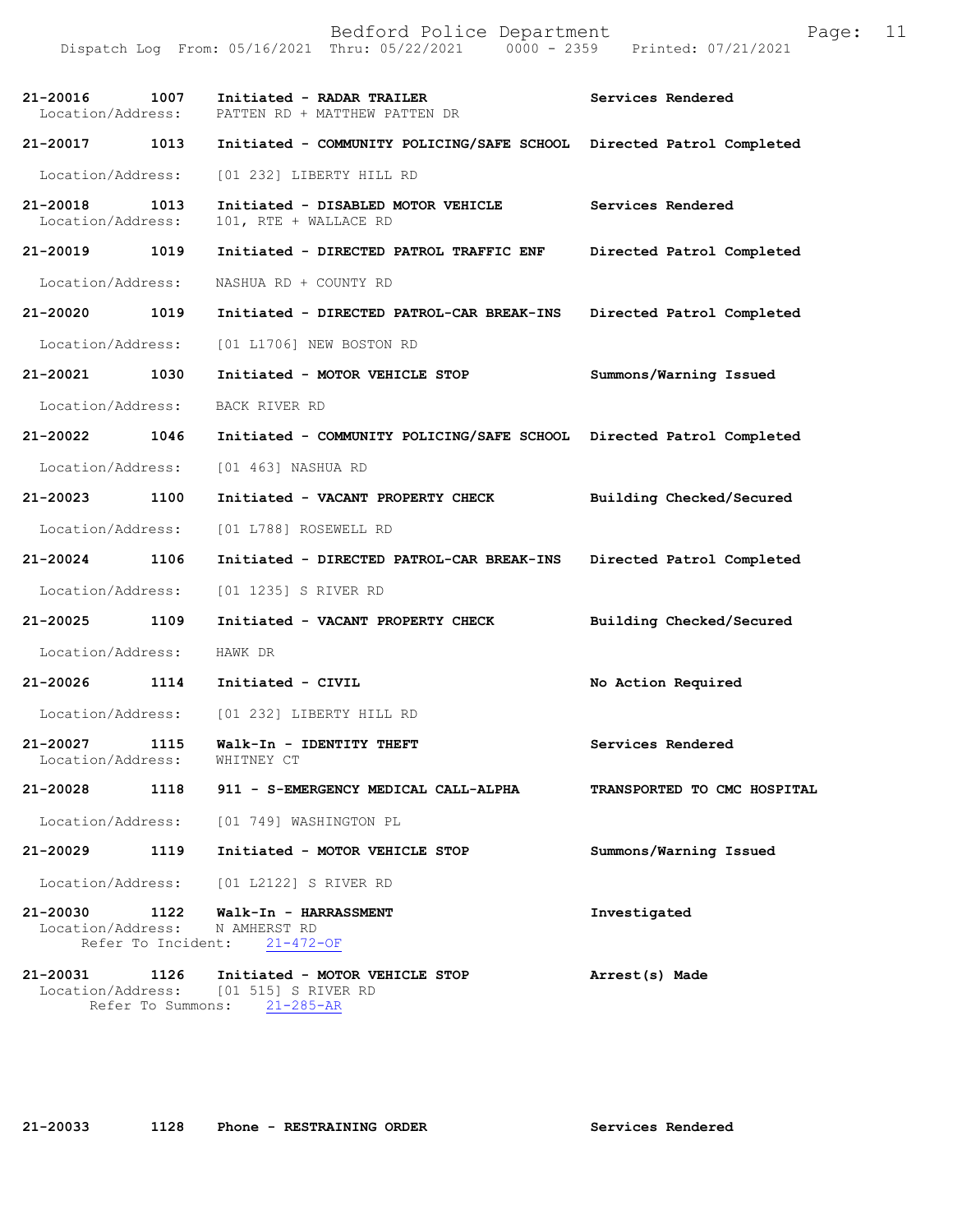**21-20016 1007 Initiated - RADAR TRAILER** **Services Rendered**
Location/Address: PATTEN RD + MATTHEW PATTEN DR

**21-20017 1013 Initiated - COMMUNITY POLICING/SAFE SCHOOL** **Directed Patrol Completed**
Location/Address: [01 232] LIBERTY HILL RD

**21-20018 1013 Initiated - DISABLED MOTOR VEHICLE** **Services Rendered**
Location/Address: 101, RTE + WALLACE RD

**21-20019 1019 Initiated - DIRECTED PATROL TRAFFIC ENF** **Directed Patrol Completed**
Location/Address: NASHUA RD + COUNTY RD

**21-20020 1019 Initiated - DIRECTED PATROL-CAR BREAK-INS** **Directed Patrol Completed**
Location/Address: [01 L1706] NEW BOSTON RD

**21-20021 1030 Initiated - MOTOR VEHICLE STOP** **Summons/Warning Issued**
Location/Address: BACK RIVER RD

**21-20022 1046 Initiated - COMMUNITY POLICING/SAFE SCHOOL** **Directed Patrol Completed**
Location/Address: [01 463] NASHUA RD

**21-20023 1100 Initiated - VACANT PROPERTY CHECK** **Building Checked/Secured**
Location/Address: [01 L788] ROSEWELL RD

**21-20024 1106 Initiated - DIRECTED PATROL-CAR BREAK-INS** **Directed Patrol Completed**
Location/Address: [01 1235] S RIVER RD

**21-20025 1109 Initiated - VACANT PROPERTY CHECK** **Building Checked/Secured**
Location/Address: HAWK DR

**21-20026 1114 Initiated - CIVIL** **No Action Required**
Location/Address: [01 232] LIBERTY HILL RD

**21-20027 1115 Walk-In - IDENTITY THEFT** **Services Rendered**
Location/Address: WHITNEY CT

**21-20028 1118 911 - S-EMERGENCY MEDICAL CALL-ALPHA** **TRANSPORTED TO CMC HOSPITAL**
Location/Address: [01 749] WASHINGTON PL

**21-20029 1119 Initiated - MOTOR VEHICLE STOP** **Summons/Warning Issued**
Location/Address: [01 L2122] S RIVER RD

**21-20030 1122 Walk-In - HARRASSMENT** **Investigated**
Location/Address: N AMHERST RD
Refer To Incident: 21-472-OF

**21-20031 1126 Initiated - MOTOR VEHICLE STOP** **Arrest(s) Made**
Location/Address: [01 515] S RIVER RD
Refer To Summons: 21-285-AR

**21-20033 1128 Phone - RESTRAINING ORDER** **Services Rendered**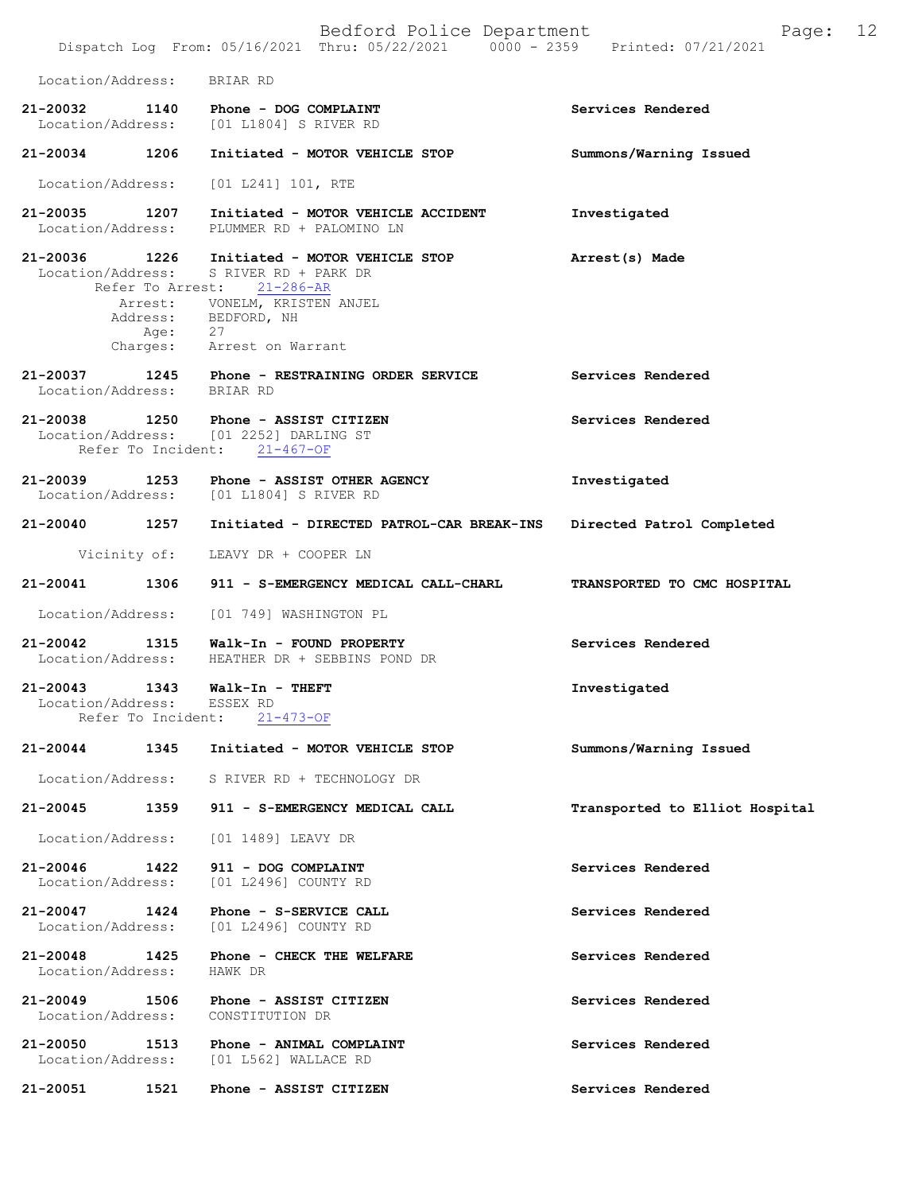Location/Address: BRIAR RD

**21-20032 1140 Phone - DOG COMPLAINT** — **Services Rendered**
Location/Address: [01 L1804] S RIVER RD

**21-20034 1206 Initiated - MOTOR VEHICLE STOP** — **Summons/Warning Issued**
Location/Address: [01 L241] 101, RTE

**21-20035 1207 Initiated - MOTOR VEHICLE ACCIDENT** — **Investigated**
Location/Address: PLUMMER RD + PALOMINO LN

**21-20036 1226 Initiated - MOTOR VEHICLE STOP** — **Arrest(s) Made**
Location/Address: S RIVER RD + PARK DR
Refer To Arrest: 21-286-AR
Arrest: VONELM, KRISTEN ANJEL
Address: BEDFORD, NH
Age: 27
Charges: Arrest on Warrant

**21-20037 1245 Phone - RESTRAINING ORDER SERVICE** — **Services Rendered**
Location/Address: BRIAR RD

**21-20038 1250 Phone - ASSIST CITIZEN** — **Services Rendered**
Location/Address: [01 2252] DARLING ST
Refer To Incident: 21-467-OF

**21-20039 1253 Phone - ASSIST OTHER AGENCY** — **Investigated**
Location/Address: [01 L1804] S RIVER RD

**21-20040 1257 Initiated - DIRECTED PATROL-CAR BREAK-INS** — **Directed Patrol Completed**
Vicinity of: LEAVY DR + COOPER LN

**21-20041 1306 911 - S-EMERGENCY MEDICAL CALL-CHARL** — **TRANSPORTED TO CMC HOSPITAL**
Location/Address: [01 749] WASHINGTON PL

**21-20042 1315 Walk-In - FOUND PROPERTY** — **Services Rendered**
Location/Address: HEATHER DR + SEBBINS POND DR

**21-20043 1343 Walk-In - THEFT** — **Investigated**
Location/Address: ESSEX RD
Refer To Incident: 21-473-OF

**21-20044 1345 Initiated - MOTOR VEHICLE STOP** — **Summons/Warning Issued**
Location/Address: S RIVER RD + TECHNOLOGY DR

**21-20045 1359 911 - S-EMERGENCY MEDICAL CALL** — **Transported to Elliot Hospital**
Location/Address: [01 1489] LEAVY DR

**21-20046 1422 911 - DOG COMPLAINT** — **Services Rendered**
Location/Address: [01 L2496] COUNTY RD

**21-20047 1424 Phone - S-SERVICE CALL** — **Services Rendered**
Location/Address: [01 L2496] COUNTY RD

**21-20048 1425 Phone - CHECK THE WELFARE** — **Services Rendered**
Location/Address: HAWK DR

**21-20049 1506 Phone - ASSIST CITIZEN** — **Services Rendered**
Location/Address: CONSTITUTION DR

**21-20050 1513 Phone - ANIMAL COMPLAINT** — **Services Rendered**
Location/Address: [01 L562] WALLACE RD

**21-20051 1521 Phone - ASSIST CITIZEN** — **Services Rendered**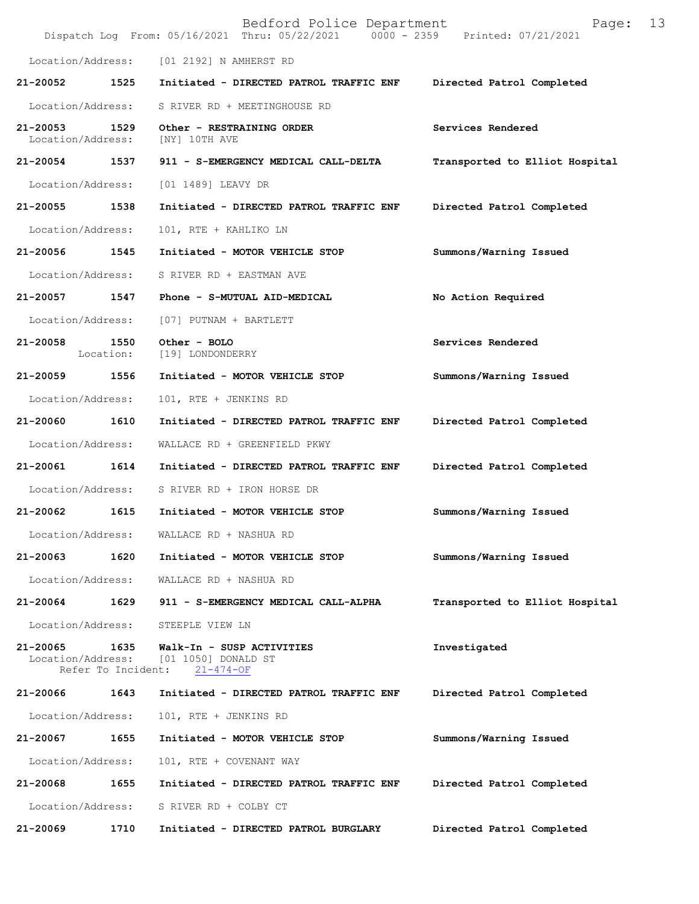Location/Address: [01 2192] N AMHERST RD

**21-20052 1525 Initiated - DIRECTED PATROL TRAFFIC ENF** **Directed Patrol Completed**

Location/Address: S RIVER RD + MEETINGHOUSE RD

**21-20053 1529 Other - RESTRAINING ORDER** **Services Rendered**
Location/Address: [NY] 10TH AVE

**21-20054 1537 911 - S-EMERGENCY MEDICAL CALL-DELTA** **Transported to Elliot Hospital**

Location/Address: [01 1489] LEAVY DR

**21-20055 1538 Initiated - DIRECTED PATROL TRAFFIC ENF** **Directed Patrol Completed**

Location/Address: 101, RTE + KAHLIKO LN

**21-20056 1545 Initiated - MOTOR VEHICLE STOP** **Summons/Warning Issued**

Location/Address: S RIVER RD + EASTMAN AVE

**21-20057 1547 Phone - S-MUTUAL AID-MEDICAL** **No Action Required**

Location/Address: [07] PUTNAM + BARTLETT

**21-20058 1550 Other - BOLO** **Services Rendered**
Location: [19] LONDONDERRY

**21-20059 1556 Initiated - MOTOR VEHICLE STOP** **Summons/Warning Issued**

Location/Address: 101, RTE + JENKINS RD

**21-20060 1610 Initiated - DIRECTED PATROL TRAFFIC ENF** **Directed Patrol Completed**

Location/Address: WALLACE RD + GREENFIELD PKWY

**21-20061 1614 Initiated - DIRECTED PATROL TRAFFIC ENF** **Directed Patrol Completed**

Location/Address: S RIVER RD + IRON HORSE DR

**21-20062 1615 Initiated - MOTOR VEHICLE STOP** **Summons/Warning Issued**

Location/Address: WALLACE RD + NASHUA RD

**21-20063 1620 Initiated - MOTOR VEHICLE STOP** **Summons/Warning Issued**

Location/Address: WALLACE RD + NASHUA RD

**21-20064 1629 911 - S-EMERGENCY MEDICAL CALL-ALPHA** **Transported to Elliot Hospital**

Location/Address: STEEPLE VIEW LN

**21-20065 1635 Walk-In - SUSP ACTIVITIES** **Investigated**
Location/Address: [01 1050] DONALD ST
Refer To Incident: 21-474-OF

**21-20066 1643 Initiated - DIRECTED PATROL TRAFFIC ENF** **Directed Patrol Completed**

Location/Address: 101, RTE + JENKINS RD

**21-20067 1655 Initiated - MOTOR VEHICLE STOP** **Summons/Warning Issued**

Location/Address: 101, RTE + COVENANT WAY

**21-20068 1655 Initiated - DIRECTED PATROL TRAFFIC ENF** **Directed Patrol Completed**

Location/Address: S RIVER RD + COLBY CT

**21-20069 1710 Initiated - DIRECTED PATROL BURGLARY** **Directed Patrol Completed**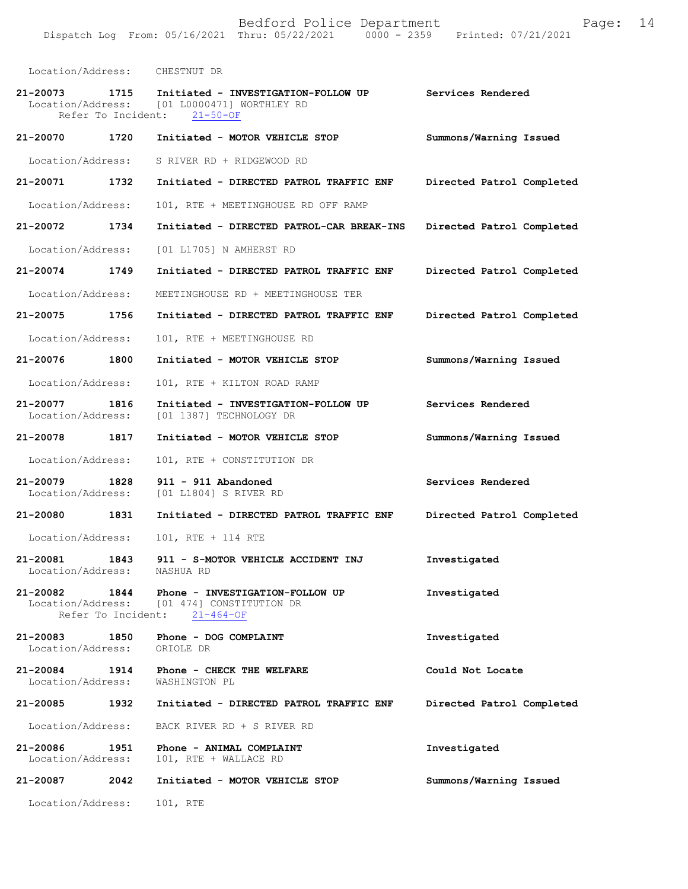Location/Address: CHESTNUT DR

**21-20073 1715 Initiated - INVESTIGATION-FOLLOW UP** **Services Rendered**
Location/Address: [01 L0000471] WORTHLEY RD
Refer To Incident: 21-50-OF

**21-20070 1720 Initiated - MOTOR VEHICLE STOP** **Summons/Warning Issued**

Location/Address: S RIVER RD + RIDGEWOOD RD

**21-20071 1732 Initiated - DIRECTED PATROL TRAFFIC ENF** **Directed Patrol Completed**

Location/Address: 101, RTE + MEETINGHOUSE RD OFF RAMP

**21-20072 1734 Initiated - DIRECTED PATROL-CAR BREAK-INS** **Directed Patrol Completed**

Location/Address: [01 L1705] N AMHERST RD

**21-20074 1749 Initiated - DIRECTED PATROL TRAFFIC ENF** **Directed Patrol Completed**

Location/Address: MEETINGHOUSE RD + MEETINGHOUSE TER

**21-20075 1756 Initiated - DIRECTED PATROL TRAFFIC ENF** **Directed Patrol Completed**

Location/Address: 101, RTE + MEETINGHOUSE RD

**21-20076 1800 Initiated - MOTOR VEHICLE STOP** **Summons/Warning Issued**

Location/Address: 101, RTE + KILTON ROAD RAMP

**21-20077 1816 Initiated - INVESTIGATION-FOLLOW UP** **Services Rendered**
Location/Address: [01 1387] TECHNOLOGY DR

**21-20078 1817 Initiated - MOTOR VEHICLE STOP** **Summons/Warning Issued**

Location/Address: 101, RTE + CONSTITUTION DR

**21-20079 1828 911 - 911 Abandoned** **Services Rendered**
Location/Address: [01 L1804] S RIVER RD

**21-20080 1831 Initiated - DIRECTED PATROL TRAFFIC ENF** **Directed Patrol Completed**

Location/Address: 101, RTE + 114 RTE

**21-20081 1843 911 - S-MOTOR VEHICLE ACCIDENT INJ** **Investigated**
Location/Address: NASHUA RD

**21-20082 1844 Phone - INVESTIGATION-FOLLOW UP** **Investigated**
Location/Address: [01 474] CONSTITUTION DR
Refer To Incident: 21-464-OF

**21-20083 1850 Phone - DOG COMPLAINT** **Investigated**
Location/Address: ORIOLE DR

**21-20084 1914 Phone - CHECK THE WELFARE** **Could Not Locate**
Location/Address: WASHINGTON PL

**21-20085 1932 Initiated - DIRECTED PATROL TRAFFIC ENF** **Directed Patrol Completed**

Location/Address: BACK RIVER RD + S RIVER RD

**21-20086 1951 Phone - ANIMAL COMPLAINT** **Investigated**
Location/Address: 101, RTE + WALLACE RD

**21-20087 2042 Initiated - MOTOR VEHICLE STOP** **Summons/Warning Issued**

Location/Address: 101, RTE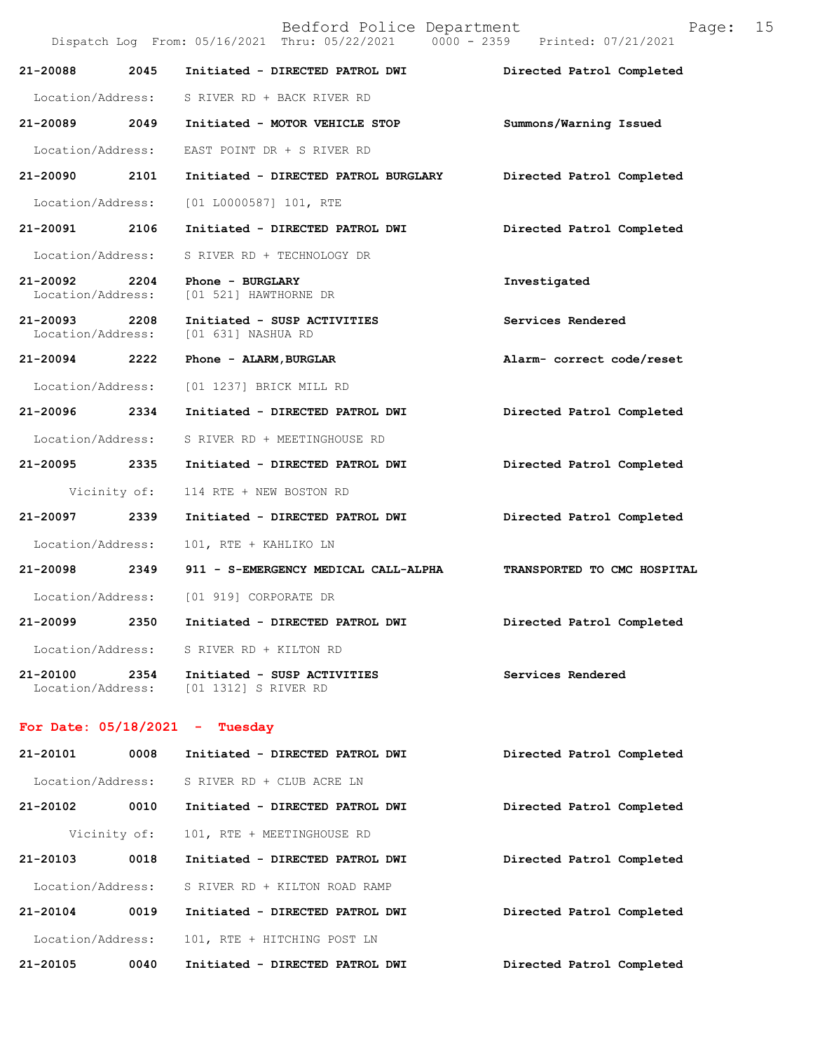| | | | |
|---|---|---|---|
| 21-20088 | 2045 | Initiated - DIRECTED PATROL DWI | Directed Patrol Completed |
| Location/Address: | | S RIVER RD + BACK RIVER RD | |
| 21-20089 | 2049 | Initiated - MOTOR VEHICLE STOP | Summons/Warning Issued |
| Location/Address: | | EAST POINT DR + S RIVER RD | |
| 21-20090 | 2101 | Initiated - DIRECTED PATROL BURGLARY | Directed Patrol Completed |
| Location/Address: | | [01 L0000587] 101, RTE | |
| 21-20091 | 2106 | Initiated - DIRECTED PATROL DWI | Directed Patrol Completed |
| Location/Address: | | S RIVER RD + TECHNOLOGY DR | |
| 21-20092 | 2204 | Phone - BURGLARY | Investigated |
| Location/Address: | | [01 521] HAWTHORNE DR | |
| 21-20093 | 2208 | Initiated - SUSP ACTIVITIES | Services Rendered |
| Location/Address: | | [01 631] NASHUA RD | |
| 21-20094 | 2222 | Phone - ALARM,BURGLAR | Alarm- correct code/reset |
| Location/Address: | | [01 1237] BRICK MILL RD | |
| 21-20096 | 2334 | Initiated - DIRECTED PATROL DWI | Directed Patrol Completed |
| Location/Address: | | S RIVER RD + MEETINGHOUSE RD | |
| 21-20095 | 2335 | Initiated - DIRECTED PATROL DWI | Directed Patrol Completed |
| Vicinity of: | | 114 RTE + NEW BOSTON RD | |
| 21-20097 | 2339 | Initiated - DIRECTED PATROL DWI | Directed Patrol Completed |
| Location/Address: | | 101, RTE + KAHLIKO LN | |
| 21-20098 | 2349 | 911 - S-EMERGENCY MEDICAL CALL-ALPHA | TRANSPORTED TO CMC HOSPITAL |
| Location/Address: | | [01 919] CORPORATE DR | |
| 21-20099 | 2350 | Initiated - DIRECTED PATROL DWI | Directed Patrol Completed |
| Location/Address: | | S RIVER RD + KILTON RD | |
| 21-20100 | 2354 | Initiated - SUSP ACTIVITIES | Services Rendered |
| Location/Address: | | [01 1312] S RIVER RD | |

**For Date: 05/18/2021 - Tuesday**

| | | | |
|---|---|---|---|
| 21-20101 | 0008 | Initiated - DIRECTED PATROL DWI | Directed Patrol Completed |
| Location/Address: | | S RIVER RD + CLUB ACRE LN | |
| 21-20102 | 0010 | Initiated - DIRECTED PATROL DWI | Directed Patrol Completed |
| Vicinity of: | | 101, RTE + MEETINGHOUSE RD | |
| 21-20103 | 0018 | Initiated - DIRECTED PATROL DWI | Directed Patrol Completed |
| Location/Address: | | S RIVER RD + KILTON ROAD RAMP | |
| 21-20104 | 0019 | Initiated - DIRECTED PATROL DWI | Directed Patrol Completed |
| Location/Address: | | 101, RTE + HITCHING POST LN | |
| 21-20105 | 0040 | Initiated - DIRECTED PATROL DWI | Directed Patrol Completed |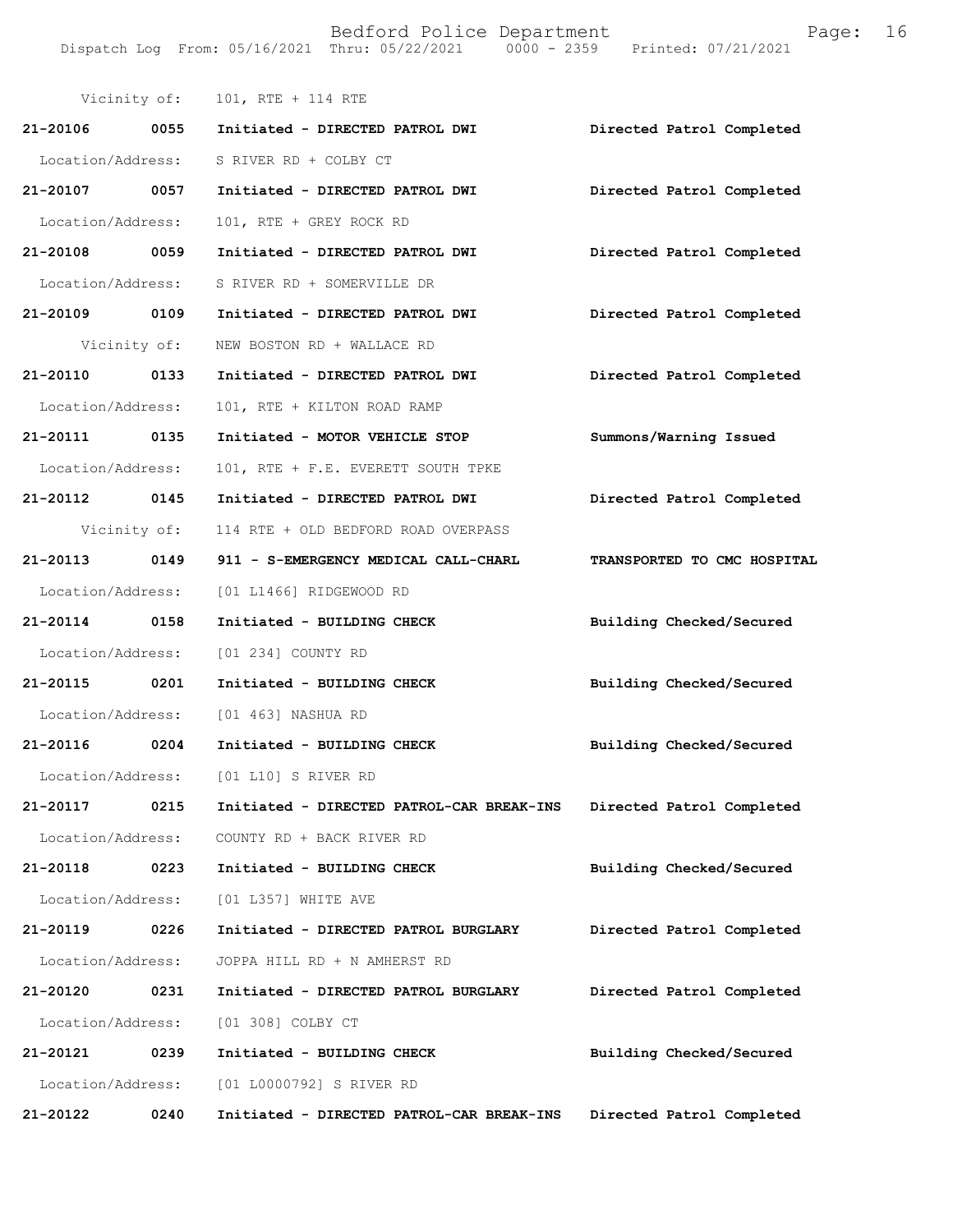Vicinity of: 101, RTE + 114 RTE

**21-20106 0055 Initiated - DIRECTED PATROL DWI Directed Patrol Completed**

Location/Address: S RIVER RD + COLBY CT

**21-20107 0057 Initiated - DIRECTED PATROL DWI Directed Patrol Completed**

Location/Address: 101, RTE + GREY ROCK RD

**21-20108 0059 Initiated - DIRECTED PATROL DWI Directed Patrol Completed**

Location/Address: S RIVER RD + SOMERVILLE DR

**21-20109 0109 Initiated - DIRECTED PATROL DWI Directed Patrol Completed**

Vicinity of: NEW BOSTON RD + WALLACE RD

**21-20110 0133 Initiated - DIRECTED PATROL DWI Directed Patrol Completed**

Location/Address: 101, RTE + KILTON ROAD RAMP

**21-20111 0135 Initiated - MOTOR VEHICLE STOP Summons/Warning Issued**

Location/Address: 101, RTE + F.E. EVERETT SOUTH TPKE

**21-20112 0145 Initiated - DIRECTED PATROL DWI Directed Patrol Completed**

Vicinity of: 114 RTE + OLD BEDFORD ROAD OVERPASS

**21-20113 0149 911 - S-EMERGENCY MEDICAL CALL-CHARL TRANSPORTED TO CMC HOSPITAL**

Location/Address: [01 L1466] RIDGEWOOD RD

**21-20114 0158 Initiated - BUILDING CHECK Building Checked/Secured**

Location/Address: [01 234] COUNTY RD

**21-20115 0201 Initiated - BUILDING CHECK Building Checked/Secured**

Location/Address: [01 463] NASHUA RD

**21-20116 0204 Initiated - BUILDING CHECK Building Checked/Secured**

Location/Address: [01 L10] S RIVER RD

**21-20117 0215 Initiated - DIRECTED PATROL-CAR BREAK-INS Directed Patrol Completed**

Location/Address: COUNTY RD + BACK RIVER RD

**21-20118 0223 Initiated - BUILDING CHECK Building Checked/Secured**

Location/Address: [01 L357] WHITE AVE

**21-20119 0226 Initiated - DIRECTED PATROL BURGLARY Directed Patrol Completed**

Location/Address: JOPPA HILL RD + N AMHERST RD

**21-20120 0231 Initiated - DIRECTED PATROL BURGLARY Directed Patrol Completed**

Location/Address: [01 308] COLBY CT

**21-20121 0239 Initiated - BUILDING CHECK Building Checked/Secured**

Location/Address: [01 L0000792] S RIVER RD

**21-20122 0240 Initiated - DIRECTED PATROL-CAR BREAK-INS Directed Patrol Completed**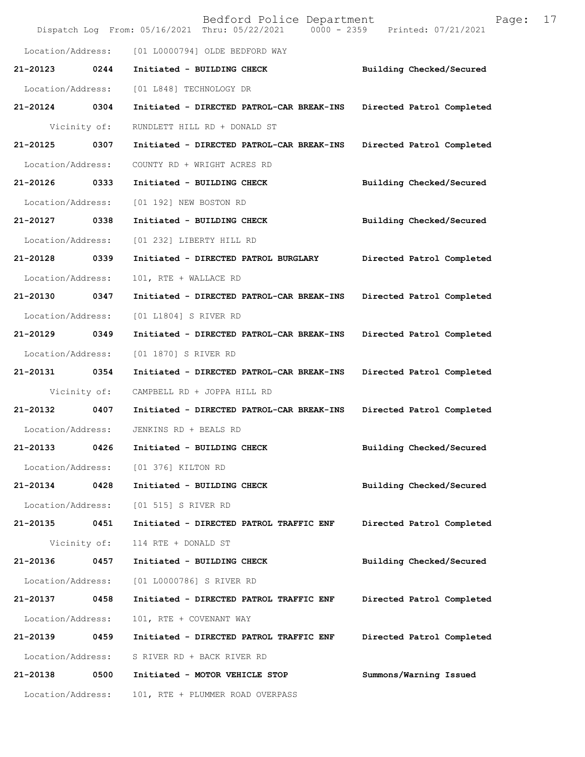Location/Address: [01 L0000794] OLDE BEDFORD WAY

**21-20123 0244 Initiated - BUILDING CHECK Building Checked/Secured**

Location/Address: [01 L848] TECHNOLOGY DR

**21-20124 0304 Initiated - DIRECTED PATROL-CAR BREAK-INS Directed Patrol Completed**

Vicinity of: RUNDLETT HILL RD + DONALD ST

**21-20125 0307 Initiated - DIRECTED PATROL-CAR BREAK-INS Directed Patrol Completed**

Location/Address: COUNTY RD + WRIGHT ACRES RD

**21-20126 0333 Initiated - BUILDING CHECK Building Checked/Secured**

Location/Address: [01 192] NEW BOSTON RD

**21-20127 0338 Initiated - BUILDING CHECK Building Checked/Secured**

Location/Address: [01 232] LIBERTY HILL RD

**21-20128 0339 Initiated - DIRECTED PATROL BURGLARY Directed Patrol Completed**

Location/Address: 101, RTE + WALLACE RD

**21-20130 0347 Initiated - DIRECTED PATROL-CAR BREAK-INS Directed Patrol Completed**

Location/Address: [01 L1804] S RIVER RD

**21-20129 0349 Initiated - DIRECTED PATROL-CAR BREAK-INS Directed Patrol Completed**

Location/Address: [01 1870] S RIVER RD

**21-20131 0354 Initiated - DIRECTED PATROL-CAR BREAK-INS Directed Patrol Completed**

Vicinity of: CAMPBELL RD + JOPPA HILL RD

**21-20132 0407 Initiated - DIRECTED PATROL-CAR BREAK-INS Directed Patrol Completed**

Location/Address: JENKINS RD + BEALS RD

**21-20133 0426 Initiated - BUILDING CHECK Building Checked/Secured**

Location/Address: [01 376] KILTON RD

**21-20134 0428 Initiated - BUILDING CHECK Building Checked/Secured**

Location/Address: [01 515] S RIVER RD

**21-20135 0451 Initiated - DIRECTED PATROL TRAFFIC ENF Directed Patrol Completed**

Vicinity of: 114 RTE + DONALD ST

**21-20136 0457 Initiated - BUILDING CHECK Building Checked/Secured**

Location/Address: [01 L0000786] S RIVER RD

**21-20137 0458 Initiated - DIRECTED PATROL TRAFFIC ENF Directed Patrol Completed**

Location/Address: 101, RTE + COVENANT WAY

**21-20139 0459 Initiated - DIRECTED PATROL TRAFFIC ENF Directed Patrol Completed**

Location/Address: S RIVER RD + BACK RIVER RD

**21-20138 0500 Initiated - MOTOR VEHICLE STOP Summons/Warning Issued**

Location/Address: 101, RTE + PLUMMER ROAD OVERPASS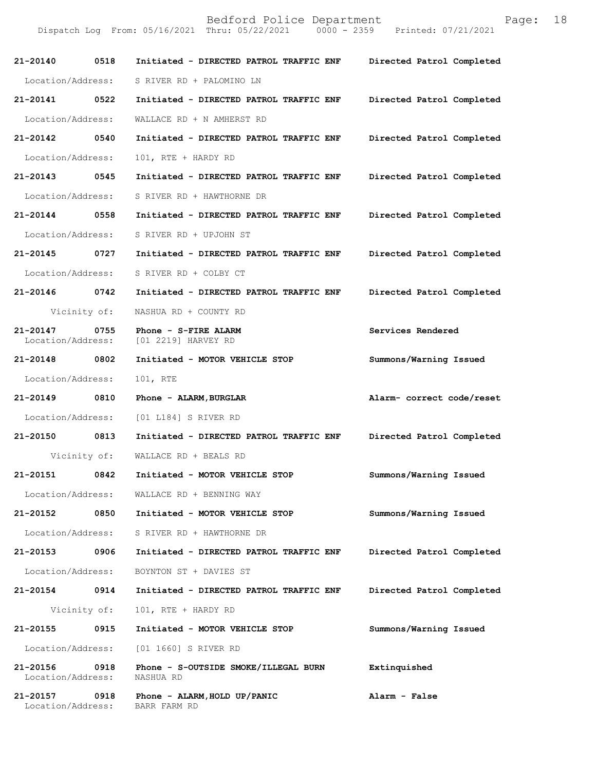Bedford Police Department
Dispatch Log From: 05/16/2021 Thru: 05/22/2021 0000 - 2359 Printed: 07/21/2021

**21-20140 0518 Initiated - DIRECTED PATROL TRAFFIC ENF Directed Patrol Completed**
Location/Address: S RIVER RD + PALOMINO LN

**21-20141 0522 Initiated - DIRECTED PATROL TRAFFIC ENF Directed Patrol Completed**
Location/Address: WALLACE RD + N AMHERST RD

**21-20142 0540 Initiated - DIRECTED PATROL TRAFFIC ENF Directed Patrol Completed**
Location/Address: 101, RTE + HARDY RD

**21-20143 0545 Initiated - DIRECTED PATROL TRAFFIC ENF Directed Patrol Completed**
Location/Address: S RIVER RD + HAWTHORNE DR

**21-20144 0558 Initiated - DIRECTED PATROL TRAFFIC ENF Directed Patrol Completed**
Location/Address: S RIVER RD + UPJOHN ST

**21-20145 0727 Initiated - DIRECTED PATROL TRAFFIC ENF Directed Patrol Completed**
Location/Address: S RIVER RD + COLBY CT

**21-20146 0742 Initiated - DIRECTED PATROL TRAFFIC ENF Directed Patrol Completed**
Vicinity of: NASHUA RD + COUNTY RD

**21-20147 0755 Phone - S-FIRE ALARM Services Rendered**
Location/Address: [01 2219] HARVEY RD

**21-20148 0802 Initiated - MOTOR VEHICLE STOP Summons/Warning Issued**
Location/Address: 101, RTE

**21-20149 0810 Phone - ALARM,BURGLAR Alarm- correct code/reset**
Location/Address: [01 L184] S RIVER RD

**21-20150 0813 Initiated - DIRECTED PATROL TRAFFIC ENF Directed Patrol Completed**
Vicinity of: WALLACE RD + BEALS RD

**21-20151 0842 Initiated - MOTOR VEHICLE STOP Summons/Warning Issued**
Location/Address: WALLACE RD + BENNING WAY

**21-20152 0850 Initiated - MOTOR VEHICLE STOP Summons/Warning Issued**
Location/Address: S RIVER RD + HAWTHORNE DR

**21-20153 0906 Initiated - DIRECTED PATROL TRAFFIC ENF Directed Patrol Completed**
Location/Address: BOYNTON ST + DAVIES ST

**21-20154 0914 Initiated - DIRECTED PATROL TRAFFIC ENF Directed Patrol Completed**
Vicinity of: 101, RTE + HARDY RD

**21-20155 0915 Initiated - MOTOR VEHICLE STOP Summons/Warning Issued**
Location/Address: [01 1660] S RIVER RD

**21-20156 0918 Phone - S-OUTSIDE SMOKE/ILLEGAL BURN Extinquished**
Location/Address: NASHUA RD

**21-20157 0918 Phone - ALARM,HOLD UP/PANIC Alarm - False**
Location/Address: BARR FARM RD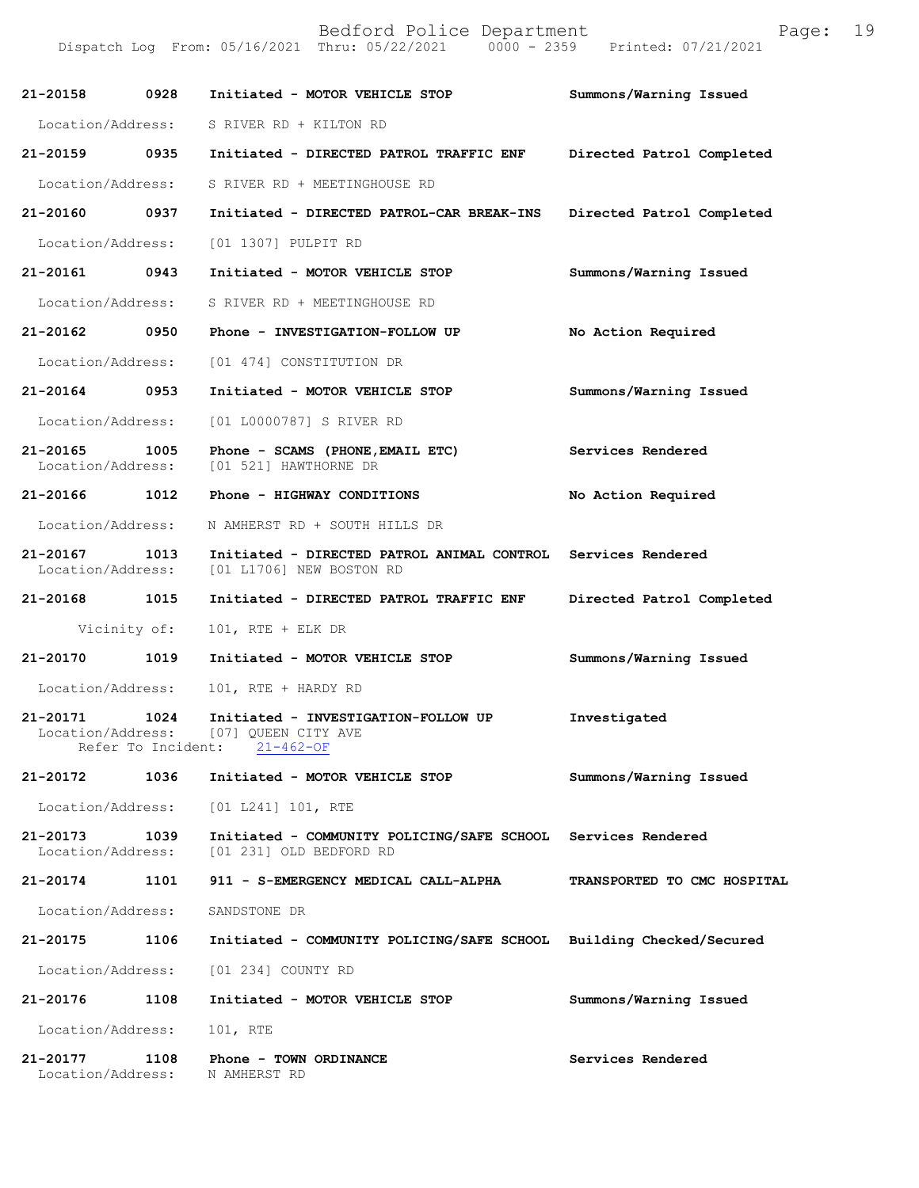| Call Number | Time | Call Reason | Action |
|---|---|---|---|
| 21-20158 | 0928 | Initiated - MOTOR VEHICLE STOP | Summons/Warning Issued |
| Location/Address: | | S RIVER RD + KILTON RD | |
| 21-20159 | 0935 | Initiated - DIRECTED PATROL TRAFFIC ENF | Directed Patrol Completed |
| Location/Address: | | S RIVER RD + MEETINGHOUSE RD | |
| 21-20160 | 0937 | Initiated - DIRECTED PATROL-CAR BREAK-INS | Directed Patrol Completed |
| Location/Address: | | [01 1307] PULPIT RD | |
| 21-20161 | 0943 | Initiated - MOTOR VEHICLE STOP | Summons/Warning Issued |
| Location/Address: | | S RIVER RD + MEETINGHOUSE RD | |
| 21-20162 | 0950 | Phone - INVESTIGATION-FOLLOW UP | No Action Required |
| Location/Address: | | [01 474] CONSTITUTION DR | |
| 21-20164 | 0953 | Initiated - MOTOR VEHICLE STOP | Summons/Warning Issued |
| Location/Address: | | [01 L0000787] S RIVER RD | |
| 21-20165 | 1005 | Phone - SCAMS (PHONE,EMAIL ETC) | Services Rendered |
| Location/Address: | | [01 521] HAWTHORNE DR | |
| 21-20166 | 1012 | Phone - HIGHWAY CONDITIONS | No Action Required |
| Location/Address: | | N AMHERST RD + SOUTH HILLS DR | |
| 21-20167 | 1013 | Initiated - DIRECTED PATROL ANIMAL CONTROL | Services Rendered |
| Location/Address: | | [01 L1706] NEW BOSTON RD | |
| 21-20168 | 1015 | Initiated - DIRECTED PATROL TRAFFIC ENF | Directed Patrol Completed |
| Vicinity of: | | 101, RTE + ELK DR | |
| 21-20170 | 1019 | Initiated - MOTOR VEHICLE STOP | Summons/Warning Issued |
| Location/Address: | | 101, RTE + HARDY RD | |
| 21-20171 | 1024 | Initiated - INVESTIGATION-FOLLOW UP | Investigated |
| Location/Address: | | [07] QUEEN CITY AVE | |
| Refer To Incident: | | 21-462-OF | |
| 21-20172 | 1036 | Initiated - MOTOR VEHICLE STOP | Summons/Warning Issued |
| Location/Address: | | [01 L241] 101, RTE | |
| 21-20173 | 1039 | Initiated - COMMUNITY POLICING/SAFE SCHOOL | Services Rendered |
| Location/Address: | | [01 231] OLD BEDFORD RD | |
| 21-20174 | 1101 | 911 - S-EMERGENCY MEDICAL CALL-ALPHA | TRANSPORTED TO CMC HOSPITAL |
| Location/Address: | | SANDSTONE DR | |
| 21-20175 | 1106 | Initiated - COMMUNITY POLICING/SAFE SCHOOL | Building Checked/Secured |
| Location/Address: | | [01 234] COUNTY RD | |
| 21-20176 | 1108 | Initiated - MOTOR VEHICLE STOP | Summons/Warning Issued |
| Location/Address: | | 101, RTE | |
| 21-20177 | 1108 | Phone - TOWN ORDINANCE | Services Rendered |
| Location/Address: | | N AMHERST RD | |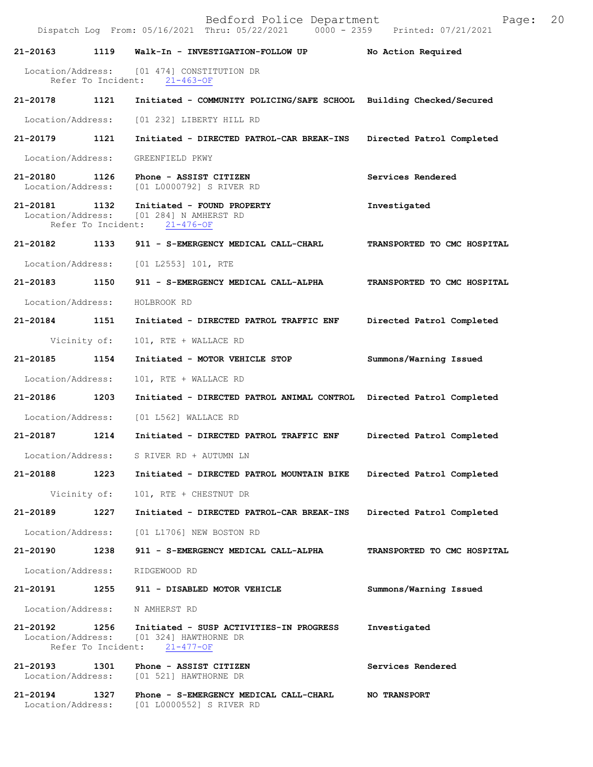**21-20163** **1119** **Walk-In - INVESTIGATION-FOLLOW UP** **No Action Required**

Location/Address: [01 474] CONSTITUTION DR
Refer To Incident: 21-463-OF

**21-20178** **1121** **Initiated - COMMUNITY POLICING/SAFE SCHOOL** **Building Checked/Secured**

Location/Address: [01 232] LIBERTY HILL RD

**21-20179** **1121** **Initiated - DIRECTED PATROL-CAR BREAK-INS** **Directed Patrol Completed**

Location/Address: GREENFIELD PKWY

**21-20180** **1126** **Phone - ASSIST CITIZEN** **Services Rendered**
Location/Address: [01 L0000792] S RIVER RD

**21-20181** **1132** **Initiated - FOUND PROPERTY** **Investigated**
Location/Address: [01 284] N AMHERST RD
Refer To Incident: 21-476-OF

**21-20182** **1133** **911 - S-EMERGENCY MEDICAL CALL-CHARL** **TRANSPORTED TO CMC HOSPITAL**

Location/Address: [01 L2553] 101, RTE

**21-20183** **1150** **911 - S-EMERGENCY MEDICAL CALL-ALPHA** **TRANSPORTED TO CMC HOSPITAL**

Location/Address: HOLBROOK RD

**21-20184** **1151** **Initiated - DIRECTED PATROL TRAFFIC ENF** **Directed Patrol Completed**

Vicinity of: 101, RTE + WALLACE RD

**21-20185** **1154** **Initiated - MOTOR VEHICLE STOP** **Summons/Warning Issued**

Location/Address: 101, RTE + WALLACE RD

**21-20186** **1203** **Initiated - DIRECTED PATROL ANIMAL CONTROL** **Directed Patrol Completed**

Location/Address: [01 L562] WALLACE RD

**21-20187** **1214** **Initiated - DIRECTED PATROL TRAFFIC ENF** **Directed Patrol Completed**

Location/Address: S RIVER RD + AUTUMN LN

**21-20188** **1223** **Initiated - DIRECTED PATROL MOUNTAIN BIKE** **Directed Patrol Completed**

Vicinity of: 101, RTE + CHESTNUT DR

**21-20189** **1227** **Initiated - DIRECTED PATROL-CAR BREAK-INS** **Directed Patrol Completed**

Location/Address: [01 L1706] NEW BOSTON RD

**21-20190** **1238** **911 - S-EMERGENCY MEDICAL CALL-ALPHA** **TRANSPORTED TO CMC HOSPITAL**

Location/Address: RIDGEWOOD RD

**21-20191** **1255** **911 - DISABLED MOTOR VEHICLE** **Summons/Warning Issued**

Location/Address: N AMHERST RD

**21-20192** **1256** **Initiated - SUSP ACTIVITIES-IN PROGRESS** **Investigated**
Location/Address: [01 324] HAWTHORNE DR
Refer To Incident: 21-477-OF

**21-20193** **1301** **Phone - ASSIST CITIZEN** **Services Rendered**
Location/Address: [01 521] HAWTHORNE DR

**21-20194** **1327** **Phone - S-EMERGENCY MEDICAL CALL-CHARL** **NO TRANSPORT**
Location/Address: [01 L0000552] S RIVER RD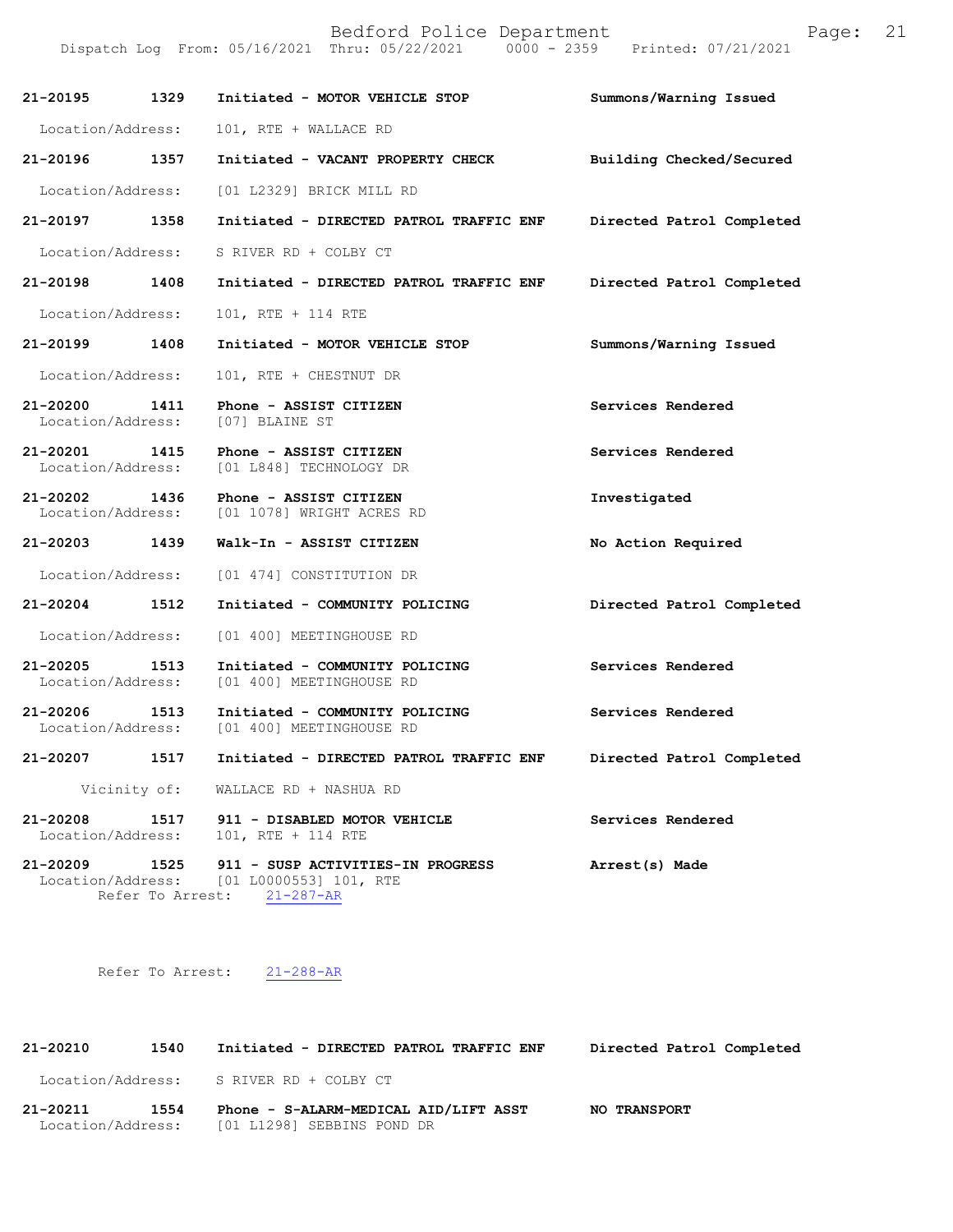| Call # | Time | Call Type | Disposition |
|---|---|---|---|
| **21-20195** | **1329** | **Initiated - MOTOR VEHICLE STOP** | **Summons/Warning Issued** |
| Location/Address: | | 101, RTE + WALLACE RD | |
| **21-20196** | **1357** | **Initiated - VACANT PROPERTY CHECK** | **Building Checked/Secured** |
| Location/Address: | | [01 L2329] BRICK MILL RD | |
| **21-20197** | **1358** | **Initiated - DIRECTED PATROL TRAFFIC ENF** | **Directed Patrol Completed** |
| Location/Address: | | S RIVER RD + COLBY CT | |
| **21-20198** | **1408** | **Initiated - DIRECTED PATROL TRAFFIC ENF** | **Directed Patrol Completed** |
| Location/Address: | | 101, RTE + 114 RTE | |
| **21-20199** | **1408** | **Initiated - MOTOR VEHICLE STOP** | **Summons/Warning Issued** |
| Location/Address: | | 101, RTE + CHESTNUT DR | |
| **21-20200** | **1411** | **Phone - ASSIST CITIZEN** | **Services Rendered** |
| Location/Address: | | [07] BLAINE ST | |
| **21-20201** | **1415** | **Phone - ASSIST CITIZEN** | **Services Rendered** |
| Location/Address: | | [01 L848] TECHNOLOGY DR | |
| **21-20202** | **1436** | **Phone - ASSIST CITIZEN** | **Investigated** |
| Location/Address: | | [01 1078] WRIGHT ACRES RD | |
| **21-20203** | **1439** | **Walk-In - ASSIST CITIZEN** | **No Action Required** |
| Location/Address: | | [01 474] CONSTITUTION DR | |
| **21-20204** | **1512** | **Initiated - COMMUNITY POLICING** | **Directed Patrol Completed** |
| Location/Address: | | [01 400] MEETINGHOUSE RD | |
| **21-20205** | **1513** | **Initiated - COMMUNITY POLICING** | **Services Rendered** |
| Location/Address: | | [01 400] MEETINGHOUSE RD | |
| **21-20206** | **1513** | **Initiated - COMMUNITY POLICING** | **Services Rendered** |
| Location/Address: | | [01 400] MEETINGHOUSE RD | |
| **21-20207** | **1517** | **Initiated - DIRECTED PATROL TRAFFIC ENF** | **Directed Patrol Completed** |
| Vicinity of: | | WALLACE RD + NASHUA RD | |
| **21-20208** | **1517** | **911 - DISABLED MOTOR VEHICLE** | **Services Rendered** |
| Location/Address: | | 101, RTE + 114 RTE | |
| **21-20209** | **1525** | **911 - SUSP ACTIVITIES-IN PROGRESS** | **Arrest(s) Made** |
| Location/Address: | | [01 L0000553] 101, RTE | |
| Refer To Arrest: | | 21-287-AR | |
| Refer To Arrest: | | 21-288-AR | |
| **21-20210** | **1540** | **Initiated - DIRECTED PATROL TRAFFIC ENF** | **Directed Patrol Completed** |
| Location/Address: | | S RIVER RD + COLBY CT | |
| **21-20211** | **1554** | **Phone - S-ALARM-MEDICAL AID/LIFT ASST** | **NO TRANSPORT** |
| Location/Address: | | [01 L1298] SEBBINS POND DR | |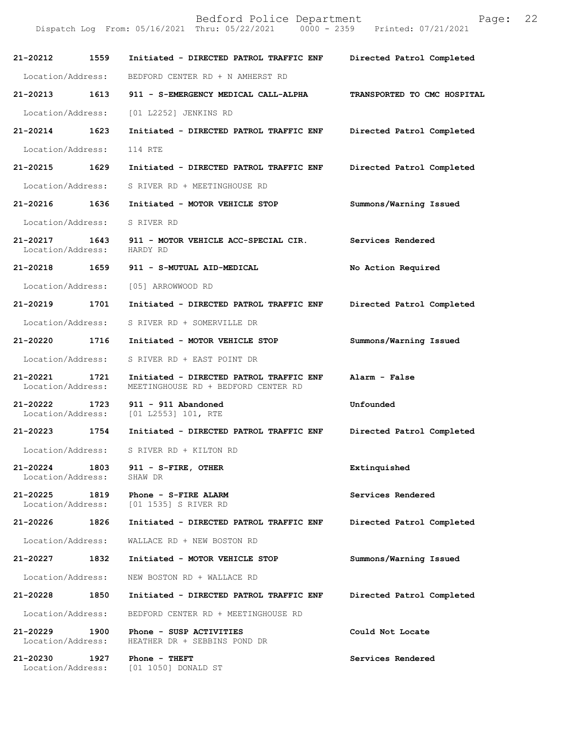| Call # | Time | Call Reason | Action |
| --- | --- | --- | --- |
| 21-20212 | 1559 | Initiated - DIRECTED PATROL TRAFFIC ENF | Directed Patrol Completed |
| Location/Address: | | BEDFORD CENTER RD + N AMHERST RD | |
| 21-20213 | 1613 | 911 - S-EMERGENCY MEDICAL CALL-ALPHA | TRANSPORTED TO CMC HOSPITAL |
| Location/Address: | | [01 L2252] JENKINS RD | |
| 21-20214 | 1623 | Initiated - DIRECTED PATROL TRAFFIC ENF | Directed Patrol Completed |
| Location/Address: | | 114 RTE | |
| 21-20215 | 1629 | Initiated - DIRECTED PATROL TRAFFIC ENF | Directed Patrol Completed |
| Location/Address: | | S RIVER RD + MEETINGHOUSE RD | |
| 21-20216 | 1636 | Initiated - MOTOR VEHICLE STOP | Summons/Warning Issued |
| Location/Address: | | S RIVER RD | |
| 21-20217 | 1643 | 911 - MOTOR VEHICLE ACC-SPECIAL CIR. | Services Rendered |
| Location/Address: | | HARDY RD | |
| 21-20218 | 1659 | 911 - S-MUTUAL AID-MEDICAL | No Action Required |
| Location/Address: | | [05] ARROWWOOD RD | |
| 21-20219 | 1701 | Initiated - DIRECTED PATROL TRAFFIC ENF | Directed Patrol Completed |
| Location/Address: | | S RIVER RD + SOMERVILLE DR | |
| 21-20220 | 1716 | Initiated - MOTOR VEHICLE STOP | Summons/Warning Issued |
| Location/Address: | | S RIVER RD + EAST POINT DR | |
| 21-20221 | 1721 | Initiated - DIRECTED PATROL TRAFFIC ENF | Alarm - False |
| Location/Address: | | MEETINGHOUSE RD + BEDFORD CENTER RD | |
| 21-20222 | 1723 | 911 - 911 Abandoned | Unfounded |
| Location/Address: | | [01 L2553] 101, RTE | |
| 21-20223 | 1754 | Initiated - DIRECTED PATROL TRAFFIC ENF | Directed Patrol Completed |
| Location/Address: | | S RIVER RD + KILTON RD | |
| 21-20224 | 1803 | 911 - S-FIRE, OTHER | Extinquished |
| Location/Address: | | SHAW DR | |
| 21-20225 | 1819 | Phone - S-FIRE ALARM | Services Rendered |
| Location/Address: | | [01 1535] S RIVER RD | |
| 21-20226 | 1826 | Initiated - DIRECTED PATROL TRAFFIC ENF | Directed Patrol Completed |
| Location/Address: | | WALLACE RD + NEW BOSTON RD | |
| 21-20227 | 1832 | Initiated - MOTOR VEHICLE STOP | Summons/Warning Issued |
| Location/Address: | | NEW BOSTON RD + WALLACE RD | |
| 21-20228 | 1850 | Initiated - DIRECTED PATROL TRAFFIC ENF | Directed Patrol Completed |
| Location/Address: | | BEDFORD CENTER RD + MEETINGHOUSE RD | |
| 21-20229 | 1900 | Phone - SUSP ACTIVITIES | Could Not Locate |
| Location/Address: | | HEATHER DR + SEBBINS POND DR | |
| 21-20230 | 1927 | Phone - THEFT | Services Rendered |
| Location/Address: | | [01 1050] DONALD ST | |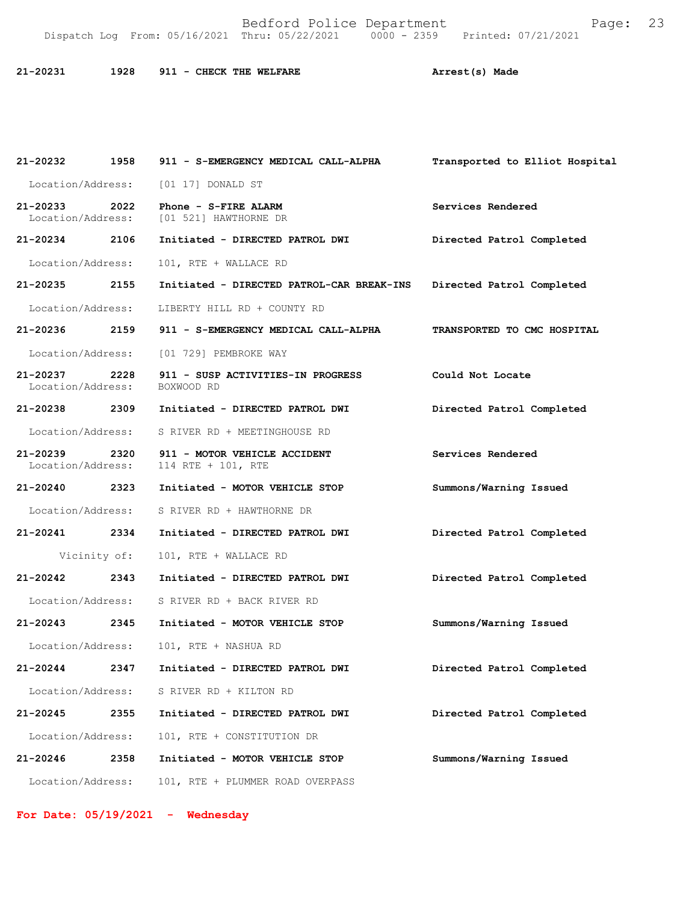21-20231 1928 911 - CHECK THE WELFARE Arrest(s) Made

21-20232 1958 911 - S-EMERGENCY MEDICAL CALL-ALPHA Transported to Elliot Hospital

Location/Address: [01 17] DONALD ST

21-20233 2022 Phone - S-FIRE ALARM Services Rendered
Location/Address: [01 521] HAWTHORNE DR

21-20234 2106 Initiated - DIRECTED PATROL DWI Directed Patrol Completed

Location/Address: 101, RTE + WALLACE RD

21-20235 2155 Initiated - DIRECTED PATROL-CAR BREAK-INS Directed Patrol Completed

Location/Address: LIBERTY HILL RD + COUNTY RD

21-20236 2159 911 - S-EMERGENCY MEDICAL CALL-ALPHA TRANSPORTED TO CMC HOSPITAL

Location/Address: [01 729] PEMBROKE WAY

21-20237 2228 911 - SUSP ACTIVITIES-IN PROGRESS Could Not Locate
Location/Address: BOXWOOD RD

21-20238 2309 Initiated - DIRECTED PATROL DWI Directed Patrol Completed

Location/Address: S RIVER RD + MEETINGHOUSE RD

21-20239 2320 911 - MOTOR VEHICLE ACCIDENT Services Rendered
Location/Address: 114 RTE + 101, RTE

21-20240 2323 Initiated - MOTOR VEHICLE STOP Summons/Warning Issued

Location/Address: S RIVER RD + HAWTHORNE DR

21-20241 2334 Initiated - DIRECTED PATROL DWI Directed Patrol Completed

Vicinity of: 101, RTE + WALLACE RD

21-20242 2343 Initiated - DIRECTED PATROL DWI Directed Patrol Completed

Location/Address: S RIVER RD + BACK RIVER RD

21-20243 2345 Initiated - MOTOR VEHICLE STOP Summons/Warning Issued

Location/Address: 101, RTE + NASHUA RD

21-20244 2347 Initiated - DIRECTED PATROL DWI Directed Patrol Completed

Location/Address: S RIVER RD + KILTON RD

21-20245 2355 Initiated - DIRECTED PATROL DWI Directed Patrol Completed

Location/Address: 101, RTE + CONSTITUTION DR

21-20246 2358 Initiated - MOTOR VEHICLE STOP Summons/Warning Issued

Location/Address: 101, RTE + PLUMMER ROAD OVERPASS

**For Date: 05/19/2021 - Wednesday**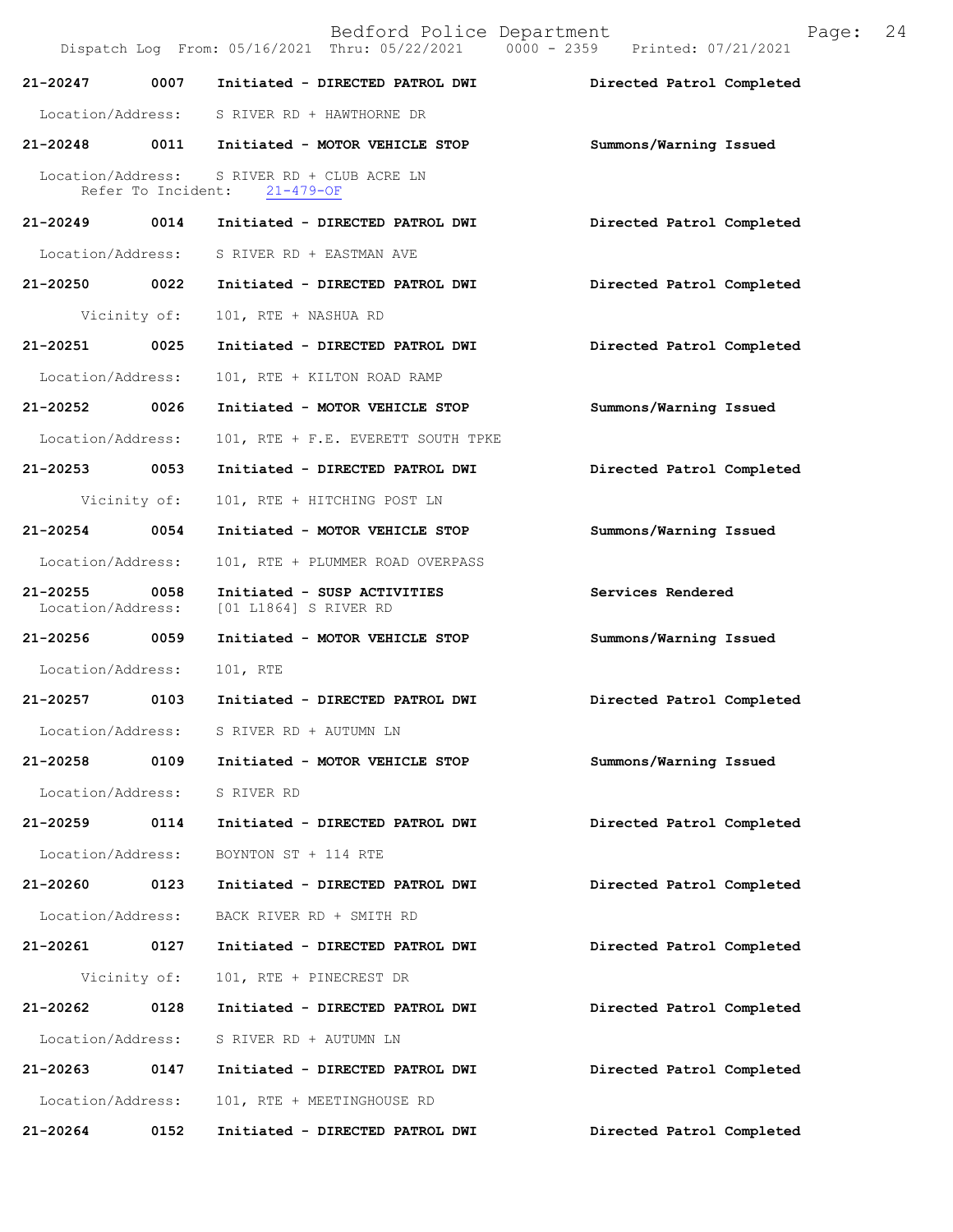| Call Number | Time | Call Reason | Action |
|---|---|---|---|
| 21-20247 | 0007 | Initiated - DIRECTED PATROL DWI | Directed Patrol Completed |
| Location/Address: S RIVER RD + HAWTHORNE DR | | | |
| 21-20248 | 0011 | Initiated - MOTOR VEHICLE STOP | Summons/Warning Issued |
| Location/Address: S RIVER RD + CLUB ACRE LN; Refer To Incident: 21-479-OF | | | |
| 21-20249 | 0014 | Initiated - DIRECTED PATROL DWI | Directed Patrol Completed |
| Location/Address: S RIVER RD + EASTMAN AVE | | | |
| 21-20250 | 0022 | Initiated - DIRECTED PATROL DWI | Directed Patrol Completed |
| Vicinity of: 101, RTE + NASHUA RD | | | |
| 21-20251 | 0025 | Initiated - DIRECTED PATROL DWI | Directed Patrol Completed |
| Location/Address: 101, RTE + KILTON ROAD RAMP | | | |
| 21-20252 | 0026 | Initiated - MOTOR VEHICLE STOP | Summons/Warning Issued |
| Location/Address: 101, RTE + F.E. EVERETT SOUTH TPKE | | | |
| 21-20253 | 0053 | Initiated - DIRECTED PATROL DWI | Directed Patrol Completed |
| Vicinity of: 101, RTE + HITCHING POST LN | | | |
| 21-20254 | 0054 | Initiated - MOTOR VEHICLE STOP | Summons/Warning Issued |
| Location/Address: 101, RTE + PLUMMER ROAD OVERPASS | | | |
| 21-20255 | 0058 | Initiated - SUSP ACTIVITIES | Services Rendered |
| Location/Address: [01 L1864] S RIVER RD | | | |
| 21-20256 | 0059 | Initiated - MOTOR VEHICLE STOP | Summons/Warning Issued |
| Location/Address: 101, RTE | | | |
| 21-20257 | 0103 | Initiated - DIRECTED PATROL DWI | Directed Patrol Completed |
| Location/Address: S RIVER RD + AUTUMN LN | | | |
| 21-20258 | 0109 | Initiated - MOTOR VEHICLE STOP | Summons/Warning Issued |
| Location/Address: S RIVER RD | | | |
| 21-20259 | 0114 | Initiated - DIRECTED PATROL DWI | Directed Patrol Completed |
| Location/Address: BOYNTON ST + 114 RTE | | | |
| 21-20260 | 0123 | Initiated - DIRECTED PATROL DWI | Directed Patrol Completed |
| Location/Address: BACK RIVER RD + SMITH RD | | | |
| 21-20261 | 0127 | Initiated - DIRECTED PATROL DWI | Directed Patrol Completed |
| Vicinity of: 101, RTE + PINECREST DR | | | |
| 21-20262 | 0128 | Initiated - DIRECTED PATROL DWI | Directed Patrol Completed |
| Location/Address: S RIVER RD + AUTUMN LN | | | |
| 21-20263 | 0147 | Initiated - DIRECTED PATROL DWI | Directed Patrol Completed |
| Location/Address: 101, RTE + MEETINGHOUSE RD | | | |
| 21-20264 | 0152 | Initiated - DIRECTED PATROL DWI | Directed Patrol Completed |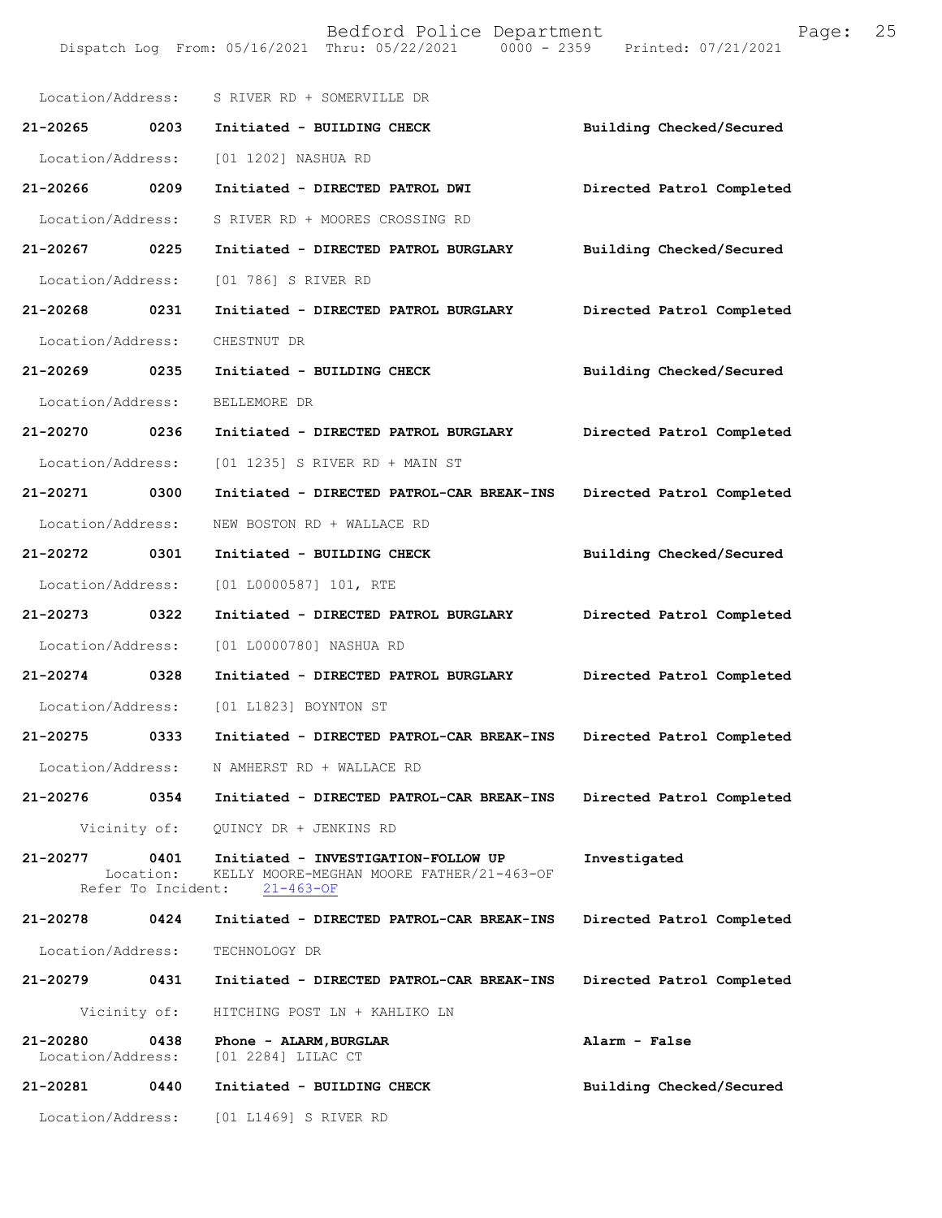Location/Address: S RIVER RD + SOMERVILLE DR

**21-20265 0203 Initiated - BUILDING CHECK** — **Building Checked/Secured**
Location/Address: [01 1202] NASHUA RD

**21-20266 0209 Initiated - DIRECTED PATROL DWI** — **Directed Patrol Completed**
Location/Address: S RIVER RD + MOORES CROSSING RD

**21-20267 0225 Initiated - DIRECTED PATROL BURGLARY** — **Building Checked/Secured**
Location/Address: [01 786] S RIVER RD

**21-20268 0231 Initiated - DIRECTED PATROL BURGLARY** — **Directed Patrol Completed**
Location/Address: CHESTNUT DR

**21-20269 0235 Initiated - BUILDING CHECK** — **Building Checked/Secured**
Location/Address: BELLEMORE DR

**21-20270 0236 Initiated - DIRECTED PATROL BURGLARY** — **Directed Patrol Completed**
Location/Address: [01 1235] S RIVER RD + MAIN ST

**21-20271 0300 Initiated - DIRECTED PATROL-CAR BREAK-INS** — **Directed Patrol Completed**
Location/Address: NEW BOSTON RD + WALLACE RD

**21-20272 0301 Initiated - BUILDING CHECK** — **Building Checked/Secured**
Location/Address: [01 L0000587] 101, RTE

**21-20273 0322 Initiated - DIRECTED PATROL BURGLARY** — **Directed Patrol Completed**
Location/Address: [01 L0000780] NASHUA RD

**21-20274 0328 Initiated - DIRECTED PATROL BURGLARY** — **Directed Patrol Completed**
Location/Address: [01 L1823] BOYNTON ST

**21-20275 0333 Initiated - DIRECTED PATROL-CAR BREAK-INS** — **Directed Patrol Completed**
Location/Address: N AMHERST RD + WALLACE RD

**21-20276 0354 Initiated - DIRECTED PATROL-CAR BREAK-INS** — **Directed Patrol Completed**
Vicinity of: QUINCY DR + JENKINS RD

**21-20277 0401 Initiated - INVESTIGATION-FOLLOW UP** — **Investigated**
Location: KELLY MOORE-MEGHAN MOORE FATHER/21-463-OF
Refer To Incident: 21-463-OF

**21-20278 0424 Initiated - DIRECTED PATROL-CAR BREAK-INS** — **Directed Patrol Completed**
Location/Address: TECHNOLOGY DR

**21-20279 0431 Initiated - DIRECTED PATROL-CAR BREAK-INS** — **Directed Patrol Completed**
Vicinity of: HITCHING POST LN + KAHLIKO LN

**21-20280 0438 Phone - ALARM, BURGLAR** — **Alarm - False**
Location/Address: [01 2284] LILAC CT

**21-20281 0440 Initiated - BUILDING CHECK** — **Building Checked/Secured**
Location/Address: [01 L1469] S RIVER RD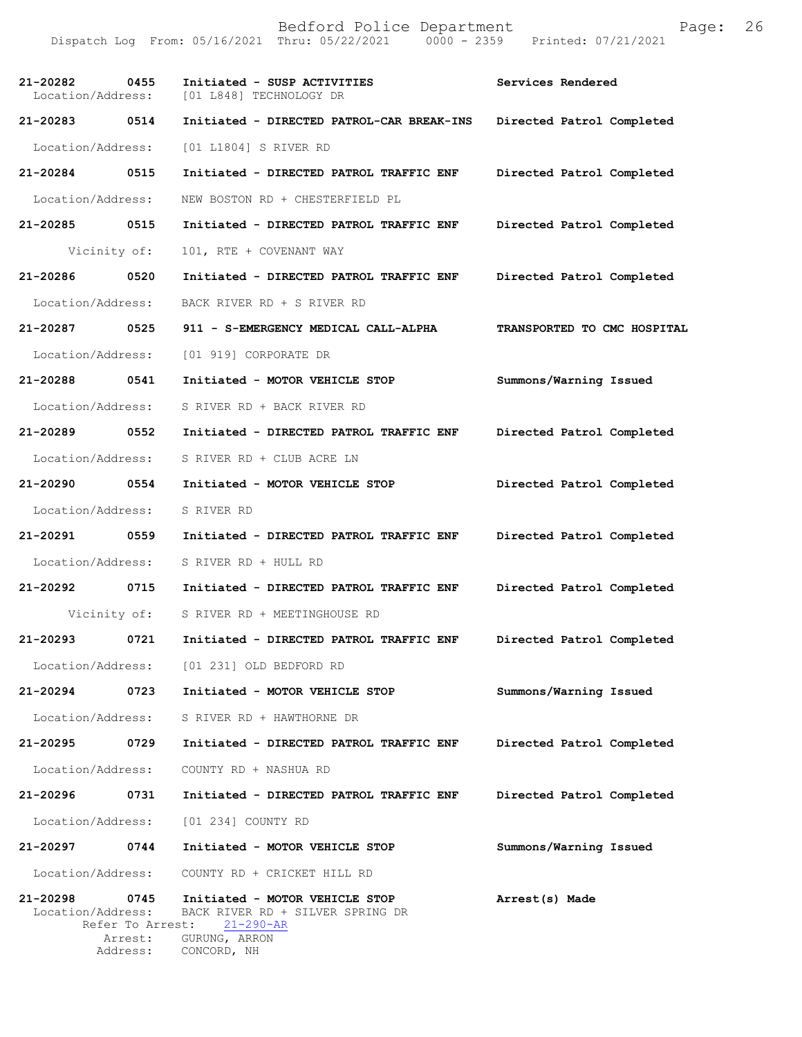| | | | |
|---|---|---|---|
| **21-20282** | **0455** | **Initiated - SUSP ACTIVITIES** | **Services Rendered** |
| Location/Address: | | [01 L848] TECHNOLOGY DR | |
| **21-20283** | **0514** | **Initiated - DIRECTED PATROL-CAR BREAK-INS** | **Directed Patrol Completed** |
| Location/Address: | | [01 L1804] S RIVER RD | |
| **21-20284** | **0515** | **Initiated - DIRECTED PATROL TRAFFIC ENF** | **Directed Patrol Completed** |
| Location/Address: | | NEW BOSTON RD + CHESTERFIELD PL | |
| **21-20285** | **0515** | **Initiated - DIRECTED PATROL TRAFFIC ENF** | **Directed Patrol Completed** |
| Vicinity of: | | 101, RTE + COVENANT WAY | |
| **21-20286** | **0520** | **Initiated - DIRECTED PATROL TRAFFIC ENF** | **Directed Patrol Completed** |
| Location/Address: | | BACK RIVER RD + S RIVER RD | |
| **21-20287** | **0525** | **911 - S-EMERGENCY MEDICAL CALL-ALPHA** | **TRANSPORTED TO CMC HOSPITAL** |
| Location/Address: | | [01 919] CORPORATE DR | |
| **21-20288** | **0541** | **Initiated - MOTOR VEHICLE STOP** | **Summons/Warning Issued** |
| Location/Address: | | S RIVER RD + BACK RIVER RD | |
| **21-20289** | **0552** | **Initiated - DIRECTED PATROL TRAFFIC ENF** | **Directed Patrol Completed** |
| Location/Address: | | S RIVER RD + CLUB ACRE LN | |
| **21-20290** | **0554** | **Initiated - MOTOR VEHICLE STOP** | **Directed Patrol Completed** |
| Location/Address: | | S RIVER RD | |
| **21-20291** | **0559** | **Initiated - DIRECTED PATROL TRAFFIC ENF** | **Directed Patrol Completed** |
| Location/Address: | | S RIVER RD + HULL RD | |
| **21-20292** | **0715** | **Initiated - DIRECTED PATROL TRAFFIC ENF** | **Directed Patrol Completed** |
| Vicinity of: | | S RIVER RD + MEETINGHOUSE RD | |
| **21-20293** | **0721** | **Initiated - DIRECTED PATROL TRAFFIC ENF** | **Directed Patrol Completed** |
| Location/Address: | | [01 231] OLD BEDFORD RD | |
| **21-20294** | **0723** | **Initiated - MOTOR VEHICLE STOP** | **Summons/Warning Issued** |
| Location/Address: | | S RIVER RD + HAWTHORNE DR | |
| **21-20295** | **0729** | **Initiated - DIRECTED PATROL TRAFFIC ENF** | **Directed Patrol Completed** |
| Location/Address: | | COUNTY RD + NASHUA RD | |
| **21-20296** | **0731** | **Initiated - DIRECTED PATROL TRAFFIC ENF** | **Directed Patrol Completed** |
| Location/Address: | | [01 234] COUNTY RD | |
| **21-20297** | **0744** | **Initiated - MOTOR VEHICLE STOP** | **Summons/Warning Issued** |
| Location/Address: | | COUNTY RD + CRICKET HILL RD | |
| **21-20298** | **0745** | **Initiated - MOTOR VEHICLE STOP** | **Arrest(s) Made** |
| Location/Address: | | BACK RIVER RD + SILVER SPRING DR | |
| Refer To Arrest: | | 21-290-AR | |
| Arrest: | | GURUNG, ARRON | |
| Address: | | CONCORD, NH | |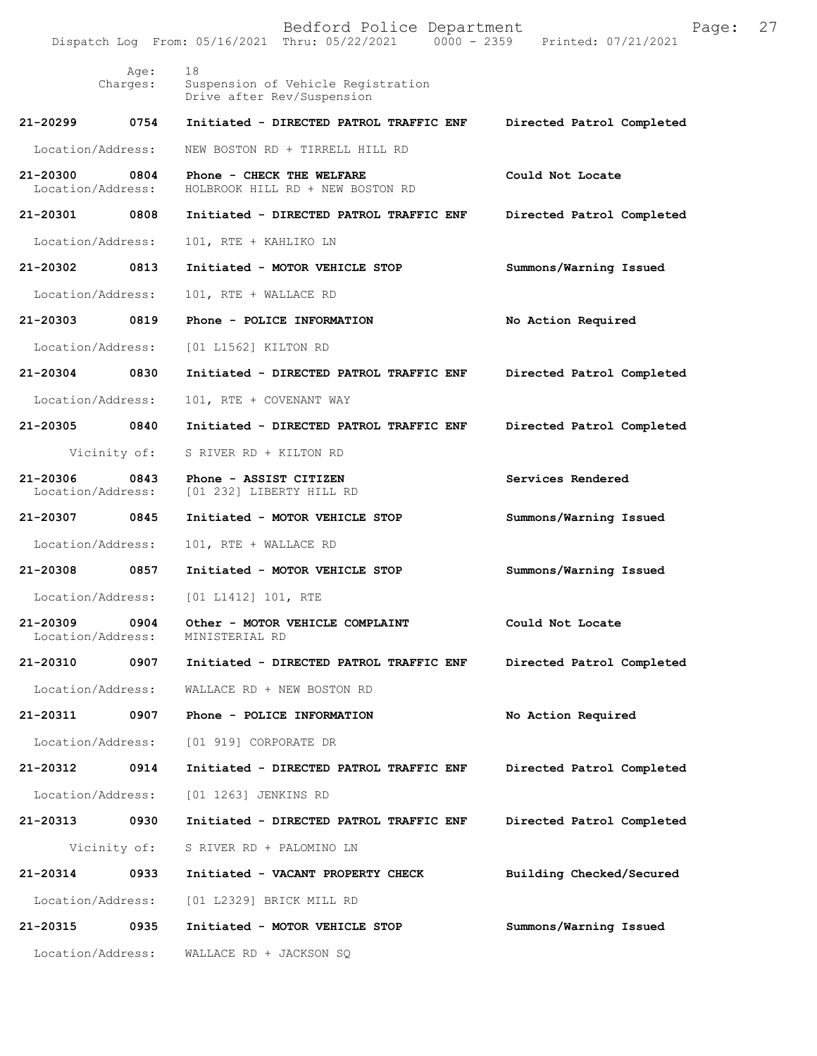Age: 18
Charges: Suspension of Vehicle Registration
Drive after Rev/Suspension

**21-20299 0754 Initiated - DIRECTED PATROL TRAFFIC ENF** — **Directed Patrol Completed**
Location/Address: NEW BOSTON RD + TIRRELL HILL RD

**21-20300 0804 Phone - CHECK THE WELFARE** — **Could Not Locate**
Location/Address: HOLBROOK HILL RD + NEW BOSTON RD

**21-20301 0808 Initiated - DIRECTED PATROL TRAFFIC ENF** — **Directed Patrol Completed**
Location/Address: 101, RTE + KAHLIKO LN

**21-20302 0813 Initiated - MOTOR VEHICLE STOP** — **Summons/Warning Issued**
Location/Address: 101, RTE + WALLACE RD

**21-20303 0819 Phone - POLICE INFORMATION** — **No Action Required**
Location/Address: [01 L1562] KILTON RD

**21-20304 0830 Initiated - DIRECTED PATROL TRAFFIC ENF** — **Directed Patrol Completed**
Location/Address: 101, RTE + COVENANT WAY

**21-20305 0840 Initiated - DIRECTED PATROL TRAFFIC ENF** — **Directed Patrol Completed**
Vicinity of: S RIVER RD + KILTON RD

**21-20306 0843 Phone - ASSIST CITIZEN** — **Services Rendered**
Location/Address: [01 232] LIBERTY HILL RD

**21-20307 0845 Initiated - MOTOR VEHICLE STOP** — **Summons/Warning Issued**
Location/Address: 101, RTE + WALLACE RD

**21-20308 0857 Initiated - MOTOR VEHICLE STOP** — **Summons/Warning Issued**
Location/Address: [01 L1412] 101, RTE

**21-20309 0904 Other - MOTOR VEHICLE COMPLAINT** — **Could Not Locate**
Location/Address: MINISTERIAL RD

**21-20310 0907 Initiated - DIRECTED PATROL TRAFFIC ENF** — **Directed Patrol Completed**
Location/Address: WALLACE RD + NEW BOSTON RD

**21-20311 0907 Phone - POLICE INFORMATION** — **No Action Required**
Location/Address: [01 919] CORPORATE DR

**21-20312 0914 Initiated - DIRECTED PATROL TRAFFIC ENF** — **Directed Patrol Completed**
Location/Address: [01 1263] JENKINS RD

**21-20313 0930 Initiated - DIRECTED PATROL TRAFFIC ENF** — **Directed Patrol Completed**
Vicinity of: S RIVER RD + PALOMINO LN

**21-20314 0933 Initiated - VACANT PROPERTY CHECK** — **Building Checked/Secured**
Location/Address: [01 L2329] BRICK MILL RD

**21-20315 0935 Initiated - MOTOR VEHICLE STOP** — **Summons/Warning Issued**
Location/Address: WALLACE RD + JACKSON SQ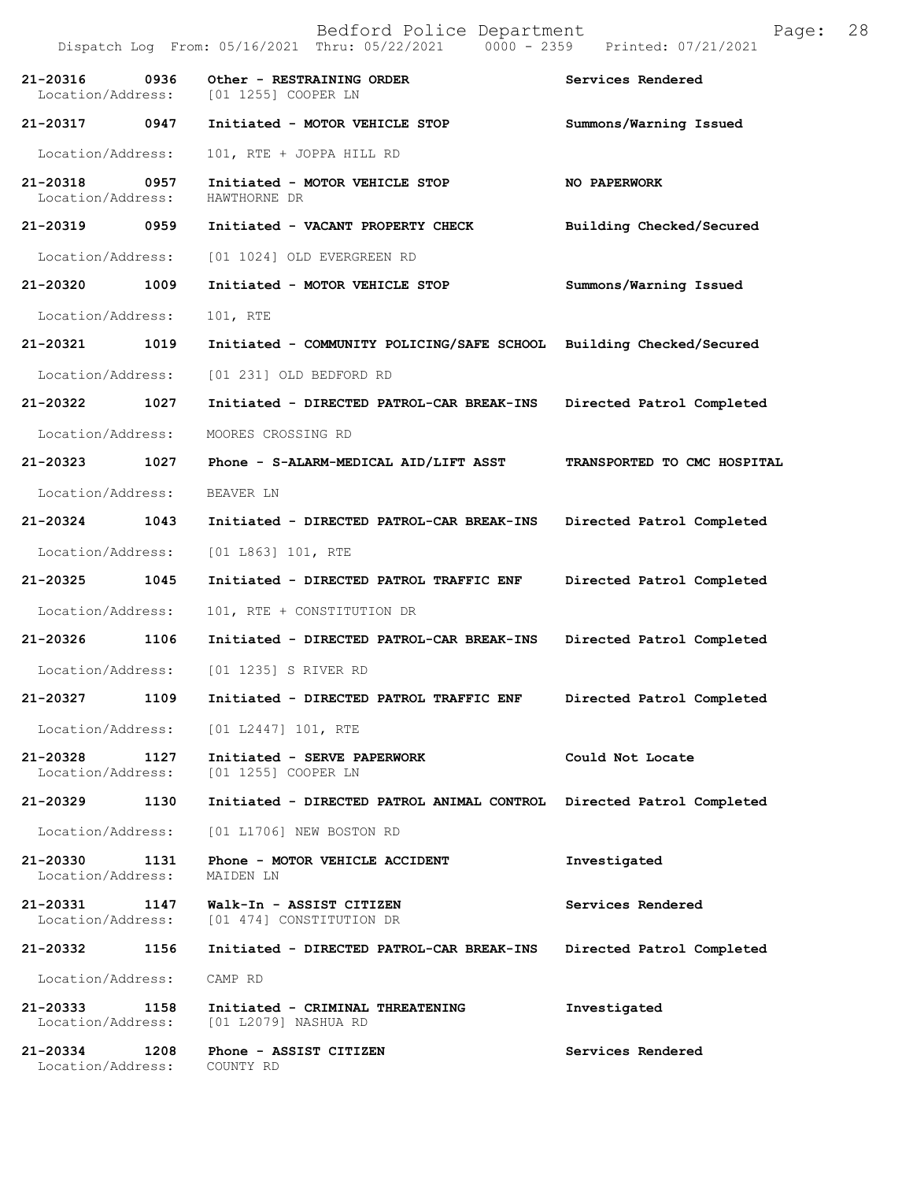Bedford Police Department

Dispatch Log From: 05/16/2021 Thru: 05/22/2021 0000 - 2359 Printed: 07/21/2021

**21-20316 0936 Other - RESTRAINING ORDER** — **Services Rendered**
Location/Address: [01 1255] COOPER LN

**21-20317 0947 Initiated - MOTOR VEHICLE STOP** — **Summons/Warning Issued**
Location/Address: 101, RTE + JOPPA HILL RD

**21-20318 0957 Initiated - MOTOR VEHICLE STOP** — **NO PAPERWORK**
Location/Address: HAWTHORNE DR

**21-20319 0959 Initiated - VACANT PROPERTY CHECK** — **Building Checked/Secured**
Location/Address: [01 1024] OLD EVERGREEN RD

**21-20320 1009 Initiated - MOTOR VEHICLE STOP** — **Summons/Warning Issued**
Location/Address: 101, RTE

**21-20321 1019 Initiated - COMMUNITY POLICING/SAFE SCHOOL** — **Building Checked/Secured**
Location/Address: [01 231] OLD BEDFORD RD

**21-20322 1027 Initiated - DIRECTED PATROL-CAR BREAK-INS** — **Directed Patrol Completed**
Location/Address: MOORES CROSSING RD

**21-20323 1027 Phone - S-ALARM-MEDICAL AID/LIFT ASST** — **TRANSPORTED TO CMC HOSPITAL**
Location/Address: BEAVER LN

**21-20324 1043 Initiated - DIRECTED PATROL-CAR BREAK-INS** — **Directed Patrol Completed**
Location/Address: [01 L863] 101, RTE

**21-20325 1045 Initiated - DIRECTED PATROL TRAFFIC ENF** — **Directed Patrol Completed**
Location/Address: 101, RTE + CONSTITUTION DR

**21-20326 1106 Initiated - DIRECTED PATROL-CAR BREAK-INS** — **Directed Patrol Completed**
Location/Address: [01 1235] S RIVER RD

**21-20327 1109 Initiated - DIRECTED PATROL TRAFFIC ENF** — **Directed Patrol Completed**
Location/Address: [01 L2447] 101, RTE

**21-20328 1127 Initiated - SERVE PAPERWORK** — **Could Not Locate**
Location/Address: [01 1255] COOPER LN

**21-20329 1130 Initiated - DIRECTED PATROL ANIMAL CONTROL** — **Directed Patrol Completed**
Location/Address: [01 L1706] NEW BOSTON RD

**21-20330 1131 Phone - MOTOR VEHICLE ACCIDENT** — **Investigated**
Location/Address: MAIDEN LN

**21-20331 1147 Walk-In - ASSIST CITIZEN** — **Services Rendered**
Location/Address: [01 474] CONSTITUTION DR

**21-20332 1156 Initiated - DIRECTED PATROL-CAR BREAK-INS** — **Directed Patrol Completed**
Location/Address: CAMP RD

**21-20333 1158 Initiated - CRIMINAL THREATENING** — **Investigated**
Location/Address: [01 L2079] NASHUA RD

**21-20334 1208 Phone - ASSIST CITIZEN** — **Services Rendered**
Location/Address: COUNTY RD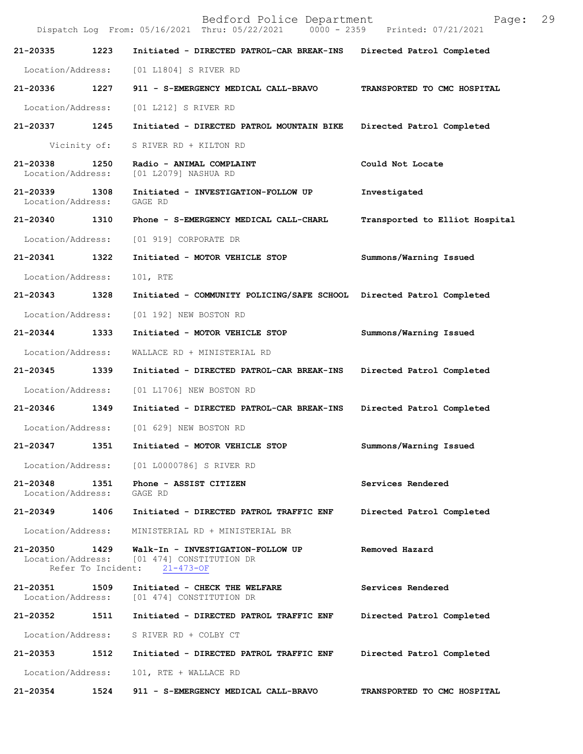| Call # | Time | Call Type | Disposition |
|---|---|---|---|
| 21-20335 | 1223 | Initiated - DIRECTED PATROL-CAR BREAK-INS | Directed Patrol Completed |
| Location/Address: | | [01 L1804] S RIVER RD | |
| 21-20336 | 1227 | 911 - S-EMERGENCY MEDICAL CALL-BRAVO | TRANSPORTED TO CMC HOSPITAL |
| Location/Address: | | [01 L212] S RIVER RD | |
| 21-20337 | 1245 | Initiated - DIRECTED PATROL MOUNTAIN BIKE | Directed Patrol Completed |
| Vicinity of: | | S RIVER RD + KILTON RD | |
| 21-20338 | 1250 | Radio - ANIMAL COMPLAINT | Could Not Locate |
| Location/Address: | | [01 L2079] NASHUA RD | |
| 21-20339 | 1308 | Initiated - INVESTIGATION-FOLLOW UP | Investigated |
| Location/Address: | | GAGE RD | |
| 21-20340 | 1310 | Phone - S-EMERGENCY MEDICAL CALL-CHARL | Transported to Elliot Hospital |
| Location/Address: | | [01 919] CORPORATE DR | |
| 21-20341 | 1322 | Initiated - MOTOR VEHICLE STOP | Summons/Warning Issued |
| Location/Address: | | 101, RTE | |
| 21-20343 | 1328 | Initiated - COMMUNITY POLICING/SAFE SCHOOL | Directed Patrol Completed |
| Location/Address: | | [01 192] NEW BOSTON RD | |
| 21-20344 | 1333 | Initiated - MOTOR VEHICLE STOP | Summons/Warning Issued |
| Location/Address: | | WALLACE RD + MINISTERIAL RD | |
| 21-20345 | 1339 | Initiated - DIRECTED PATROL-CAR BREAK-INS | Directed Patrol Completed |
| Location/Address: | | [01 L1706] NEW BOSTON RD | |
| 21-20346 | 1349 | Initiated - DIRECTED PATROL-CAR BREAK-INS | Directed Patrol Completed |
| Location/Address: | | [01 629] NEW BOSTON RD | |
| 21-20347 | 1351 | Initiated - MOTOR VEHICLE STOP | Summons/Warning Issued |
| Location/Address: | | [01 L0000786] S RIVER RD | |
| 21-20348 | 1351 | Phone - ASSIST CITIZEN | Services Rendered |
| Location/Address: | | GAGE RD | |
| 21-20349 | 1406 | Initiated - DIRECTED PATROL TRAFFIC ENF | Directed Patrol Completed |
| Location/Address: | | MINISTERIAL RD + MINISTERIAL BR | |
| 21-20350 | 1429 | Walk-In - INVESTIGATION-FOLLOW UP | Removed Hazard |
| Location/Address: | | [01 474] CONSTITUTION DR | |
| Refer To Incident: | | 21-473-OF | |
| 21-20351 | 1509 | Initiated - CHECK THE WELFARE | Services Rendered |
| Location/Address: | | [01 474] CONSTITUTION DR | |
| 21-20352 | 1511 | Initiated - DIRECTED PATROL TRAFFIC ENF | Directed Patrol Completed |
| Location/Address: | | S RIVER RD + COLBY CT | |
| 21-20353 | 1512 | Initiated - DIRECTED PATROL TRAFFIC ENF | Directed Patrol Completed |
| Location/Address: | | 101, RTE + WALLACE RD | |
| 21-20354 | 1524 | 911 - S-EMERGENCY MEDICAL CALL-BRAVO | TRANSPORTED TO CMC HOSPITAL |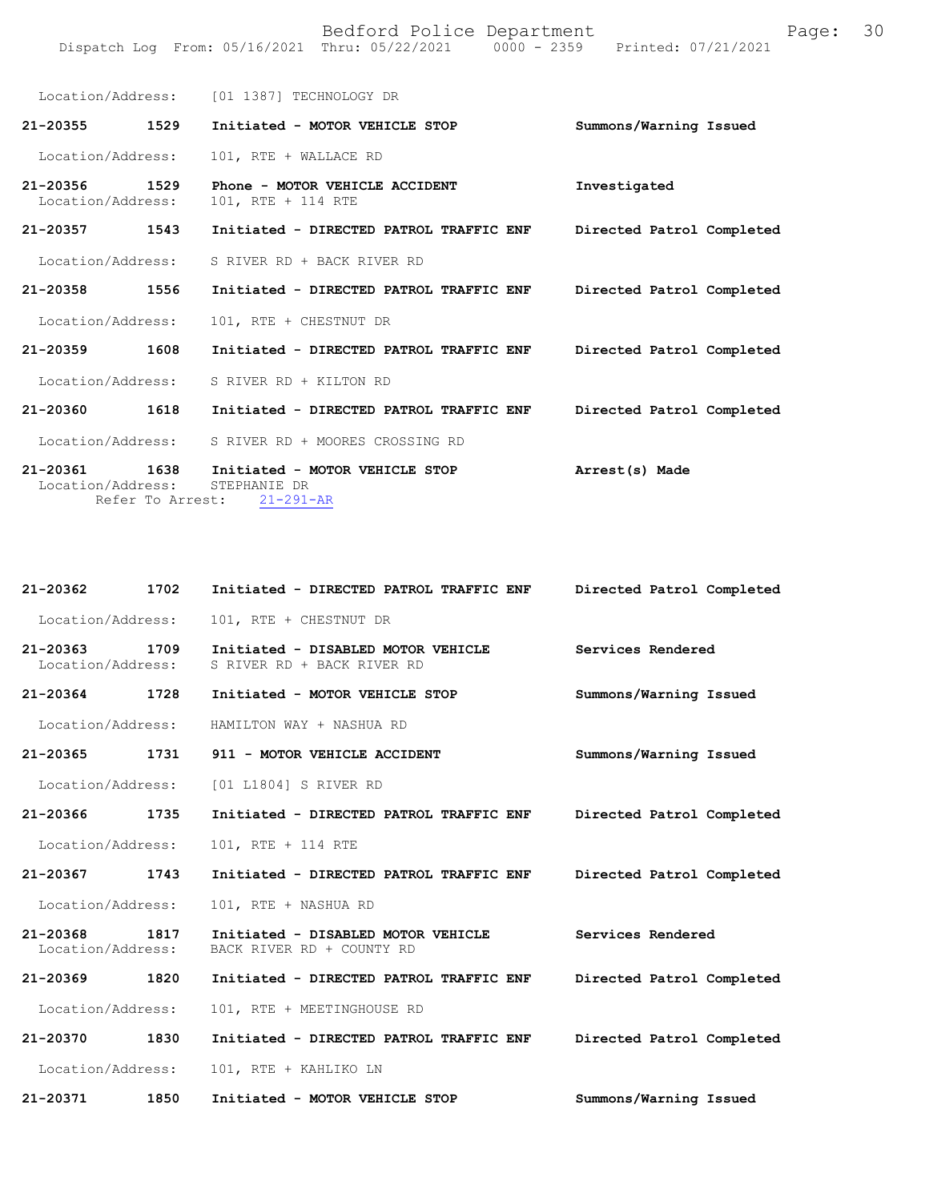Location/Address: [01 1387] TECHNOLOGY DR

**21-20355 1529 Initiated - MOTOR VEHICLE STOP** Summons/Warning Issued
Location/Address: 101, RTE + WALLACE RD

**21-20356 1529 Phone - MOTOR VEHICLE ACCIDENT** Investigated
Location/Address: 101, RTE + 114 RTE

**21-20357 1543 Initiated - DIRECTED PATROL TRAFFIC ENF** Directed Patrol Completed
Location/Address: S RIVER RD + BACK RIVER RD

**21-20358 1556 Initiated - DIRECTED PATROL TRAFFIC ENF** Directed Patrol Completed
Location/Address: 101, RTE + CHESTNUT DR

**21-20359 1608 Initiated - DIRECTED PATROL TRAFFIC ENF** Directed Patrol Completed
Location/Address: S RIVER RD + KILTON RD

**21-20360 1618 Initiated - DIRECTED PATROL TRAFFIC ENF** Directed Patrol Completed
Location/Address: S RIVER RD + MOORES CROSSING RD

**21-20361 1638 Initiated - MOTOR VEHICLE STOP** Arrest(s) Made
Location/Address: STEPHANIE DR
Refer To Arrest: 21-291-AR

**21-20362 1702 Initiated - DIRECTED PATROL TRAFFIC ENF** Directed Patrol Completed
Location/Address: 101, RTE + CHESTNUT DR

**21-20363 1709 Initiated - DISABLED MOTOR VEHICLE** Services Rendered
Location/Address: S RIVER RD + BACK RIVER RD

**21-20364 1728 Initiated - MOTOR VEHICLE STOP** Summons/Warning Issued
Location/Address: HAMILTON WAY + NASHUA RD

**21-20365 1731 911 - MOTOR VEHICLE ACCIDENT** Summons/Warning Issued
Location/Address: [01 L1804] S RIVER RD

**21-20366 1735 Initiated - DIRECTED PATROL TRAFFIC ENF** Directed Patrol Completed
Location/Address: 101, RTE + 114 RTE

**21-20367 1743 Initiated - DIRECTED PATROL TRAFFIC ENF** Directed Patrol Completed
Location/Address: 101, RTE + NASHUA RD

**21-20368 1817 Initiated - DISABLED MOTOR VEHICLE** Services Rendered
Location/Address: BACK RIVER RD + COUNTY RD

**21-20369 1820 Initiated - DIRECTED PATROL TRAFFIC ENF** Directed Patrol Completed
Location/Address: 101, RTE + MEETINGHOUSE RD

**21-20370 1830 Initiated - DIRECTED PATROL TRAFFIC ENF** Directed Patrol Completed
Location/Address: 101, RTE + KAHLIKO LN

**21-20371 1850 Initiated - MOTOR VEHICLE STOP** Summons/Warning Issued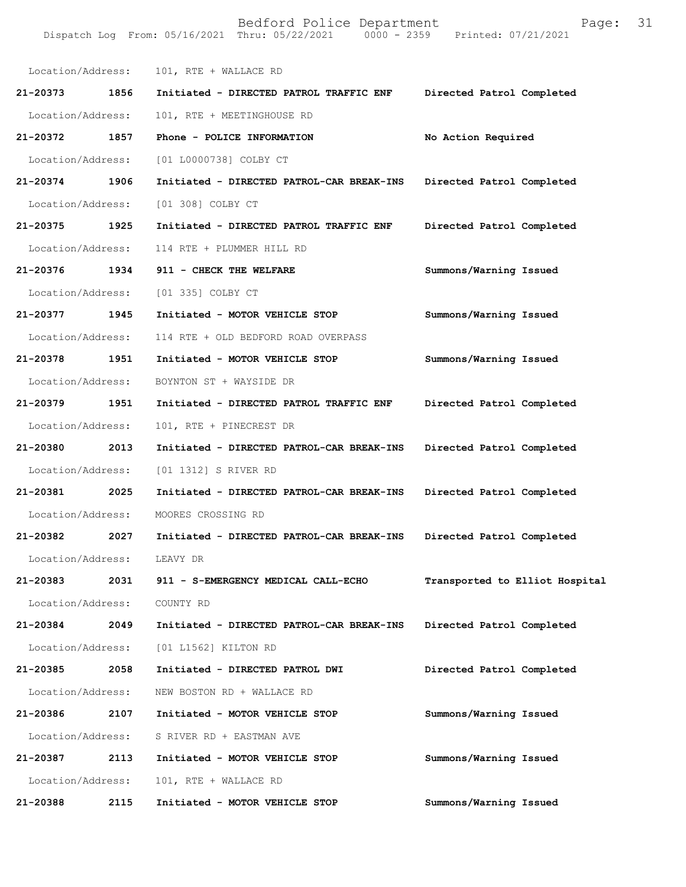Location/Address: 101, RTE + WALLACE RD

**21-20373 1856 Initiated - DIRECTED PATROL TRAFFIC ENF Directed Patrol Completed**

Location/Address: 101, RTE + MEETINGHOUSE RD

**21-20372 1857 Phone - POLICE INFORMATION No Action Required**

Location/Address: [01 L0000738] COLBY CT

**21-20374 1906 Initiated - DIRECTED PATROL-CAR BREAK-INS Directed Patrol Completed**

Location/Address: [01 308] COLBY CT

**21-20375 1925 Initiated - DIRECTED PATROL TRAFFIC ENF Directed Patrol Completed**

Location/Address: 114 RTE + PLUMMER HILL RD

**21-20376 1934 911 - CHECK THE WELFARE Summons/Warning Issued**

Location/Address: [01 335] COLBY CT

**21-20377 1945 Initiated - MOTOR VEHICLE STOP Summons/Warning Issued**

Location/Address: 114 RTE + OLD BEDFORD ROAD OVERPASS

**21-20378 1951 Initiated - MOTOR VEHICLE STOP Summons/Warning Issued**

Location/Address: BOYNTON ST + WAYSIDE DR

**21-20379 1951 Initiated - DIRECTED PATROL TRAFFIC ENF Directed Patrol Completed**

Location/Address: 101, RTE + PINECREST DR

**21-20380 2013 Initiated - DIRECTED PATROL-CAR BREAK-INS Directed Patrol Completed**

Location/Address: [01 1312] S RIVER RD

**21-20381 2025 Initiated - DIRECTED PATROL-CAR BREAK-INS Directed Patrol Completed**

Location/Address: MOORES CROSSING RD

**21-20382 2027 Initiated - DIRECTED PATROL-CAR BREAK-INS Directed Patrol Completed**

Location/Address: LEAVY DR

**21-20383 2031 911 - S-EMERGENCY MEDICAL CALL-ECHO Transported to Elliot Hospital**

Location/Address: COUNTY RD

**21-20384 2049 Initiated - DIRECTED PATROL-CAR BREAK-INS Directed Patrol Completed**

Location/Address: [01 L1562] KILTON RD

**21-20385 2058 Initiated - DIRECTED PATROL DWI Directed Patrol Completed**

Location/Address: NEW BOSTON RD + WALLACE RD

**21-20386 2107 Initiated - MOTOR VEHICLE STOP Summons/Warning Issued**

Location/Address: S RIVER RD + EASTMAN AVE

**21-20387 2113 Initiated - MOTOR VEHICLE STOP Summons/Warning Issued**

Location/Address: 101, RTE + WALLACE RD

**21-20388 2115 Initiated - MOTOR VEHICLE STOP Summons/Warning Issued**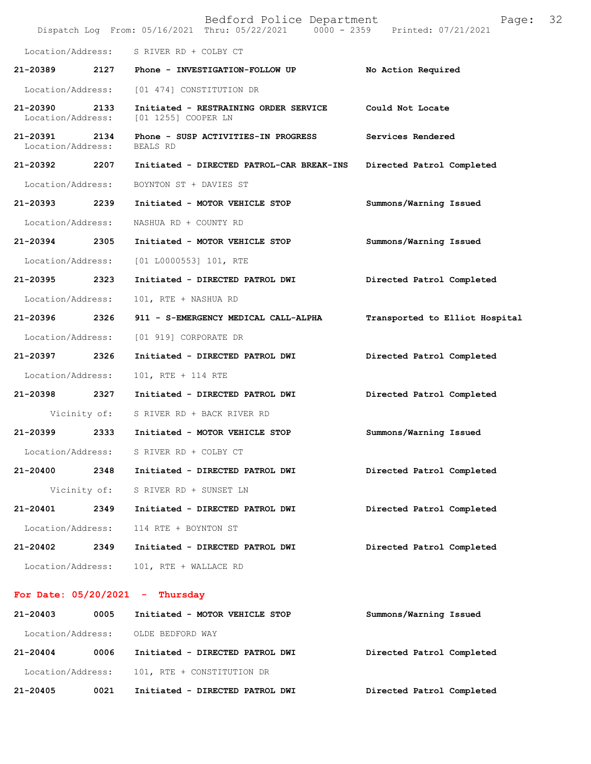Location/Address: S RIVER RD + COLBY CT

**21-20389** 2127 **Phone - INVESTIGATION-FOLLOW UP** **No Action Required**

Location/Address: [01 474] CONSTITUTION DR

**21-20390** 2133 **Initiated - RESTRAINING ORDER SERVICE** **Could Not Locate**
Location/Address: [01 1255] COOPER LN

**21-20391** 2134 **Phone - SUSP ACTIVITIES-IN PROGRESS** **Services Rendered**
Location/Address: BEALS RD

**21-20392** 2207 **Initiated - DIRECTED PATROL-CAR BREAK-INS** **Directed Patrol Completed**

Location/Address: BOYNTON ST + DAVIES ST

**21-20393** 2239 **Initiated - MOTOR VEHICLE STOP** **Summons/Warning Issued**

Location/Address: NASHUA RD + COUNTY RD

**21-20394** 2305 **Initiated - MOTOR VEHICLE STOP** **Summons/Warning Issued**

Location/Address: [01 L0000553] 101, RTE

**21-20395** 2323 **Initiated - DIRECTED PATROL DWI** **Directed Patrol Completed**

Location/Address: 101, RTE + NASHUA RD

**21-20396** 2326 **911 - S-EMERGENCY MEDICAL CALL-ALPHA** **Transported to Elliot Hospital**

Location/Address: [01 919] CORPORATE DR

**21-20397** 2326 **Initiated - DIRECTED PATROL DWI** **Directed Patrol Completed**

Location/Address: 101, RTE + 114 RTE

**21-20398** 2327 **Initiated - DIRECTED PATROL DWI** **Directed Patrol Completed**

Vicinity of: S RIVER RD + BACK RIVER RD

**21-20399** 2333 **Initiated - MOTOR VEHICLE STOP** **Summons/Warning Issued**

Location/Address: S RIVER RD + COLBY CT

**21-20400** 2348 **Initiated - DIRECTED PATROL DWI** **Directed Patrol Completed**

Vicinity of: S RIVER RD + SUNSET LN

**21-20401** 2349 **Initiated - DIRECTED PATROL DWI** **Directed Patrol Completed**

Location/Address: 114 RTE + BOYNTON ST

**21-20402** 2349 **Initiated - DIRECTED PATROL DWI** **Directed Patrol Completed**

Location/Address: 101, RTE + WALLACE RD

**For Date: 05/20/2021 - Thursday**

**21-20403** 0005 **Initiated - MOTOR VEHICLE STOP** **Summons/Warning Issued**

Location/Address: OLDE BEDFORD WAY

**21-20404** 0006 **Initiated - DIRECTED PATROL DWI** **Directed Patrol Completed**

Location/Address: 101, RTE + CONSTITUTION DR

**21-20405** 0021 **Initiated - DIRECTED PATROL DWI** **Directed Patrol Completed**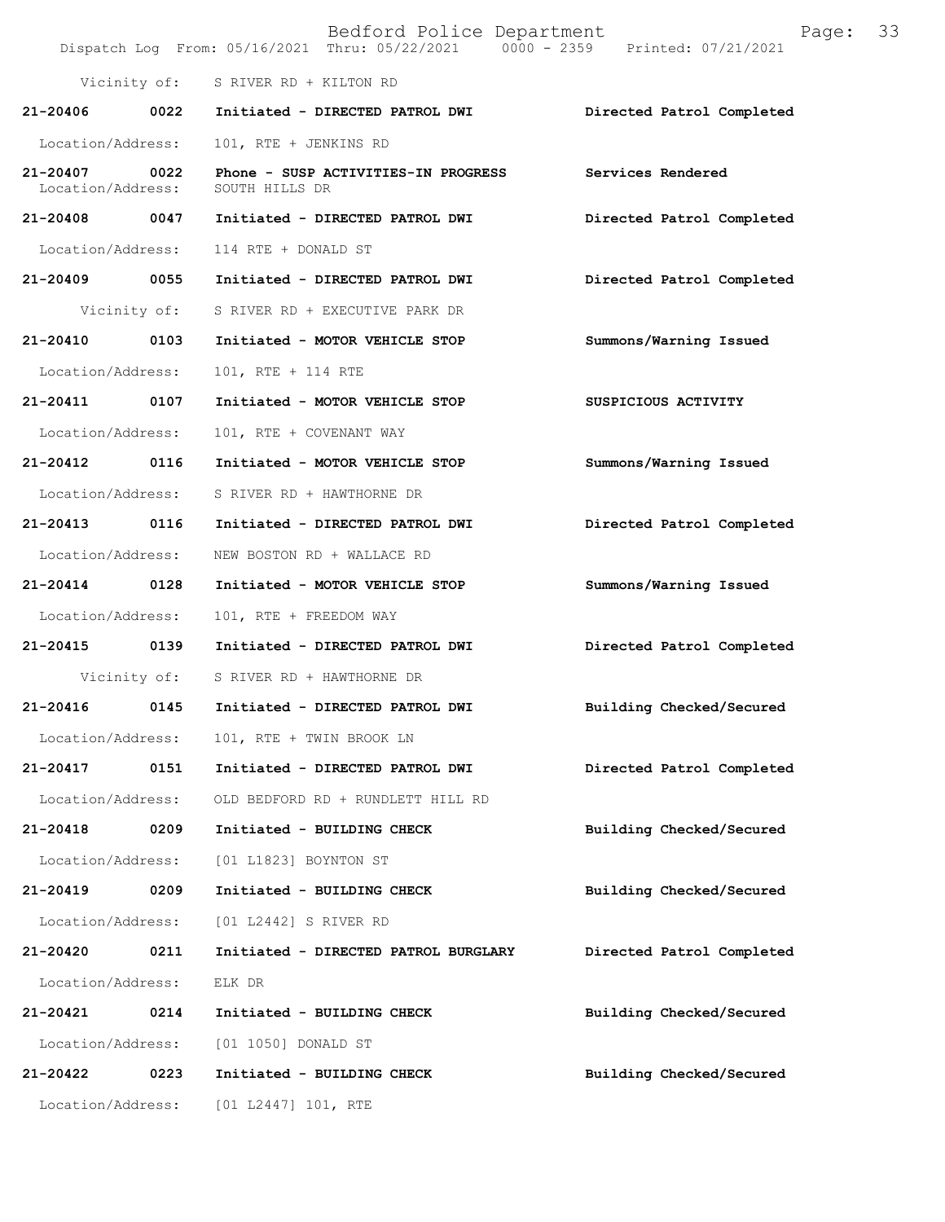Vicinity of: S RIVER RD + KILTON RD

**21-20406 0022 Initiated - DIRECTED PATROL DWI Directed Patrol Completed**

Location/Address: 101, RTE + JENKINS RD

**21-20407 0022 Phone - SUSP ACTIVITIES-IN PROGRESS Services Rendered**

Location/Address: SOUTH HILLS DR

**21-20408 0047 Initiated - DIRECTED PATROL DWI Directed Patrol Completed**

Location/Address: 114 RTE + DONALD ST

**21-20409 0055 Initiated - DIRECTED PATROL DWI Directed Patrol Completed**

Vicinity of: S RIVER RD + EXECUTIVE PARK DR

**21-20410 0103 Initiated - MOTOR VEHICLE STOP Summons/Warning Issued**

Location/Address: 101, RTE + 114 RTE

**21-20411 0107 Initiated - MOTOR VEHICLE STOP SUSPICIOUS ACTIVITY**

Location/Address: 101, RTE + COVENANT WAY

**21-20412 0116 Initiated - MOTOR VEHICLE STOP Summons/Warning Issued**

Location/Address: S RIVER RD + HAWTHORNE DR

**21-20413 0116 Initiated - DIRECTED PATROL DWI Directed Patrol Completed**

Location/Address: NEW BOSTON RD + WALLACE RD

**21-20414 0128 Initiated - MOTOR VEHICLE STOP Summons/Warning Issued**

Location/Address: 101, RTE + FREEDOM WAY

**21-20415 0139 Initiated - DIRECTED PATROL DWI Directed Patrol Completed**

Vicinity of: S RIVER RD + HAWTHORNE DR

**21-20416 0145 Initiated - DIRECTED PATROL DWI Building Checked/Secured**

Location/Address: 101, RTE + TWIN BROOK LN

**21-20417 0151 Initiated - DIRECTED PATROL DWI Directed Patrol Completed**

Location/Address: OLD BEDFORD RD + RUNDLETT HILL RD

**21-20418 0209 Initiated - BUILDING CHECK Building Checked/Secured**

Location/Address: [01 L1823] BOYNTON ST

**21-20419 0209 Initiated - BUILDING CHECK Building Checked/Secured**

Location/Address: [01 L2442] S RIVER RD

**21-20420 0211 Initiated - DIRECTED PATROL BURGLARY Directed Patrol Completed**

Location/Address: ELK DR

**21-20421 0214 Initiated - BUILDING CHECK Building Checked/Secured**

Location/Address: [01 1050] DONALD ST

**21-20422 0223 Initiated - BUILDING CHECK Building Checked/Secured**

Location/Address: [01 L2447] 101, RTE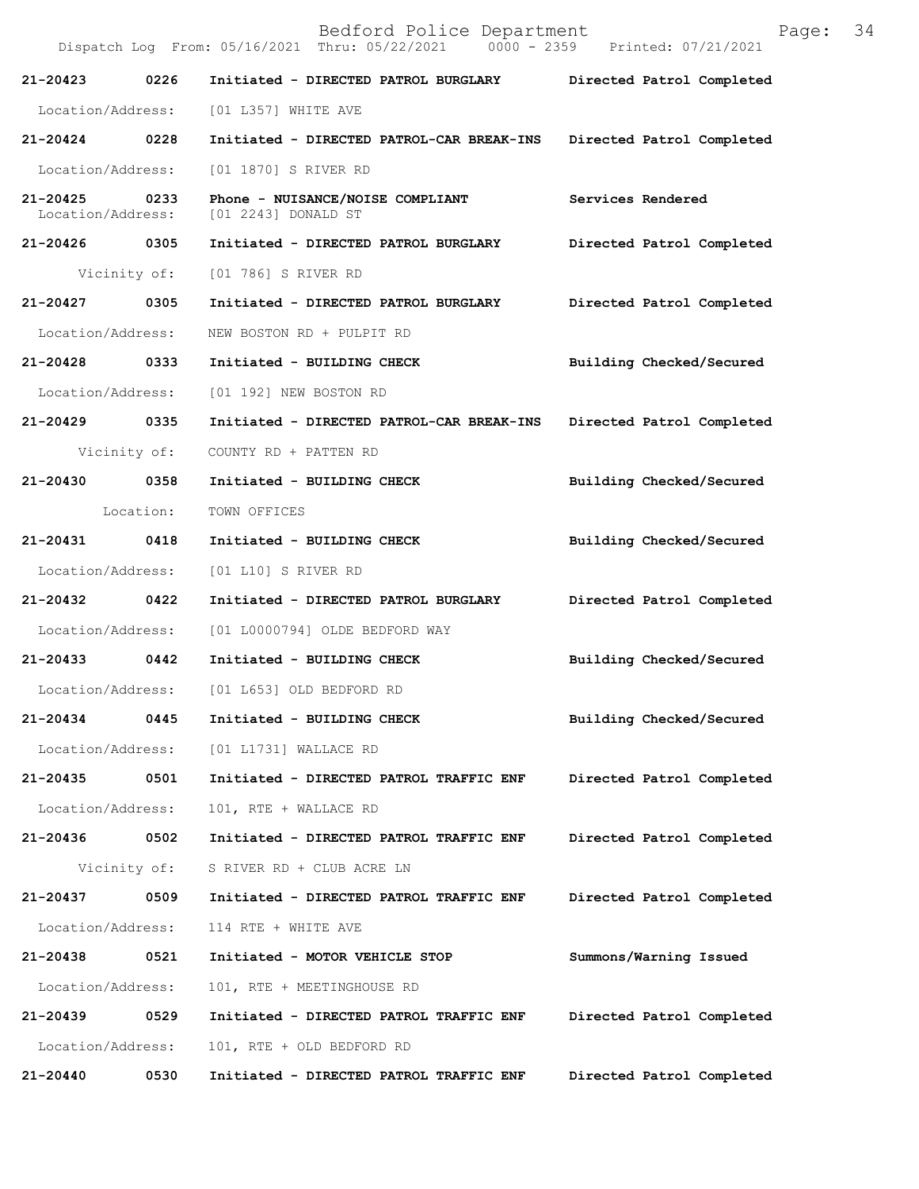| Call Number | Time | Call Reason | Action |
| --- | --- | --- | --- |
| 21-20423 | 0226 | Initiated - DIRECTED PATROL BURGLARY | Directed Patrol Completed |
| Location/Address: | | [01 L357] WHITE AVE | |
| 21-20424 | 0228 | Initiated - DIRECTED PATROL-CAR BREAK-INS | Directed Patrol Completed |
| Location/Address: | | [01 1870] S RIVER RD | |
| 21-20425 | 0233 | Phone - NUISANCE/NOISE COMPLIANT | Services Rendered |
| Location/Address: | | [01 2243] DONALD ST | |
| 21-20426 | 0305 | Initiated - DIRECTED PATROL BURGLARY | Directed Patrol Completed |
| Vicinity of: | | [01 786] S RIVER RD | |
| 21-20427 | 0305 | Initiated - DIRECTED PATROL BURGLARY | Directed Patrol Completed |
| Location/Address: | | NEW BOSTON RD + PULPIT RD | |
| 21-20428 | 0333 | Initiated - BUILDING CHECK | Building Checked/Secured |
| Location/Address: | | [01 192] NEW BOSTON RD | |
| 21-20429 | 0335 | Initiated - DIRECTED PATROL-CAR BREAK-INS | Directed Patrol Completed |
| Vicinity of: | | COUNTY RD + PATTEN RD | |
| 21-20430 | 0358 | Initiated - BUILDING CHECK | Building Checked/Secured |
| Location: | | TOWN OFFICES | |
| 21-20431 | 0418 | Initiated - BUILDING CHECK | Building Checked/Secured |
| Location/Address: | | [01 L10] S RIVER RD | |
| 21-20432 | 0422 | Initiated - DIRECTED PATROL BURGLARY | Directed Patrol Completed |
| Location/Address: | | [01 L0000794] OLDE BEDFORD WAY | |
| 21-20433 | 0442 | Initiated - BUILDING CHECK | Building Checked/Secured |
| Location/Address: | | [01 L653] OLD BEDFORD RD | |
| 21-20434 | 0445 | Initiated - BUILDING CHECK | Building Checked/Secured |
| Location/Address: | | [01 L1731] WALLACE RD | |
| 21-20435 | 0501 | Initiated - DIRECTED PATROL TRAFFIC ENF | Directed Patrol Completed |
| Location/Address: | | 101, RTE + WALLACE RD | |
| 21-20436 | 0502 | Initiated - DIRECTED PATROL TRAFFIC ENF | Directed Patrol Completed |
| Vicinity of: | | S RIVER RD + CLUB ACRE LN | |
| 21-20437 | 0509 | Initiated - DIRECTED PATROL TRAFFIC ENF | Directed Patrol Completed |
| Location/Address: | | 114 RTE + WHITE AVE | |
| 21-20438 | 0521 | Initiated - MOTOR VEHICLE STOP | Summons/Warning Issued |
| Location/Address: | | 101, RTE + MEETINGHOUSE RD | |
| 21-20439 | 0529 | Initiated - DIRECTED PATROL TRAFFIC ENF | Directed Patrol Completed |
| Location/Address: | | 101, RTE + OLD BEDFORD RD | |
| 21-20440 | 0530 | Initiated - DIRECTED PATROL TRAFFIC ENF | Directed Patrol Completed |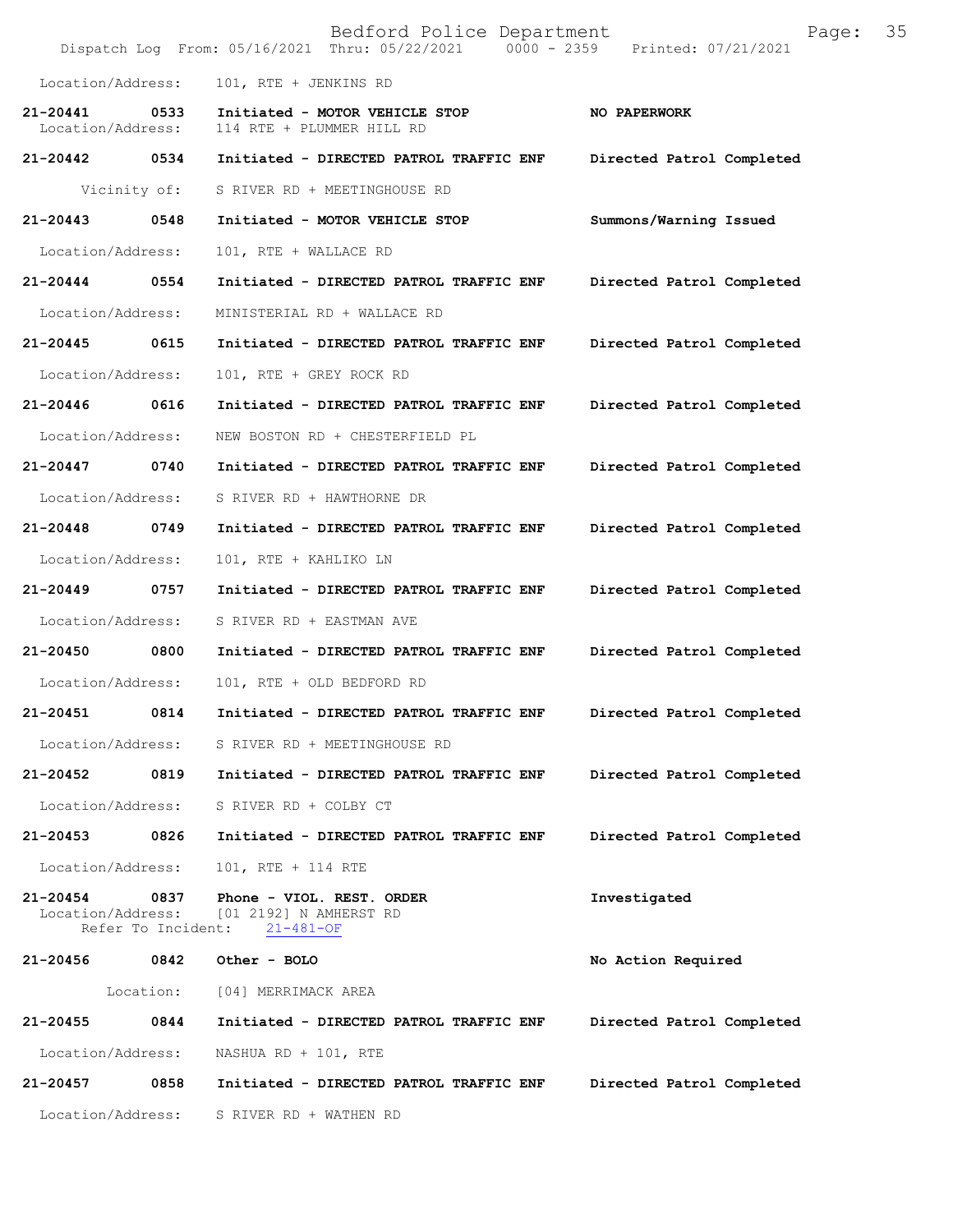Location/Address: 101, RTE + JENKINS RD

**21-20441 0533 Initiated - MOTOR VEHICLE STOP** **NO PAPERWORK**
Location/Address: 114 RTE + PLUMMER HILL RD

**21-20442 0534 Initiated - DIRECTED PATROL TRAFFIC ENF** **Directed Patrol Completed**
Vicinity of: S RIVER RD + MEETINGHOUSE RD

**21-20443 0548 Initiated - MOTOR VEHICLE STOP** **Summons/Warning Issued**
Location/Address: 101, RTE + WALLACE RD

**21-20444 0554 Initiated - DIRECTED PATROL TRAFFIC ENF** **Directed Patrol Completed**
Location/Address: MINISTERIAL RD + WALLACE RD

**21-20445 0615 Initiated - DIRECTED PATROL TRAFFIC ENF** **Directed Patrol Completed**
Location/Address: 101, RTE + GREY ROCK RD

**21-20446 0616 Initiated - DIRECTED PATROL TRAFFIC ENF** **Directed Patrol Completed**
Location/Address: NEW BOSTON RD + CHESTERFIELD PL

**21-20447 0740 Initiated - DIRECTED PATROL TRAFFIC ENF** **Directed Patrol Completed**
Location/Address: S RIVER RD + HAWTHORNE DR

**21-20448 0749 Initiated - DIRECTED PATROL TRAFFIC ENF** **Directed Patrol Completed**
Location/Address: 101, RTE + KAHLIKO LN

**21-20449 0757 Initiated - DIRECTED PATROL TRAFFIC ENF** **Directed Patrol Completed**
Location/Address: S RIVER RD + EASTMAN AVE

**21-20450 0800 Initiated - DIRECTED PATROL TRAFFIC ENF** **Directed Patrol Completed**
Location/Address: 101, RTE + OLD BEDFORD RD

**21-20451 0814 Initiated - DIRECTED PATROL TRAFFIC ENF** **Directed Patrol Completed**
Location/Address: S RIVER RD + MEETINGHOUSE RD

**21-20452 0819 Initiated - DIRECTED PATROL TRAFFIC ENF** **Directed Patrol Completed**
Location/Address: S RIVER RD + COLBY CT

**21-20453 0826 Initiated - DIRECTED PATROL TRAFFIC ENF** **Directed Patrol Completed**
Location/Address: 101, RTE + 114 RTE

**21-20454 0837 Phone - VIOL. REST. ORDER** **Investigated**
Location/Address: [01 2192] N AMHERST RD
Refer To Incident: 21-481-OF

**21-20456 0842 Other - BOLO** **No Action Required**
Location: [04] MERRIMACK AREA

**21-20455 0844 Initiated - DIRECTED PATROL TRAFFIC ENF** **Directed Patrol Completed**
Location/Address: NASHUA RD + 101, RTE

**21-20457 0858 Initiated - DIRECTED PATROL TRAFFIC ENF** **Directed Patrol Completed**
Location/Address: S RIVER RD + WATHEN RD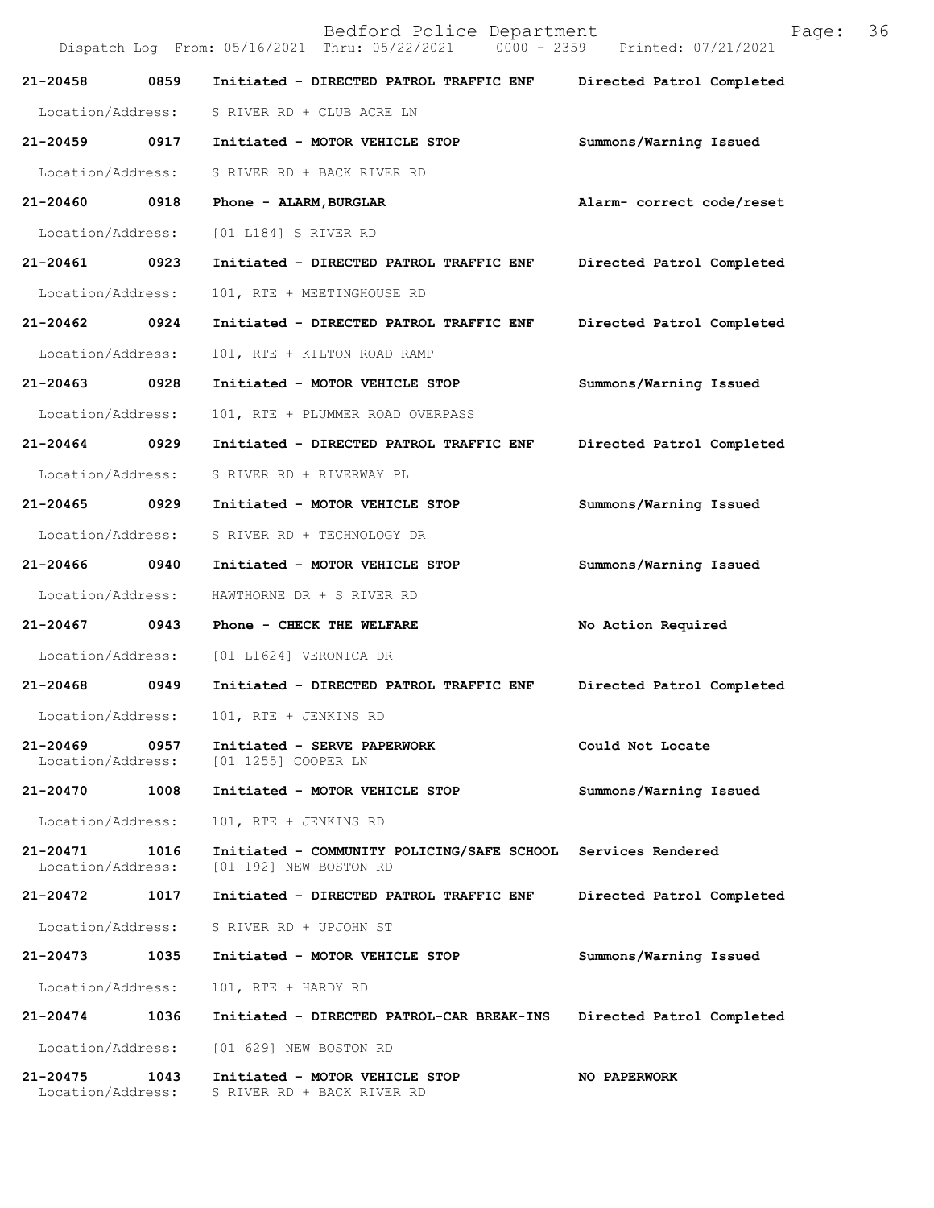| Call # | Time | Call Reason | Action |
|---|---|---|---|
| 21-20458 | 0859 | Initiated - DIRECTED PATROL TRAFFIC ENF | Directed Patrol Completed |
| Location/Address: | | S RIVER RD + CLUB ACRE LN | |
| 21-20459 | 0917 | Initiated - MOTOR VEHICLE STOP | Summons/Warning Issued |
| Location/Address: | | S RIVER RD + BACK RIVER RD | |
| 21-20460 | 0918 | Phone - ALARM,BURGLAR | Alarm- correct code/reset |
| Location/Address: | | [01 L184] S RIVER RD | |
| 21-20461 | 0923 | Initiated - DIRECTED PATROL TRAFFIC ENF | Directed Patrol Completed |
| Location/Address: | | 101, RTE + MEETINGHOUSE RD | |
| 21-20462 | 0924 | Initiated - DIRECTED PATROL TRAFFIC ENF | Directed Patrol Completed |
| Location/Address: | | 101, RTE + KILTON ROAD RAMP | |
| 21-20463 | 0928 | Initiated - MOTOR VEHICLE STOP | Summons/Warning Issued |
| Location/Address: | | 101, RTE + PLUMMER ROAD OVERPASS | |
| 21-20464 | 0929 | Initiated - DIRECTED PATROL TRAFFIC ENF | Directed Patrol Completed |
| Location/Address: | | S RIVER RD + RIVERWAY PL | |
| 21-20465 | 0929 | Initiated - MOTOR VEHICLE STOP | Summons/Warning Issued |
| Location/Address: | | S RIVER RD + TECHNOLOGY DR | |
| 21-20466 | 0940 | Initiated - MOTOR VEHICLE STOP | Summons/Warning Issued |
| Location/Address: | | HAWTHORNE DR + S RIVER RD | |
| 21-20467 | 0943 | Phone - CHECK THE WELFARE | No Action Required |
| Location/Address: | | [01 L1624] VERONICA DR | |
| 21-20468 | 0949 | Initiated - DIRECTED PATROL TRAFFIC ENF | Directed Patrol Completed |
| Location/Address: | | 101, RTE + JENKINS RD | |
| 21-20469 | 0957 | Initiated - SERVE PAPERWORK | Could Not Locate |
| Location/Address: | | [01 1255] COOPER LN | |
| 21-20470 | 1008 | Initiated - MOTOR VEHICLE STOP | Summons/Warning Issued |
| Location/Address: | | 101, RTE + JENKINS RD | |
| 21-20471 | 1016 | Initiated - COMMUNITY POLICING/SAFE SCHOOL | Services Rendered |
| Location/Address: | | [01 192] NEW BOSTON RD | |
| 21-20472 | 1017 | Initiated - DIRECTED PATROL TRAFFIC ENF | Directed Patrol Completed |
| Location/Address: | | S RIVER RD + UPJOHN ST | |
| 21-20473 | 1035 | Initiated - MOTOR VEHICLE STOP | Summons/Warning Issued |
| Location/Address: | | 101, RTE + HARDY RD | |
| 21-20474 | 1036 | Initiated - DIRECTED PATROL-CAR BREAK-INS | Directed Patrol Completed |
| Location/Address: | | [01 629] NEW BOSTON RD | |
| 21-20475 | 1043 | Initiated - MOTOR VEHICLE STOP | NO PAPERWORK |
| Location/Address: | | S RIVER RD + BACK RIVER RD | |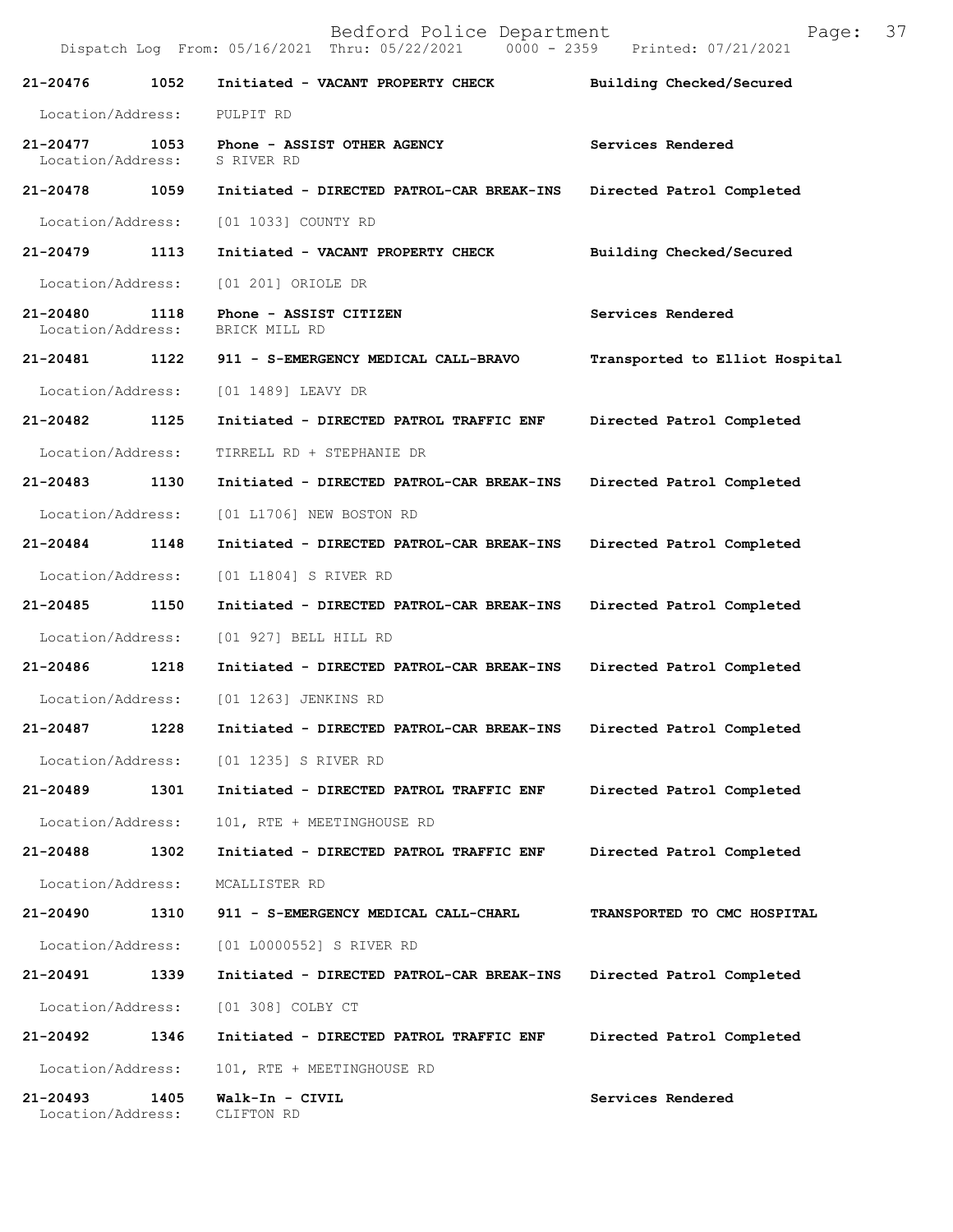| Call # | Time | Call Type | Disposition |
|---|---|---|---|
| 21-20476 | 1052 | Initiated - VACANT PROPERTY CHECK | Building Checked/Secured |
| Location/Address: | | PULPIT RD | |
| 21-20477 | 1053 | Phone - ASSIST OTHER AGENCY | Services Rendered |
| Location/Address: | | S RIVER RD | |
| 21-20478 | 1059 | Initiated - DIRECTED PATROL-CAR BREAK-INS | Directed Patrol Completed |
| Location/Address: | | [01 1033] COUNTY RD | |
| 21-20479 | 1113 | Initiated - VACANT PROPERTY CHECK | Building Checked/Secured |
| Location/Address: | | [01 201] ORIOLE DR | |
| 21-20480 | 1118 | Phone - ASSIST CITIZEN | Services Rendered |
| Location/Address: | | BRICK MILL RD | |
| 21-20481 | 1122 | 911 - S-EMERGENCY MEDICAL CALL-BRAVO | Transported to Elliot Hospital |
| Location/Address: | | [01 1489] LEAVY DR | |
| 21-20482 | 1125 | Initiated - DIRECTED PATROL TRAFFIC ENF | Directed Patrol Completed |
| Location/Address: | | TIRRELL RD + STEPHANIE DR | |
| 21-20483 | 1130 | Initiated - DIRECTED PATROL-CAR BREAK-INS | Directed Patrol Completed |
| Location/Address: | | [01 L1706] NEW BOSTON RD | |
| 21-20484 | 1148 | Initiated - DIRECTED PATROL-CAR BREAK-INS | Directed Patrol Completed |
| Location/Address: | | [01 L1804] S RIVER RD | |
| 21-20485 | 1150 | Initiated - DIRECTED PATROL-CAR BREAK-INS | Directed Patrol Completed |
| Location/Address: | | [01 927] BELL HILL RD | |
| 21-20486 | 1218 | Initiated - DIRECTED PATROL-CAR BREAK-INS | Directed Patrol Completed |
| Location/Address: | | [01 1263] JENKINS RD | |
| 21-20487 | 1228 | Initiated - DIRECTED PATROL-CAR BREAK-INS | Directed Patrol Completed |
| Location/Address: | | [01 1235] S RIVER RD | |
| 21-20489 | 1301 | Initiated - DIRECTED PATROL TRAFFIC ENF | Directed Patrol Completed |
| Location/Address: | | 101, RTE + MEETINGHOUSE RD | |
| 21-20488 | 1302 | Initiated - DIRECTED PATROL TRAFFIC ENF | Directed Patrol Completed |
| Location/Address: | | MCALLISTER RD | |
| 21-20490 | 1310 | 911 - S-EMERGENCY MEDICAL CALL-CHARL | TRANSPORTED TO CMC HOSPITAL |
| Location/Address: | | [01 L0000552] S RIVER RD | |
| 21-20491 | 1339 | Initiated - DIRECTED PATROL-CAR BREAK-INS | Directed Patrol Completed |
| Location/Address: | | [01 308] COLBY CT | |
| 21-20492 | 1346 | Initiated - DIRECTED PATROL TRAFFIC ENF | Directed Patrol Completed |
| Location/Address: | | 101, RTE + MEETINGHOUSE RD | |
| 21-20493 | 1405 | Walk-In - CIVIL | Services Rendered |
| Location/Address: | | CLIFTON RD | |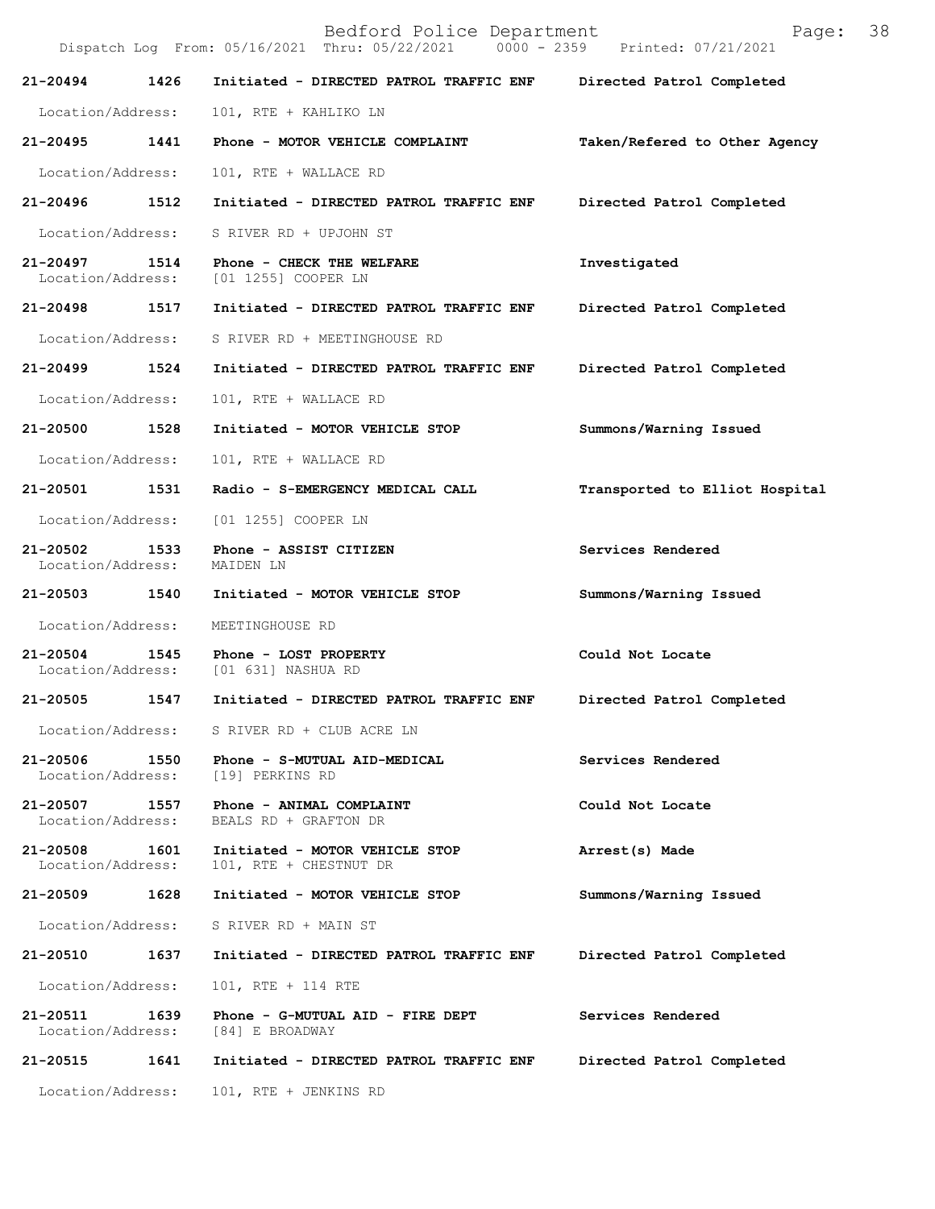Dispatch Log From: 05/16/2021 Thru: 05/22/2021 0000 - 2359 Printed: 07/21/2021

**21-20494 1426 Initiated - DIRECTED PATROL TRAFFIC ENF** **Directed Patrol Completed**
Location/Address: 101, RTE + KAHLIKO LN

**21-20495 1441 Phone - MOTOR VEHICLE COMPLAINT** **Taken/Refered to Other Agency**
Location/Address: 101, RTE + WALLACE RD

**21-20496 1512 Initiated - DIRECTED PATROL TRAFFIC ENF** **Directed Patrol Completed**
Location/Address: S RIVER RD + UPJOHN ST

**21-20497 1514 Phone - CHECK THE WELFARE** **Investigated**
Location/Address: [01 1255] COOPER LN

**21-20498 1517 Initiated - DIRECTED PATROL TRAFFIC ENF** **Directed Patrol Completed**
Location/Address: S RIVER RD + MEETINGHOUSE RD

**21-20499 1524 Initiated - DIRECTED PATROL TRAFFIC ENF** **Directed Patrol Completed**
Location/Address: 101, RTE + WALLACE RD

**21-20500 1528 Initiated - MOTOR VEHICLE STOP** **Summons/Warning Issued**
Location/Address: 101, RTE + WALLACE RD

**21-20501 1531 Radio - S-EMERGENCY MEDICAL CALL** **Transported to Elliot Hospital**
Location/Address: [01 1255] COOPER LN

**21-20502 1533 Phone - ASSIST CITIZEN** **Services Rendered**
Location/Address: MAIDEN LN

**21-20503 1540 Initiated - MOTOR VEHICLE STOP** **Summons/Warning Issued**
Location/Address: MEETINGHOUSE RD

**21-20504 1545 Phone - LOST PROPERTY** **Could Not Locate**
Location/Address: [01 631] NASHUA RD

**21-20505 1547 Initiated - DIRECTED PATROL TRAFFIC ENF** **Directed Patrol Completed**
Location/Address: S RIVER RD + CLUB ACRE LN

**21-20506 1550 Phone - S-MUTUAL AID-MEDICAL** **Services Rendered**
Location/Address: [19] PERKINS RD

**21-20507 1557 Phone - ANIMAL COMPLAINT** **Could Not Locate**
Location/Address: BEALS RD + GRAFTON DR

**21-20508 1601 Initiated - MOTOR VEHICLE STOP** **Arrest(s) Made**
Location/Address: 101, RTE + CHESTNUT DR

**21-20509 1628 Initiated - MOTOR VEHICLE STOP** **Summons/Warning Issued**
Location/Address: S RIVER RD + MAIN ST

**21-20510 1637 Initiated - DIRECTED PATROL TRAFFIC ENF** **Directed Patrol Completed**
Location/Address: 101, RTE + 114 RTE

**21-20511 1639 Phone - G-MUTUAL AID - FIRE DEPT** **Services Rendered**
Location/Address: [84] E BROADWAY

**21-20515 1641 Initiated - DIRECTED PATROL TRAFFIC ENF** **Directed Patrol Completed**
Location/Address: 101, RTE + JENKINS RD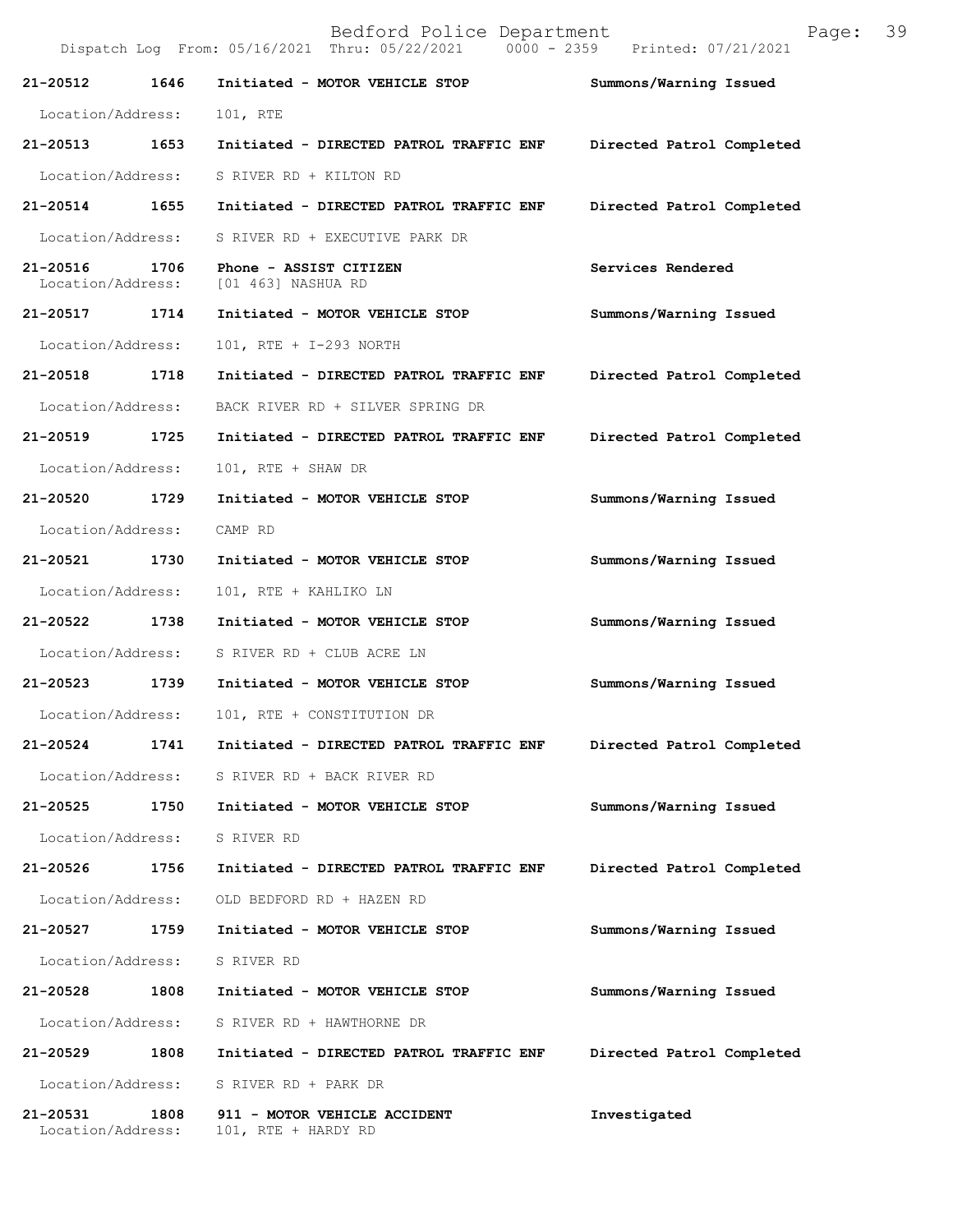Bedford Police Department

Dispatch Log From: 05/16/2021 Thru: 05/22/2021 0000 - 2359 Printed: 07/21/2021

**21-20512 1646 Initiated - MOTOR VEHICLE STOP** **Summons/Warning Issued**
Location/Address: 101, RTE

**21-20513 1653 Initiated - DIRECTED PATROL TRAFFIC ENF** **Directed Patrol Completed**
Location/Address: S RIVER RD + KILTON RD

**21-20514 1655 Initiated - DIRECTED PATROL TRAFFIC ENF** **Directed Patrol Completed**
Location/Address: S RIVER RD + EXECUTIVE PARK DR

**21-20516 1706 Phone - ASSIST CITIZEN** **Services Rendered**
Location/Address: [01 463] NASHUA RD

**21-20517 1714 Initiated - MOTOR VEHICLE STOP** **Summons/Warning Issued**
Location/Address: 101, RTE + I-293 NORTH

**21-20518 1718 Initiated - DIRECTED PATROL TRAFFIC ENF** **Directed Patrol Completed**
Location/Address: BACK RIVER RD + SILVER SPRING DR

**21-20519 1725 Initiated - DIRECTED PATROL TRAFFIC ENF** **Directed Patrol Completed**
Location/Address: 101, RTE + SHAW DR

**21-20520 1729 Initiated - MOTOR VEHICLE STOP** **Summons/Warning Issued**
Location/Address: CAMP RD

**21-20521 1730 Initiated - MOTOR VEHICLE STOP** **Summons/Warning Issued**
Location/Address: 101, RTE + KAHLIKO LN

**21-20522 1738 Initiated - MOTOR VEHICLE STOP** **Summons/Warning Issued**
Location/Address: S RIVER RD + CLUB ACRE LN

**21-20523 1739 Initiated - MOTOR VEHICLE STOP** **Summons/Warning Issued**
Location/Address: 101, RTE + CONSTITUTION DR

**21-20524 1741 Initiated - DIRECTED PATROL TRAFFIC ENF** **Directed Patrol Completed**
Location/Address: S RIVER RD + BACK RIVER RD

**21-20525 1750 Initiated - MOTOR VEHICLE STOP** **Summons/Warning Issued**
Location/Address: S RIVER RD

**21-20526 1756 Initiated - DIRECTED PATROL TRAFFIC ENF** **Directed Patrol Completed**
Location/Address: OLD BEDFORD RD + HAZEN RD

**21-20527 1759 Initiated - MOTOR VEHICLE STOP** **Summons/Warning Issued**
Location/Address: S RIVER RD

**21-20528 1808 Initiated - MOTOR VEHICLE STOP** **Summons/Warning Issued**
Location/Address: S RIVER RD + HAWTHORNE DR

**21-20529 1808 Initiated - DIRECTED PATROL TRAFFIC ENF** **Directed Patrol Completed**
Location/Address: S RIVER RD + PARK DR

**21-20531 1808 911 - MOTOR VEHICLE ACCIDENT** **Investigated**
Location/Address: 101, RTE + HARDY RD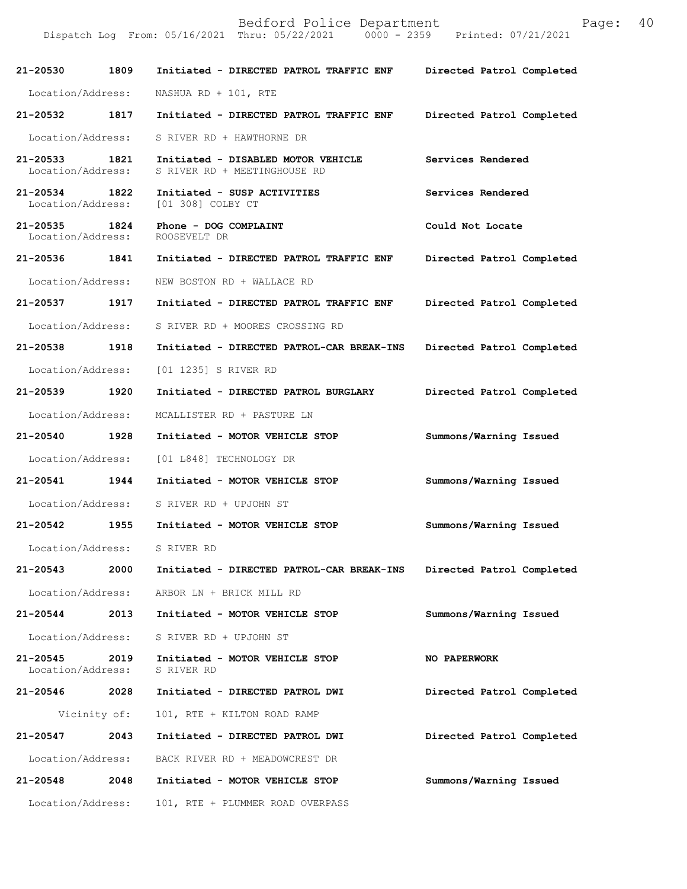| Call Number | Time | Call Reason | Action |
|---|---|---|---|
| 21-20530 | 1809 | Initiated - DIRECTED PATROL TRAFFIC ENF | Directed Patrol Completed |
| Location/Address: | | NASHUA RD + 101, RTE | |
| 21-20532 | 1817 | Initiated - DIRECTED PATROL TRAFFIC ENF | Directed Patrol Completed |
| Location/Address: | | S RIVER RD + HAWTHORNE DR | |
| 21-20533 | 1821 | Initiated - DISABLED MOTOR VEHICLE | Services Rendered |
| Location/Address: | | S RIVER RD + MEETINGHOUSE RD | |
| 21-20534 | 1822 | Initiated - SUSP ACTIVITIES | Services Rendered |
| Location/Address: | | [01 308] COLBY CT | |
| 21-20535 | 1824 | Phone - DOG COMPLAINT | Could Not Locate |
| Location/Address: | | ROOSEVELT DR | |
| 21-20536 | 1841 | Initiated - DIRECTED PATROL TRAFFIC ENF | Directed Patrol Completed |
| Location/Address: | | NEW BOSTON RD + WALLACE RD | |
| 21-20537 | 1917 | Initiated - DIRECTED PATROL TRAFFIC ENF | Directed Patrol Completed |
| Location/Address: | | S RIVER RD + MOORES CROSSING RD | |
| 21-20538 | 1918 | Initiated - DIRECTED PATROL-CAR BREAK-INS | Directed Patrol Completed |
| Location/Address: | | [01 1235] S RIVER RD | |
| 21-20539 | 1920 | Initiated - DIRECTED PATROL BURGLARY | Directed Patrol Completed |
| Location/Address: | | MCALLISTER RD + PASTURE LN | |
| 21-20540 | 1928 | Initiated - MOTOR VEHICLE STOP | Summons/Warning Issued |
| Location/Address: | | [01 L848] TECHNOLOGY DR | |
| 21-20541 | 1944 | Initiated - MOTOR VEHICLE STOP | Summons/Warning Issued |
| Location/Address: | | S RIVER RD + UPJOHN ST | |
| 21-20542 | 1955 | Initiated - MOTOR VEHICLE STOP | Summons/Warning Issued |
| Location/Address: | | S RIVER RD | |
| 21-20543 | 2000 | Initiated - DIRECTED PATROL-CAR BREAK-INS | Directed Patrol Completed |
| Location/Address: | | ARBOR LN + BRICK MILL RD | |
| 21-20544 | 2013 | Initiated - MOTOR VEHICLE STOP | Summons/Warning Issued |
| Location/Address: | | S RIVER RD + UPJOHN ST | |
| 21-20545 | 2019 | Initiated - MOTOR VEHICLE STOP | NO PAPERWORK |
| Location/Address: | | S RIVER RD | |
| 21-20546 | 2028 | Initiated - DIRECTED PATROL DWI | Directed Patrol Completed |
| Vicinity of: | | 101, RTE + KILTON ROAD RAMP | |
| 21-20547 | 2043 | Initiated - DIRECTED PATROL DWI | Directed Patrol Completed |
| Location/Address: | | BACK RIVER RD + MEADOWCREST DR | |
| 21-20548 | 2048 | Initiated - MOTOR VEHICLE STOP | Summons/Warning Issued |
| Location/Address: | | 101, RTE + PLUMMER ROAD OVERPASS | |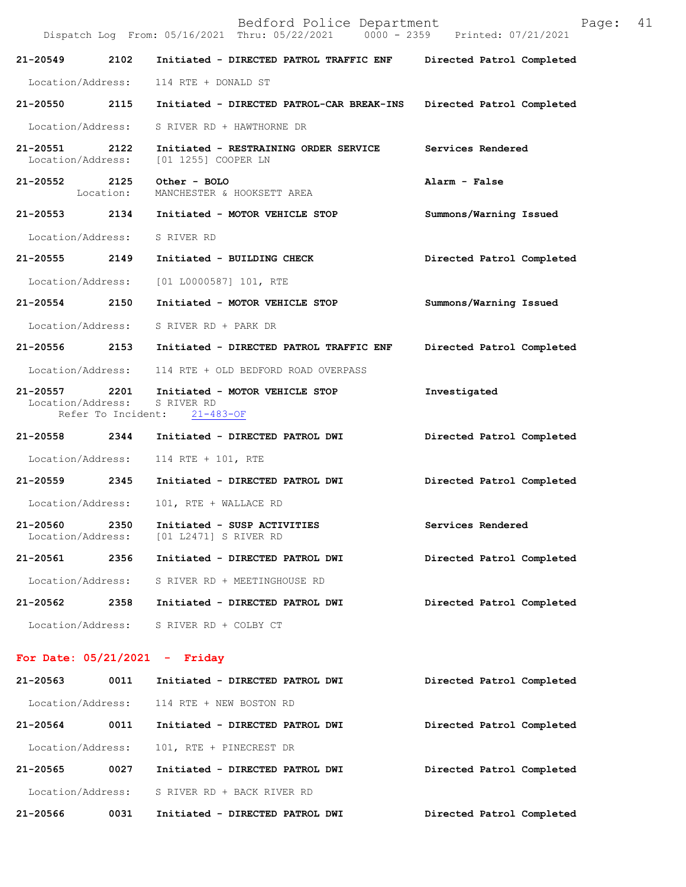**21-20549 2102 Initiated - DIRECTED PATROL TRAFFIC ENF — Directed Patrol Completed**

Location/Address: 114 RTE + DONALD ST

**21-20550 2115 Initiated - DIRECTED PATROL-CAR BREAK-INS — Directed Patrol Completed**

Location/Address: S RIVER RD + HAWTHORNE DR

**21-20551 2122 Initiated - RESTRAINING ORDER SERVICE — Services Rendered**

Location/Address: [01 1255] COOPER LN

**21-20552 2125 Other - BOLO — Alarm - False**

Location: MANCHESTER & HOOKSETT AREA

**21-20553 2134 Initiated - MOTOR VEHICLE STOP — Summons/Warning Issued**

Location/Address: S RIVER RD

**21-20555 2149 Initiated - BUILDING CHECK — Directed Patrol Completed**

Location/Address: [01 L0000587] 101, RTE

**21-20554 2150 Initiated - MOTOR VEHICLE STOP — Summons/Warning Issued**

Location/Address: S RIVER RD + PARK DR

**21-20556 2153 Initiated - DIRECTED PATROL TRAFFIC ENF — Directed Patrol Completed**

Location/Address: 114 RTE + OLD BEDFORD ROAD OVERPASS

**21-20557 2201 Initiated - MOTOR VEHICLE STOP — Investigated**

Location/Address: S RIVER RD
Refer To Incident: 21-483-OF

**21-20558 2344 Initiated - DIRECTED PATROL DWI — Directed Patrol Completed**

Location/Address: 114 RTE + 101, RTE

**21-20559 2345 Initiated - DIRECTED PATROL DWI — Directed Patrol Completed**

Location/Address: 101, RTE + WALLACE RD

**21-20560 2350 Initiated - SUSP ACTIVITIES — Services Rendered**

Location/Address: [01 L2471] S RIVER RD

**21-20561 2356 Initiated - DIRECTED PATROL DWI — Directed Patrol Completed**

Location/Address: S RIVER RD + MEETINGHOUSE RD

**21-20562 2358 Initiated - DIRECTED PATROL DWI — Directed Patrol Completed**

Location/Address: S RIVER RD + COLBY CT

## For Date: 05/21/2021 - Friday

**21-20563 0011 Initiated - DIRECTED PATROL DWI — Directed Patrol Completed**

Location/Address: 114 RTE + NEW BOSTON RD

**21-20564 0011 Initiated - DIRECTED PATROL DWI — Directed Patrol Completed**

Location/Address: 101, RTE + PINECREST DR

**21-20565 0027 Initiated - DIRECTED PATROL DWI — Directed Patrol Completed**

Location/Address: S RIVER RD + BACK RIVER RD

**21-20566 0031 Initiated - DIRECTED PATROL DWI — Directed Patrol Completed**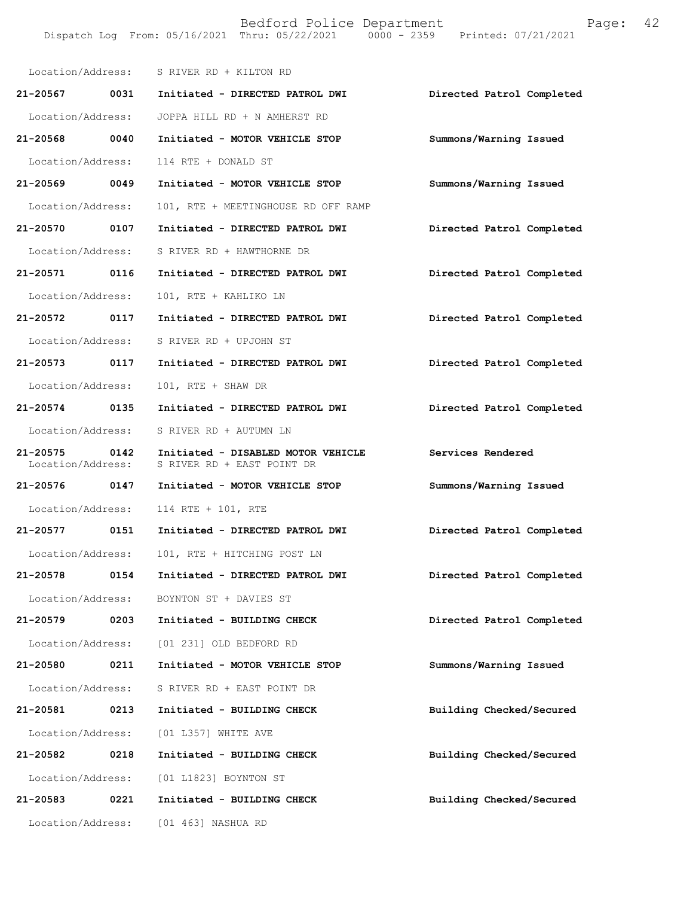Location/Address: S RIVER RD + KILTON RD

**21-20567 0031 Initiated - DIRECTED PATROL DWI** — **Directed Patrol Completed**
Location/Address: JOPPA HILL RD + N AMHERST RD

**21-20568 0040 Initiated - MOTOR VEHICLE STOP** — **Summons/Warning Issued**
Location/Address: 114 RTE + DONALD ST

**21-20569 0049 Initiated - MOTOR VEHICLE STOP** — **Summons/Warning Issued**
Location/Address: 101, RTE + MEETINGHOUSE RD OFF RAMP

**21-20570 0107 Initiated - DIRECTED PATROL DWI** — **Directed Patrol Completed**
Location/Address: S RIVER RD + HAWTHORNE DR

**21-20571 0116 Initiated - DIRECTED PATROL DWI** — **Directed Patrol Completed**
Location/Address: 101, RTE + KAHLIKO LN

**21-20572 0117 Initiated - DIRECTED PATROL DWI** — **Directed Patrol Completed**
Location/Address: S RIVER RD + UPJOHN ST

**21-20573 0117 Initiated - DIRECTED PATROL DWI** — **Directed Patrol Completed**
Location/Address: 101, RTE + SHAW DR

**21-20574 0135 Initiated - DIRECTED PATROL DWI** — **Directed Patrol Completed**
Location/Address: S RIVER RD + AUTUMN LN

**21-20575 0142 Initiated - DISABLED MOTOR VEHICLE** — **Services Rendered**
Location/Address: S RIVER RD + EAST POINT DR

**21-20576 0147 Initiated - MOTOR VEHICLE STOP** — **Summons/Warning Issued**
Location/Address: 114 RTE + 101, RTE

**21-20577 0151 Initiated - DIRECTED PATROL DWI** — **Directed Patrol Completed**
Location/Address: 101, RTE + HITCHING POST LN

**21-20578 0154 Initiated - DIRECTED PATROL DWI** — **Directed Patrol Completed**
Location/Address: BOYNTON ST + DAVIES ST

**21-20579 0203 Initiated - BUILDING CHECK** — **Directed Patrol Completed**
Location/Address: [01 231] OLD BEDFORD RD

**21-20580 0211 Initiated - MOTOR VEHICLE STOP** — **Summons/Warning Issued**
Location/Address: S RIVER RD + EAST POINT DR

**21-20581 0213 Initiated - BUILDING CHECK** — **Building Checked/Secured**
Location/Address: [01 L357] WHITE AVE

**21-20582 0218 Initiated - BUILDING CHECK** — **Building Checked/Secured**
Location/Address: [01 L1823] BOYNTON ST

**21-20583 0221 Initiated - BUILDING CHECK** — **Building Checked/Secured**
Location/Address: [01 463] NASHUA RD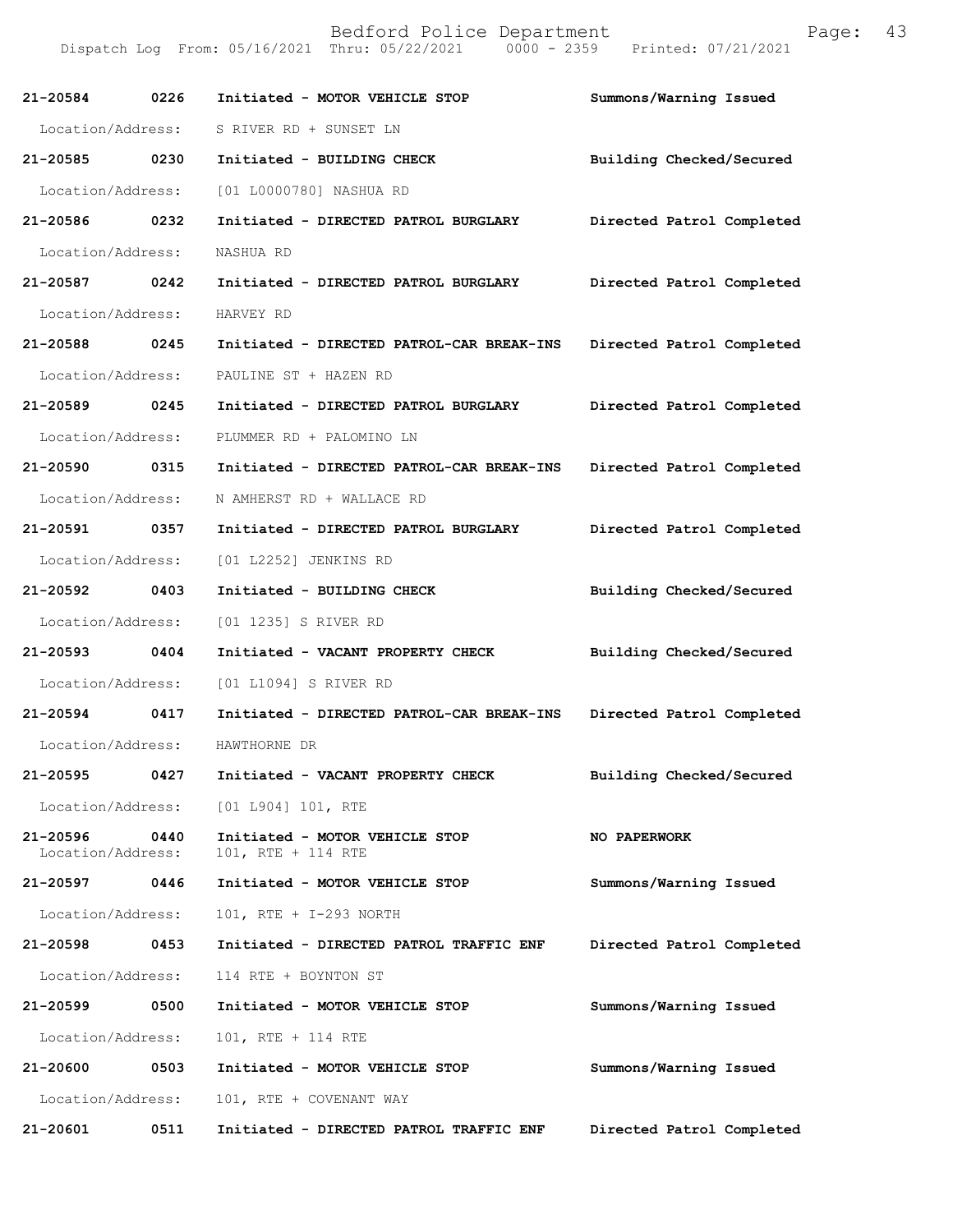21-20584 0226 Initiated - MOTOR VEHICLE STOP Summons/Warning Issued

Location/Address: S RIVER RD + SUNSET LN

21-20585 0230 Initiated - BUILDING CHECK Building Checked/Secured

Location/Address: [01 L0000780] NASHUA RD

21-20586 0232 Initiated - DIRECTED PATROL BURGLARY Directed Patrol Completed

Location/Address: NASHUA RD

21-20587 0242 Initiated - DIRECTED PATROL BURGLARY Directed Patrol Completed

Location/Address: HARVEY RD

21-20588 0245 Initiated - DIRECTED PATROL-CAR BREAK-INS Directed Patrol Completed

Location/Address: PAULINE ST + HAZEN RD

21-20589 0245 Initiated - DIRECTED PATROL BURGLARY Directed Patrol Completed

Location/Address: PLUMMER RD + PALOMINO LN

21-20590 0315 Initiated - DIRECTED PATROL-CAR BREAK-INS Directed Patrol Completed

Location/Address: N AMHERST RD + WALLACE RD

21-20591 0357 Initiated - DIRECTED PATROL BURGLARY Directed Patrol Completed

Location/Address: [01 L2252] JENKINS RD

21-20592 0403 Initiated - BUILDING CHECK Building Checked/Secured

Location/Address: [01 1235] S RIVER RD

21-20593 0404 Initiated - VACANT PROPERTY CHECK Building Checked/Secured

Location/Address: [01 L1094] S RIVER RD

21-20594 0417 Initiated - DIRECTED PATROL-CAR BREAK-INS Directed Patrol Completed

Location/Address: HAWTHORNE DR

21-20595 0427 Initiated - VACANT PROPERTY CHECK Building Checked/Secured

Location/Address: [01 L904] 101, RTE

21-20596 0440 Initiated - MOTOR VEHICLE STOP NO PAPERWORK
Location/Address: 101, RTE + 114 RTE

21-20597 0446 Initiated - MOTOR VEHICLE STOP Summons/Warning Issued

Location/Address: 101, RTE + I-293 NORTH

21-20598 0453 Initiated - DIRECTED PATROL TRAFFIC ENF Directed Patrol Completed

Location/Address: 114 RTE + BOYNTON ST

21-20599 0500 Initiated - MOTOR VEHICLE STOP Summons/Warning Issued

Location/Address: 101, RTE + 114 RTE

21-20600 0503 Initiated - MOTOR VEHICLE STOP Summons/Warning Issued

Location/Address: 101, RTE + COVENANT WAY

21-20601 0511 Initiated - DIRECTED PATROL TRAFFIC ENF Directed Patrol Completed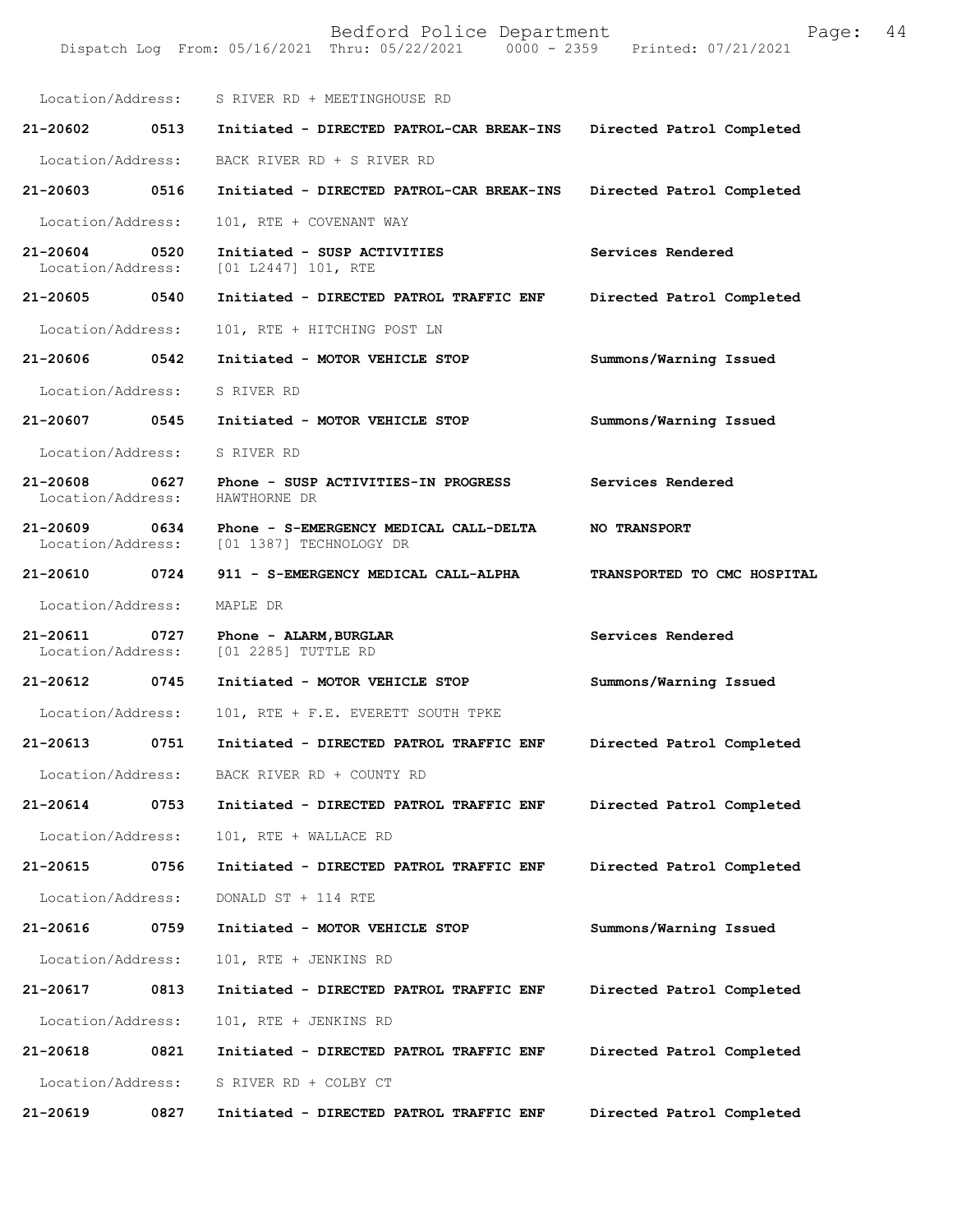Location/Address: S RIVER RD + MEETINGHOUSE RD

**21-20602 0513 Initiated - DIRECTED PATROL-CAR BREAK-INS Directed Patrol Completed**

Location/Address: BACK RIVER RD + S RIVER RD

**21-20603 0516 Initiated - DIRECTED PATROL-CAR BREAK-INS Directed Patrol Completed**

Location/Address: 101, RTE + COVENANT WAY

**21-20604 0520 Initiated - SUSP ACTIVITIES Services Rendered**
Location/Address: [01 L2447] 101, RTE

**21-20605 0540 Initiated - DIRECTED PATROL TRAFFIC ENF Directed Patrol Completed**

Location/Address: 101, RTE + HITCHING POST LN

**21-20606 0542 Initiated - MOTOR VEHICLE STOP Summons/Warning Issued**

Location/Address: S RIVER RD

**21-20607 0545 Initiated - MOTOR VEHICLE STOP Summons/Warning Issued**

Location/Address: S RIVER RD

**21-20608 0627 Phone - SUSP ACTIVITIES-IN PROGRESS Services Rendered**
Location/Address: HAWTHORNE DR

**21-20609 0634 Phone - S-EMERGENCY MEDICAL CALL-DELTA NO TRANSPORT**
Location/Address: [01 1387] TECHNOLOGY DR

**21-20610 0724 911 - S-EMERGENCY MEDICAL CALL-ALPHA TRANSPORTED TO CMC HOSPITAL**

Location/Address: MAPLE DR

**21-20611 0727 Phone - ALARM,BURGLAR Services Rendered**
Location/Address: [01 2285] TUTTLE RD

**21-20612 0745 Initiated - MOTOR VEHICLE STOP Summons/Warning Issued**

Location/Address: 101, RTE + F.E. EVERETT SOUTH TPKE

**21-20613 0751 Initiated - DIRECTED PATROL TRAFFIC ENF Directed Patrol Completed**

Location/Address: BACK RIVER RD + COUNTY RD

**21-20614 0753 Initiated - DIRECTED PATROL TRAFFIC ENF Directed Patrol Completed**

Location/Address: 101, RTE + WALLACE RD

**21-20615 0756 Initiated - DIRECTED PATROL TRAFFIC ENF Directed Patrol Completed**

Location/Address: DONALD ST + 114 RTE

**21-20616 0759 Initiated - MOTOR VEHICLE STOP Summons/Warning Issued**

Location/Address: 101, RTE + JENKINS RD

**21-20617 0813 Initiated - DIRECTED PATROL TRAFFIC ENF Directed Patrol Completed**

Location/Address: 101, RTE + JENKINS RD

**21-20618 0821 Initiated - DIRECTED PATROL TRAFFIC ENF Directed Patrol Completed**

Location/Address: S RIVER RD + COLBY CT

**21-20619 0827 Initiated - DIRECTED PATROL TRAFFIC ENF Directed Patrol Completed**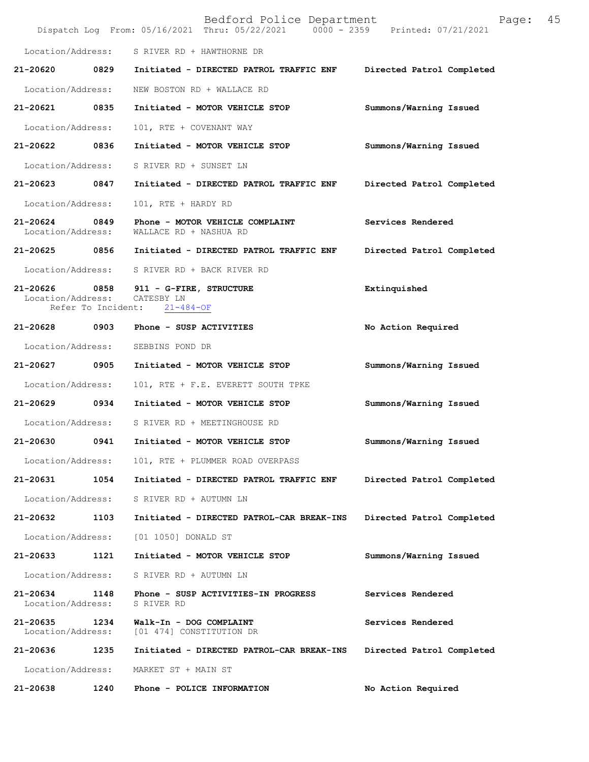Location/Address: S RIVER RD + HAWTHORNE DR

**21-20620 0829 Initiated - DIRECTED PATROL TRAFFIC ENF Directed Patrol Completed**

Location/Address: NEW BOSTON RD + WALLACE RD

**21-20621 0835 Initiated - MOTOR VEHICLE STOP Summons/Warning Issued**

Location/Address: 101, RTE + COVENANT WAY

**21-20622 0836 Initiated - MOTOR VEHICLE STOP Summons/Warning Issued**

Location/Address: S RIVER RD + SUNSET LN

**21-20623 0847 Initiated - DIRECTED PATROL TRAFFIC ENF Directed Patrol Completed**

Location/Address: 101, RTE + HARDY RD

**21-20624 0849 Phone - MOTOR VEHICLE COMPLAINT Services Rendered**
Location/Address: WALLACE RD + NASHUA RD

**21-20625 0856 Initiated - DIRECTED PATROL TRAFFIC ENF Directed Patrol Completed**

Location/Address: S RIVER RD + BACK RIVER RD

**21-20626 0858 911 - G-FIRE, STRUCTURE Extinquished**
Location/Address: CATESBY LN
Refer To Incident: 21-484-OF

**21-20628 0903 Phone - SUSP ACTIVITIES No Action Required**

Location/Address: SEBBINS POND DR

**21-20627 0905 Initiated - MOTOR VEHICLE STOP Summons/Warning Issued**

Location/Address: 101, RTE + F.E. EVERETT SOUTH TPKE

**21-20629 0934 Initiated - MOTOR VEHICLE STOP Summons/Warning Issued**

Location/Address: S RIVER RD + MEETINGHOUSE RD

**21-20630 0941 Initiated - MOTOR VEHICLE STOP Summons/Warning Issued**

Location/Address: 101, RTE + PLUMMER ROAD OVERPASS

**21-20631 1054 Initiated - DIRECTED PATROL TRAFFIC ENF Directed Patrol Completed**

Location/Address: S RIVER RD + AUTUMN LN

**21-20632 1103 Initiated - DIRECTED PATROL-CAR BREAK-INS Directed Patrol Completed**

Location/Address: [01 1050] DONALD ST

**21-20633 1121 Initiated - MOTOR VEHICLE STOP Summons/Warning Issued**

Location/Address: S RIVER RD + AUTUMN LN

**21-20634 1148 Phone - SUSP ACTIVITIES-IN PROGRESS Services Rendered**
Location/Address: S RIVER RD

**21-20635 1234 Walk-In - DOG COMPLAINT Services Rendered**
Location/Address: [01 474] CONSTITUTION DR

**21-20636 1235 Initiated - DIRECTED PATROL-CAR BREAK-INS Directed Patrol Completed**

Location/Address: MARKET ST + MAIN ST

**21-20638 1240 Phone - POLICE INFORMATION No Action Required**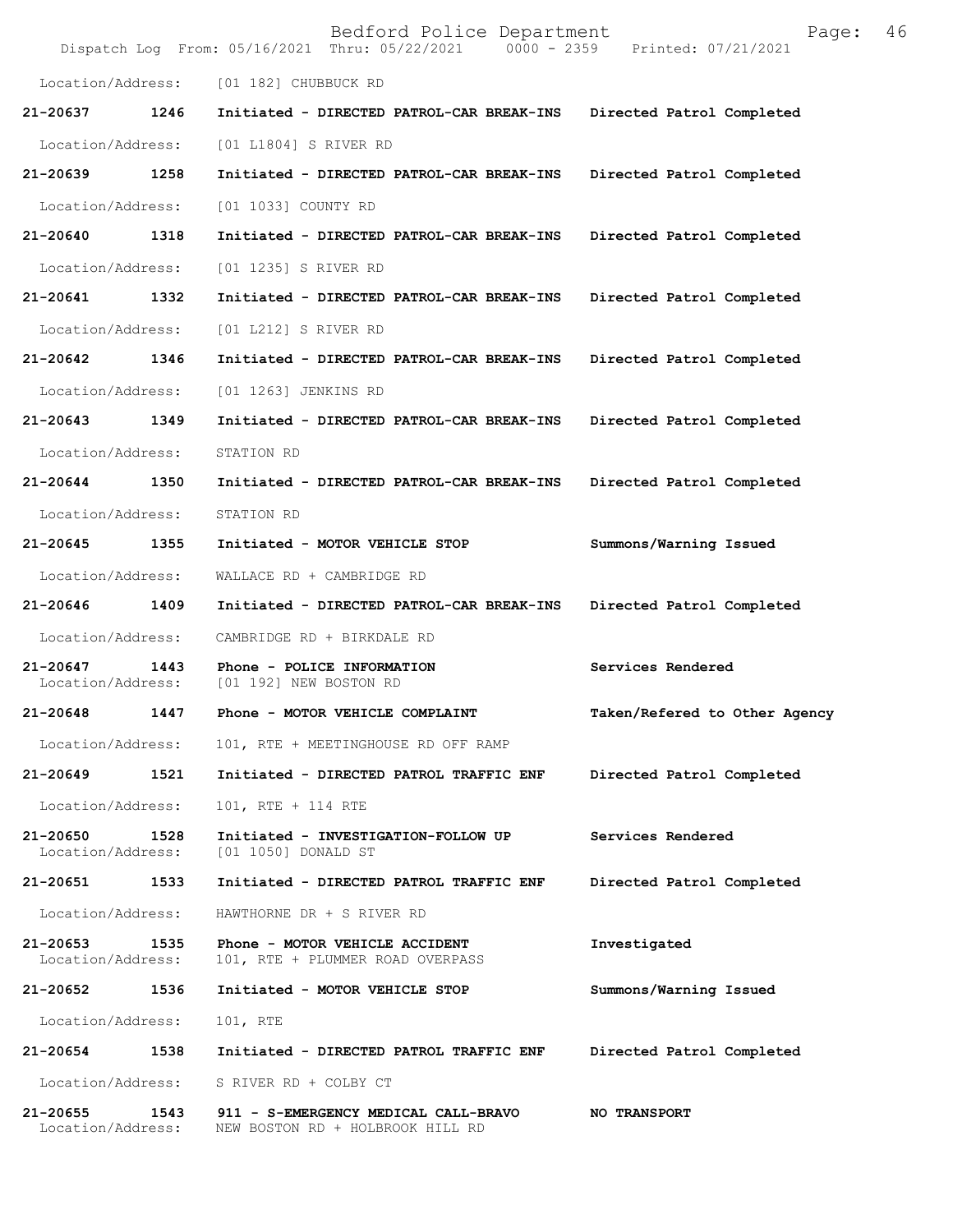Location/Address: [01 182] CHUBBUCK RD

**21-20637 1246 Initiated - DIRECTED PATROL-CAR BREAK-INS Directed Patrol Completed**

Location/Address: [01 L1804] S RIVER RD

**21-20639 1258 Initiated - DIRECTED PATROL-CAR BREAK-INS Directed Patrol Completed**

Location/Address: [01 1033] COUNTY RD

**21-20640 1318 Initiated - DIRECTED PATROL-CAR BREAK-INS Directed Patrol Completed**

Location/Address: [01 1235] S RIVER RD

**21-20641 1332 Initiated - DIRECTED PATROL-CAR BREAK-INS Directed Patrol Completed**

Location/Address: [01 L212] S RIVER RD

**21-20642 1346 Initiated - DIRECTED PATROL-CAR BREAK-INS Directed Patrol Completed**

Location/Address: [01 1263] JENKINS RD

**21-20643 1349 Initiated - DIRECTED PATROL-CAR BREAK-INS Directed Patrol Completed**

Location/Address: STATION RD

**21-20644 1350 Initiated - DIRECTED PATROL-CAR BREAK-INS Directed Patrol Completed**

Location/Address: STATION RD

**21-20645 1355 Initiated - MOTOR VEHICLE STOP Summons/Warning Issued**

Location/Address: WALLACE RD + CAMBRIDGE RD

**21-20646 1409 Initiated - DIRECTED PATROL-CAR BREAK-INS Directed Patrol Completed**

Location/Address: CAMBRIDGE RD + BIRKDALE RD

**21-20647 1443 Phone - POLICE INFORMATION Services Rendered**
Location/Address: [01 192] NEW BOSTON RD

**21-20648 1447 Phone - MOTOR VEHICLE COMPLAINT Taken/Refered to Other Agency**

Location/Address: 101, RTE + MEETINGHOUSE RD OFF RAMP

**21-20649 1521 Initiated - DIRECTED PATROL TRAFFIC ENF Directed Patrol Completed**

Location/Address: 101, RTE + 114 RTE

**21-20650 1528 Initiated - INVESTIGATION-FOLLOW UP Services Rendered**
Location/Address: [01 1050] DONALD ST

**21-20651 1533 Initiated - DIRECTED PATROL TRAFFIC ENF Directed Patrol Completed**

Location/Address: HAWTHORNE DR + S RIVER RD

**21-20653 1535 Phone - MOTOR VEHICLE ACCIDENT Investigated**
Location/Address: 101, RTE + PLUMMER ROAD OVERPASS

**21-20652 1536 Initiated - MOTOR VEHICLE STOP Summons/Warning Issued**

Location/Address: 101, RTE

**21-20654 1538 Initiated - DIRECTED PATROL TRAFFIC ENF Directed Patrol Completed**

Location/Address: S RIVER RD + COLBY CT

**21-20655 1543 911 - S-EMERGENCY MEDICAL CALL-BRAVO NO TRANSPORT**
Location/Address: NEW BOSTON RD + HOLBROOK HILL RD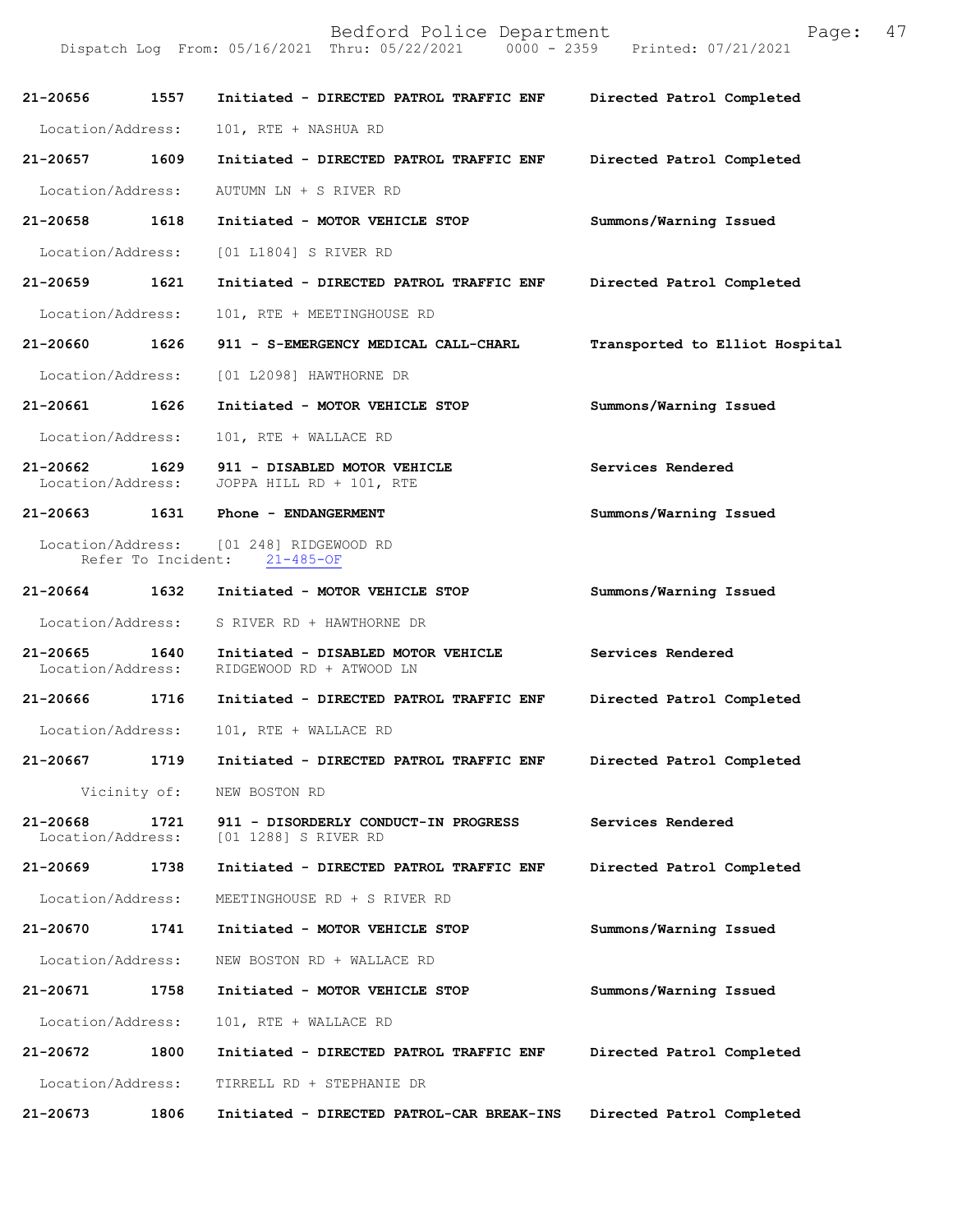| Call # | Time | Call Reason / Action | Disposition |
| --- | --- | --- | --- |
| 21-20656 | 1557 | Initiated - DIRECTED PATROL TRAFFIC ENF | Directed Patrol Completed |
| | | Location/Address: 101, RTE + NASHUA RD | |
| 21-20657 | 1609 | Initiated - DIRECTED PATROL TRAFFIC ENF | Directed Patrol Completed |
| | | Location/Address: AUTUMN LN + S RIVER RD | |
| 21-20658 | 1618 | Initiated - MOTOR VEHICLE STOP | Summons/Warning Issued |
| | | Location/Address: [01 L1804] S RIVER RD | |
| 21-20659 | 1621 | Initiated - DIRECTED PATROL TRAFFIC ENF | Directed Patrol Completed |
| | | Location/Address: 101, RTE + MEETINGHOUSE RD | |
| 21-20660 | 1626 | 911 - S-EMERGENCY MEDICAL CALL-CHARL | Transported to Elliot Hospital |
| | | Location/Address: [01 L2098] HAWTHORNE DR | |
| 21-20661 | 1626 | Initiated - MOTOR VEHICLE STOP | Summons/Warning Issued |
| | | Location/Address: 101, RTE + WALLACE RD | |
| 21-20662 | 1629 | 911 - DISABLED MOTOR VEHICLE | Services Rendered |
| | | Location/Address: JOPPA HILL RD + 101, RTE | |
| 21-20663 | 1631 | Phone - ENDANGERMENT | Summons/Warning Issued |
| | | Location/Address: [01 248] RIDGEWOOD RD; Refer To Incident: 21-485-OF | |
| 21-20664 | 1632 | Initiated - MOTOR VEHICLE STOP | Summons/Warning Issued |
| | | Location/Address: S RIVER RD + HAWTHORNE DR | |
| 21-20665 | 1640 | Initiated - DISABLED MOTOR VEHICLE | Services Rendered |
| | | Location/Address: RIDGEWOOD RD + ATWOOD LN | |
| 21-20666 | 1716 | Initiated - DIRECTED PATROL TRAFFIC ENF | Directed Patrol Completed |
| | | Location/Address: 101, RTE + WALLACE RD | |
| 21-20667 | 1719 | Initiated - DIRECTED PATROL TRAFFIC ENF | Directed Patrol Completed |
| | | Vicinity of: NEW BOSTON RD | |
| 21-20668 | 1721 | 911 - DISORDERLY CONDUCT-IN PROGRESS | Services Rendered |
| | | Location/Address: [01 1288] S RIVER RD | |
| 21-20669 | 1738 | Initiated - DIRECTED PATROL TRAFFIC ENF | Directed Patrol Completed |
| | | Location/Address: MEETINGHOUSE RD + S RIVER RD | |
| 21-20670 | 1741 | Initiated - MOTOR VEHICLE STOP | Summons/Warning Issued |
| | | Location/Address: NEW BOSTON RD + WALLACE RD | |
| 21-20671 | 1758 | Initiated - MOTOR VEHICLE STOP | Summons/Warning Issued |
| | | Location/Address: 101, RTE + WALLACE RD | |
| 21-20672 | 1800 | Initiated - DIRECTED PATROL TRAFFIC ENF | Directed Patrol Completed |
| | | Location/Address: TIRRELL RD + STEPHANIE DR | |
| 21-20673 | 1806 | Initiated - DIRECTED PATROL-CAR BREAK-INS | Directed Patrol Completed |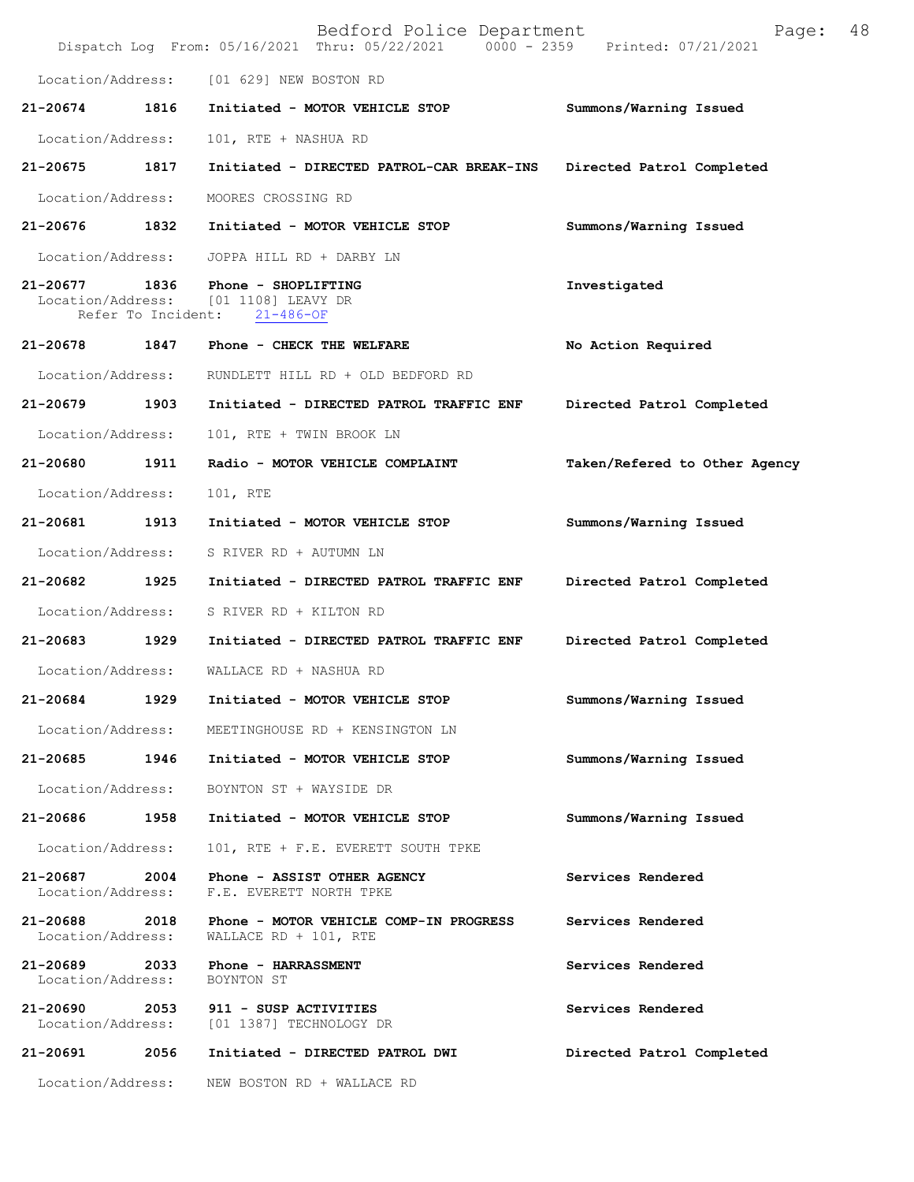Location/Address: [01 629] NEW BOSTON RD

**21-20674 1816 Initiated - MOTOR VEHICLE STOP** Summons/Warning Issued

Location/Address: 101, RTE + NASHUA RD

**21-20675 1817 Initiated - DIRECTED PATROL-CAR BREAK-INS** Directed Patrol Completed

Location/Address: MOORES CROSSING RD

**21-20676 1832 Initiated - MOTOR VEHICLE STOP** Summons/Warning Issued

Location/Address: JOPPA HILL RD + DARBY LN

**21-20677 1836 Phone - SHOPLIFTING** Investigated
Location/Address: [01 1108] LEAVY DR
Refer To Incident: 21-486-OF

**21-20678 1847 Phone - CHECK THE WELFARE** No Action Required

Location/Address: RUNDLETT HILL RD + OLD BEDFORD RD

**21-20679 1903 Initiated - DIRECTED PATROL TRAFFIC ENF** Directed Patrol Completed

Location/Address: 101, RTE + TWIN BROOK LN

**21-20680 1911 Radio - MOTOR VEHICLE COMPLAINT** Taken/Refered to Other Agency

Location/Address: 101, RTE

**21-20681 1913 Initiated - MOTOR VEHICLE STOP** Summons/Warning Issued

Location/Address: S RIVER RD + AUTUMN LN

**21-20682 1925 Initiated - DIRECTED PATROL TRAFFIC ENF** Directed Patrol Completed

Location/Address: S RIVER RD + KILTON RD

**21-20683 1929 Initiated - DIRECTED PATROL TRAFFIC ENF** Directed Patrol Completed

Location/Address: WALLACE RD + NASHUA RD

**21-20684 1929 Initiated - MOTOR VEHICLE STOP** Summons/Warning Issued

Location/Address: MEETINGHOUSE RD + KENSINGTON LN

**21-20685 1946 Initiated - MOTOR VEHICLE STOP** Summons/Warning Issued

Location/Address: BOYNTON ST + WAYSIDE DR

**21-20686 1958 Initiated - MOTOR VEHICLE STOP** Summons/Warning Issued

Location/Address: 101, RTE + F.E. EVERETT SOUTH TPKE

**21-20687 2004 Phone - ASSIST OTHER AGENCY** Services Rendered
Location/Address: F.E. EVERETT NORTH TPKE

**21-20688 2018 Phone - MOTOR VEHICLE COMP-IN PROGRESS** Services Rendered
Location/Address: WALLACE RD + 101, RTE

**21-20689 2033 Phone - HARRASSMENT** Services Rendered
Location/Address: BOYNTON ST

**21-20690 2053 911 - SUSP ACTIVITIES** Services Rendered
Location/Address: [01 1387] TECHNOLOGY DR

**21-20691 2056 Initiated - DIRECTED PATROL DWI** Directed Patrol Completed

Location/Address: NEW BOSTON RD + WALLACE RD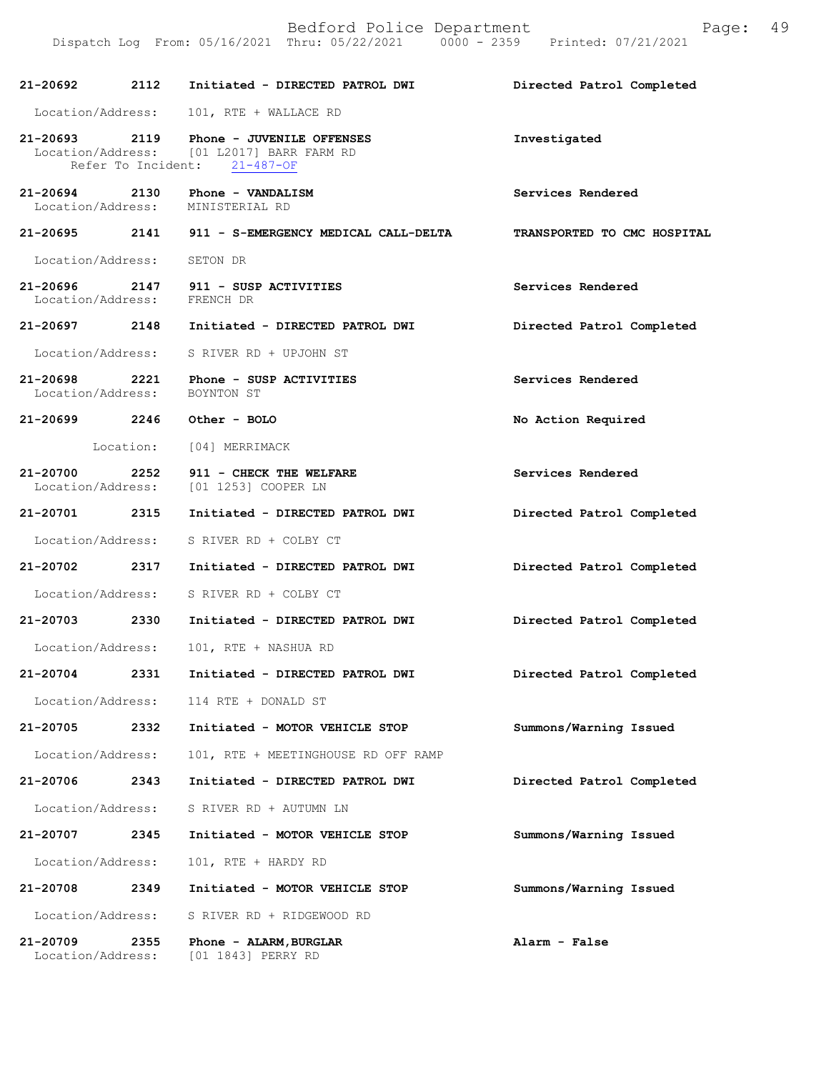**21-20692 2112 Initiated - DIRECTED PATROL DWI** — **Directed Patrol Completed**

Location/Address: 101, RTE + WALLACE RD

**21-20693 2119 Phone - JUVENILE OFFENSES** — **Investigated**

Location/Address: [01 L2017] BARR FARM RD

Refer To Incident: 21-487-OF

**21-20694 2130 Phone - VANDALISM** — **Services Rendered**

Location/Address: MINISTERIAL RD

**21-20695 2141 911 - S-EMERGENCY MEDICAL CALL-DELTA** — **TRANSPORTED TO CMC HOSPITAL**

Location/Address: SETON DR

**21-20696 2147 911 - SUSP ACTIVITIES** — **Services Rendered**

Location/Address: FRENCH DR

**21-20697 2148 Initiated - DIRECTED PATROL DWI** — **Directed Patrol Completed**

Location/Address: S RIVER RD + UPJOHN ST

**21-20698 2221 Phone - SUSP ACTIVITIES** — **Services Rendered**

Location/Address: BOYNTON ST

**21-20699 2246 Other - BOLO** — **No Action Required**

Location: [04] MERRIMACK

**21-20700 2252 911 - CHECK THE WELFARE** — **Services Rendered**

Location/Address: [01 1253] COOPER LN

**21-20701 2315 Initiated - DIRECTED PATROL DWI** — **Directed Patrol Completed**

Location/Address: S RIVER RD + COLBY CT

**21-20702 2317 Initiated - DIRECTED PATROL DWI** — **Directed Patrol Completed**

Location/Address: S RIVER RD + COLBY CT

**21-20703 2330 Initiated - DIRECTED PATROL DWI** — **Directed Patrol Completed**

Location/Address: 101, RTE + NASHUA RD

**21-20704 2331 Initiated - DIRECTED PATROL DWI** — **Directed Patrol Completed**

Location/Address: 114 RTE + DONALD ST

**21-20705 2332 Initiated - MOTOR VEHICLE STOP** — **Summons/Warning Issued**

Location/Address: 101, RTE + MEETINGHOUSE RD OFF RAMP

**21-20706 2343 Initiated - DIRECTED PATROL DWI** — **Directed Patrol Completed**

Location/Address: S RIVER RD + AUTUMN LN

**21-20707 2345 Initiated - MOTOR VEHICLE STOP** — **Summons/Warning Issued**

Location/Address: 101, RTE + HARDY RD

**21-20708 2349 Initiated - MOTOR VEHICLE STOP** — **Summons/Warning Issued**

Location/Address: S RIVER RD + RIDGEWOOD RD

**21-20709 2355 Phone - ALARM,BURGLAR** — **Alarm - False**

Location/Address: [01 1843] PERRY RD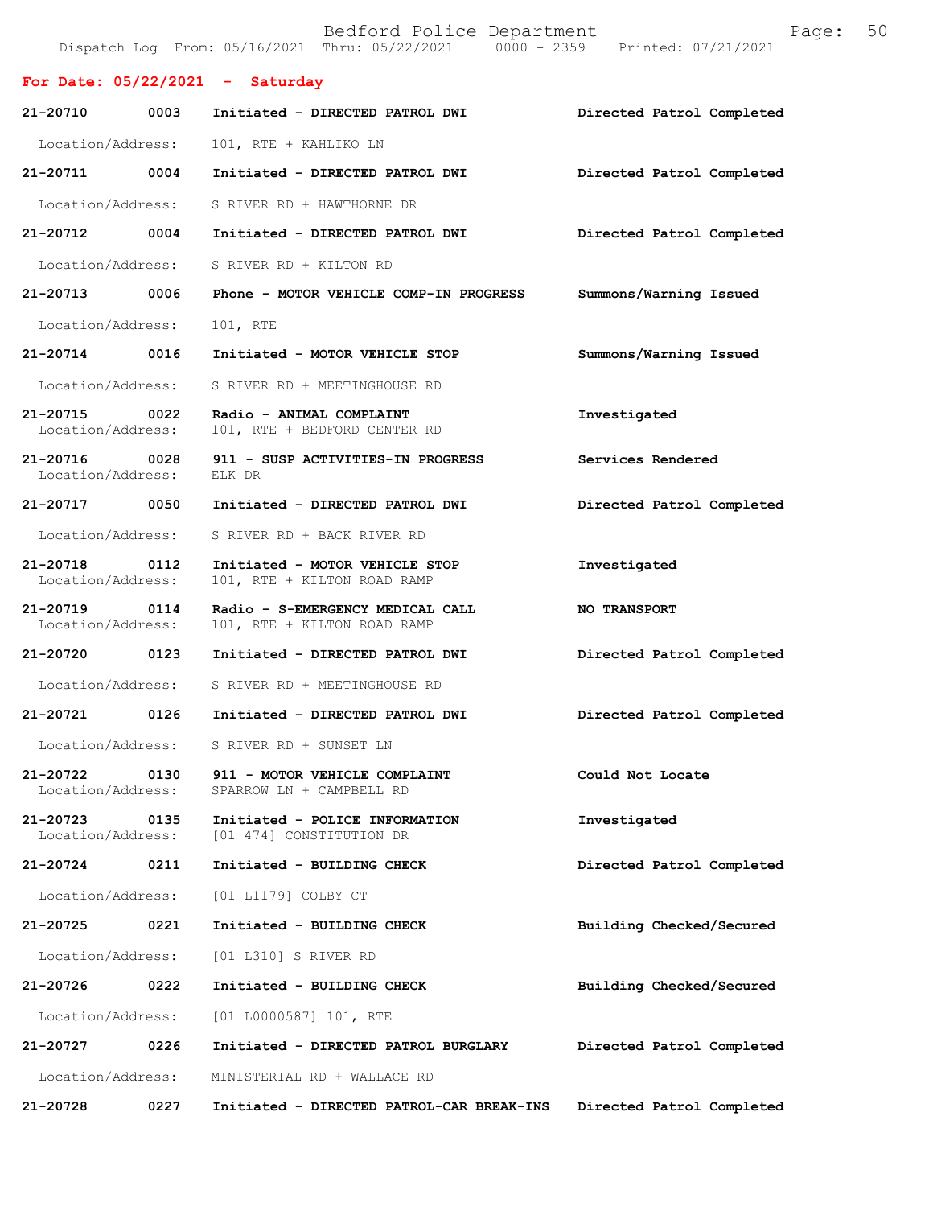Bedford Police Department

Dispatch Log From: 05/16/2021 Thru: 05/22/2021 0000 - 2359 Printed: 07/21/2021

**For Date: 05/22/2021 - Saturday**

**21-20710 0003 Initiated - DIRECTED PATROL DWI** Directed Patrol Completed
Location/Address: 101, RTE + KAHLIKO LN

**21-20711 0004 Initiated - DIRECTED PATROL DWI** Directed Patrol Completed
Location/Address: S RIVER RD + HAWTHORNE DR

**21-20712 0004 Initiated - DIRECTED PATROL DWI** Directed Patrol Completed
Location/Address: S RIVER RD + KILTON RD

**21-20713 0006 Phone - MOTOR VEHICLE COMP-IN PROGRESS** Summons/Warning Issued
Location/Address: 101, RTE

**21-20714 0016 Initiated - MOTOR VEHICLE STOP** Summons/Warning Issued
Location/Address: S RIVER RD + MEETINGHOUSE RD

**21-20715 0022 Radio - ANIMAL COMPLAINT** Investigated
Location/Address: 101, RTE + BEDFORD CENTER RD

**21-20716 0028 911 - SUSP ACTIVITIES-IN PROGRESS** Services Rendered
Location/Address: ELK DR

**21-20717 0050 Initiated - DIRECTED PATROL DWI** Directed Patrol Completed
Location/Address: S RIVER RD + BACK RIVER RD

**21-20718 0112 Initiated - MOTOR VEHICLE STOP** Investigated
Location/Address: 101, RTE + KILTON ROAD RAMP

**21-20719 0114 Radio - S-EMERGENCY MEDICAL CALL** NO TRANSPORT
Location/Address: 101, RTE + KILTON ROAD RAMP

**21-20720 0123 Initiated - DIRECTED PATROL DWI** Directed Patrol Completed
Location/Address: S RIVER RD + MEETINGHOUSE RD

**21-20721 0126 Initiated - DIRECTED PATROL DWI** Directed Patrol Completed
Location/Address: S RIVER RD + SUNSET LN

**21-20722 0130 911 - MOTOR VEHICLE COMPLAINT** Could Not Locate
Location/Address: SPARROW LN + CAMPBELL RD

**21-20723 0135 Initiated - POLICE INFORMATION** Investigated
Location/Address: [01 474] CONSTITUTION DR

**21-20724 0211 Initiated - BUILDING CHECK** Directed Patrol Completed
Location/Address: [01 L1179] COLBY CT

**21-20725 0221 Initiated - BUILDING CHECK** Building Checked/Secured
Location/Address: [01 L310] S RIVER RD

**21-20726 0222 Initiated - BUILDING CHECK** Building Checked/Secured
Location/Address: [01 L0000587] 101, RTE

**21-20727 0226 Initiated - DIRECTED PATROL BURGLARY** Directed Patrol Completed
Location/Address: MINISTERIAL RD + WALLACE RD

**21-20728 0227 Initiated - DIRECTED PATROL-CAR BREAK-INS** Directed Patrol Completed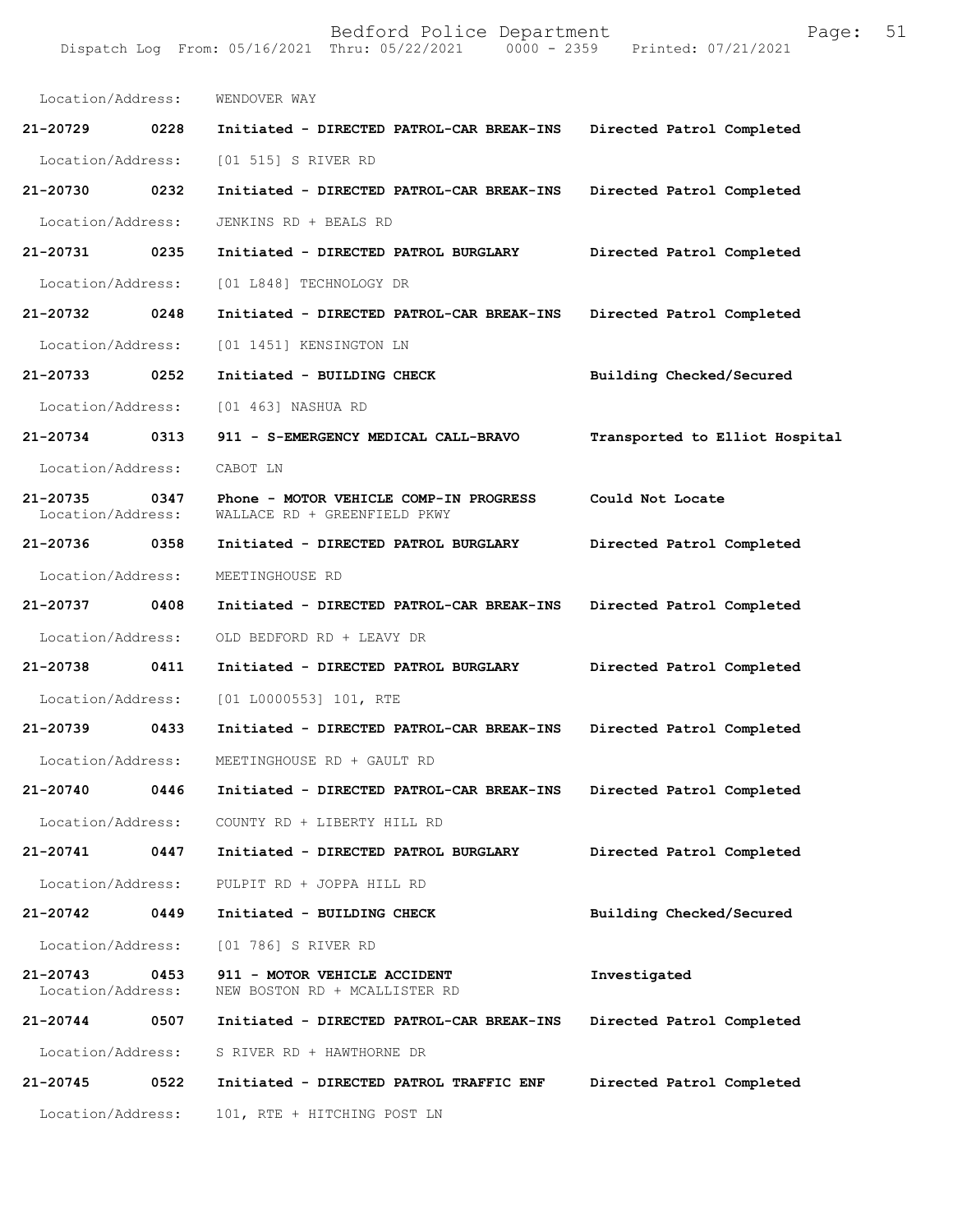Location/Address: WENDOVER WAY

| | | | |
|---|---|---|---|
| **21-20729** | **0228** | **Initiated - DIRECTED PATROL-CAR BREAK-INS** | **Directed Patrol Completed** |
| Location/Address: | | [01 515] S RIVER RD | |
| **21-20730** | **0232** | **Initiated - DIRECTED PATROL-CAR BREAK-INS** | **Directed Patrol Completed** |
| Location/Address: | | JENKINS RD + BEALS RD | |
| **21-20731** | **0235** | **Initiated - DIRECTED PATROL BURGLARY** | **Directed Patrol Completed** |
| Location/Address: | | [01 L848] TECHNOLOGY DR | |
| **21-20732** | **0248** | **Initiated - DIRECTED PATROL-CAR BREAK-INS** | **Directed Patrol Completed** |
| Location/Address: | | [01 1451] KENSINGTON LN | |
| **21-20733** | **0252** | **Initiated - BUILDING CHECK** | **Building Checked/Secured** |
| Location/Address: | | [01 463] NASHUA RD | |
| **21-20734** | **0313** | **911 - S-EMERGENCY MEDICAL CALL-BRAVO** | **Transported to Elliot Hospital** |
| Location/Address: | | CABOT LN | |
| **21-20735** | **0347** | **Phone - MOTOR VEHICLE COMP-IN PROGRESS** | **Could Not Locate** |
| Location/Address: | | WALLACE RD + GREENFIELD PKWY | |
| **21-20736** | **0358** | **Initiated - DIRECTED PATROL BURGLARY** | **Directed Patrol Completed** |
| Location/Address: | | MEETINGHOUSE RD | |
| **21-20737** | **0408** | **Initiated - DIRECTED PATROL-CAR BREAK-INS** | **Directed Patrol Completed** |
| Location/Address: | | OLD BEDFORD RD + LEAVY DR | |
| **21-20738** | **0411** | **Initiated - DIRECTED PATROL BURGLARY** | **Directed Patrol Completed** |
| Location/Address: | | [01 L0000553] 101, RTE | |
| **21-20739** | **0433** | **Initiated - DIRECTED PATROL-CAR BREAK-INS** | **Directed Patrol Completed** |
| Location/Address: | | MEETINGHOUSE RD + GAULT RD | |
| **21-20740** | **0446** | **Initiated - DIRECTED PATROL-CAR BREAK-INS** | **Directed Patrol Completed** |
| Location/Address: | | COUNTY RD + LIBERTY HILL RD | |
| **21-20741** | **0447** | **Initiated - DIRECTED PATROL BURGLARY** | **Directed Patrol Completed** |
| Location/Address: | | PULPIT RD + JOPPA HILL RD | |
| **21-20742** | **0449** | **Initiated - BUILDING CHECK** | **Building Checked/Secured** |
| Location/Address: | | [01 786] S RIVER RD | |
| **21-20743** | **0453** | **911 - MOTOR VEHICLE ACCIDENT** | **Investigated** |
| Location/Address: | | NEW BOSTON RD + MCALLISTER RD | |
| **21-20744** | **0507** | **Initiated - DIRECTED PATROL-CAR BREAK-INS** | **Directed Patrol Completed** |
| Location/Address: | | S RIVER RD + HAWTHORNE DR | |
| **21-20745** | **0522** | **Initiated - DIRECTED PATROL TRAFFIC ENF** | **Directed Patrol Completed** |
| Location/Address: | | 101, RTE + HITCHING POST LN | |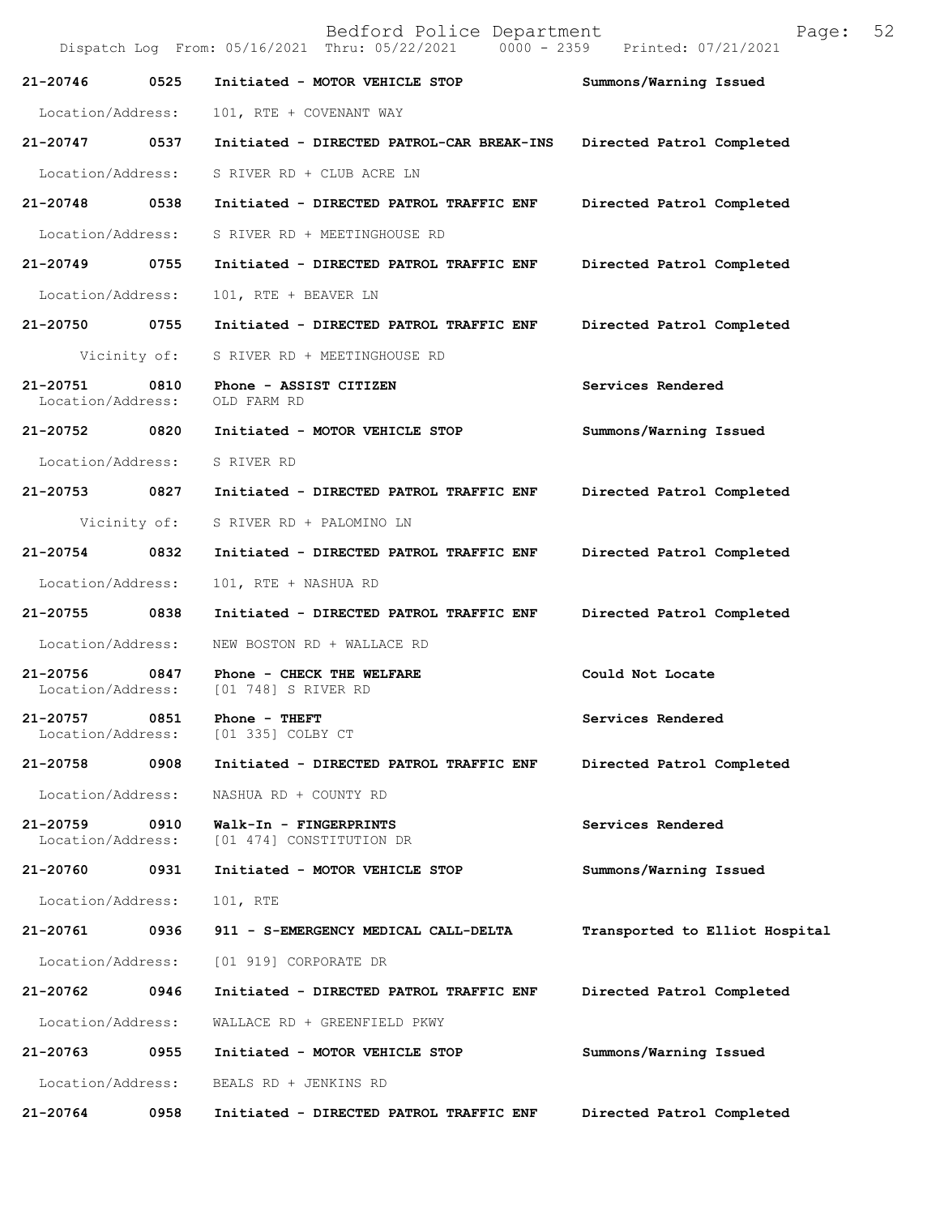| Call Number | Time | Call Type | Disposition |
|---|---|---|---|
| 21-20746 | 0525 | Initiated - MOTOR VEHICLE STOP | Summons/Warning Issued |
| Location/Address: | | 101, RTE + COVENANT WAY | |
| 21-20747 | 0537 | Initiated - DIRECTED PATROL-CAR BREAK-INS | Directed Patrol Completed |
| Location/Address: | | S RIVER RD + CLUB ACRE LN | |
| 21-20748 | 0538 | Initiated - DIRECTED PATROL TRAFFIC ENF | Directed Patrol Completed |
| Location/Address: | | S RIVER RD + MEETINGHOUSE RD | |
| 21-20749 | 0755 | Initiated - DIRECTED PATROL TRAFFIC ENF | Directed Patrol Completed |
| Location/Address: | | 101, RTE + BEAVER LN | |
| 21-20750 | 0755 | Initiated - DIRECTED PATROL TRAFFIC ENF | Directed Patrol Completed |
| Vicinity of: | | S RIVER RD + MEETINGHOUSE RD | |
| 21-20751 | 0810 | Phone - ASSIST CITIZEN | Services Rendered |
| Location/Address: | | OLD FARM RD | |
| 21-20752 | 0820 | Initiated - MOTOR VEHICLE STOP | Summons/Warning Issued |
| Location/Address: | | S RIVER RD | |
| 21-20753 | 0827 | Initiated - DIRECTED PATROL TRAFFIC ENF | Directed Patrol Completed |
| Vicinity of: | | S RIVER RD + PALOMINO LN | |
| 21-20754 | 0832 | Initiated - DIRECTED PATROL TRAFFIC ENF | Directed Patrol Completed |
| Location/Address: | | 101, RTE + NASHUA RD | |
| 21-20755 | 0838 | Initiated - DIRECTED PATROL TRAFFIC ENF | Directed Patrol Completed |
| Location/Address: | | NEW BOSTON RD + WALLACE RD | |
| 21-20756 | 0847 | Phone - CHECK THE WELFARE | Could Not Locate |
| Location/Address: | | [01 748] S RIVER RD | |
| 21-20757 | 0851 | Phone - THEFT | Services Rendered |
| Location/Address: | | [01 335] COLBY CT | |
| 21-20758 | 0908 | Initiated - DIRECTED PATROL TRAFFIC ENF | Directed Patrol Completed |
| Location/Address: | | NASHUA RD + COUNTY RD | |
| 21-20759 | 0910 | Walk-In - FINGERPRINTS | Services Rendered |
| Location/Address: | | [01 474] CONSTITUTION DR | |
| 21-20760 | 0931 | Initiated - MOTOR VEHICLE STOP | Summons/Warning Issued |
| Location/Address: | | 101, RTE | |
| 21-20761 | 0936 | 911 - S-EMERGENCY MEDICAL CALL-DELTA | Transported to Elliot Hospital |
| Location/Address: | | [01 919] CORPORATE DR | |
| 21-20762 | 0946 | Initiated - DIRECTED PATROL TRAFFIC ENF | Directed Patrol Completed |
| Location/Address: | | WALLACE RD + GREENFIELD PKWY | |
| 21-20763 | 0955 | Initiated - MOTOR VEHICLE STOP | Summons/Warning Issued |
| Location/Address: | | BEALS RD + JENKINS RD | |
| 21-20764 | 0958 | Initiated - DIRECTED PATROL TRAFFIC ENF | Directed Patrol Completed |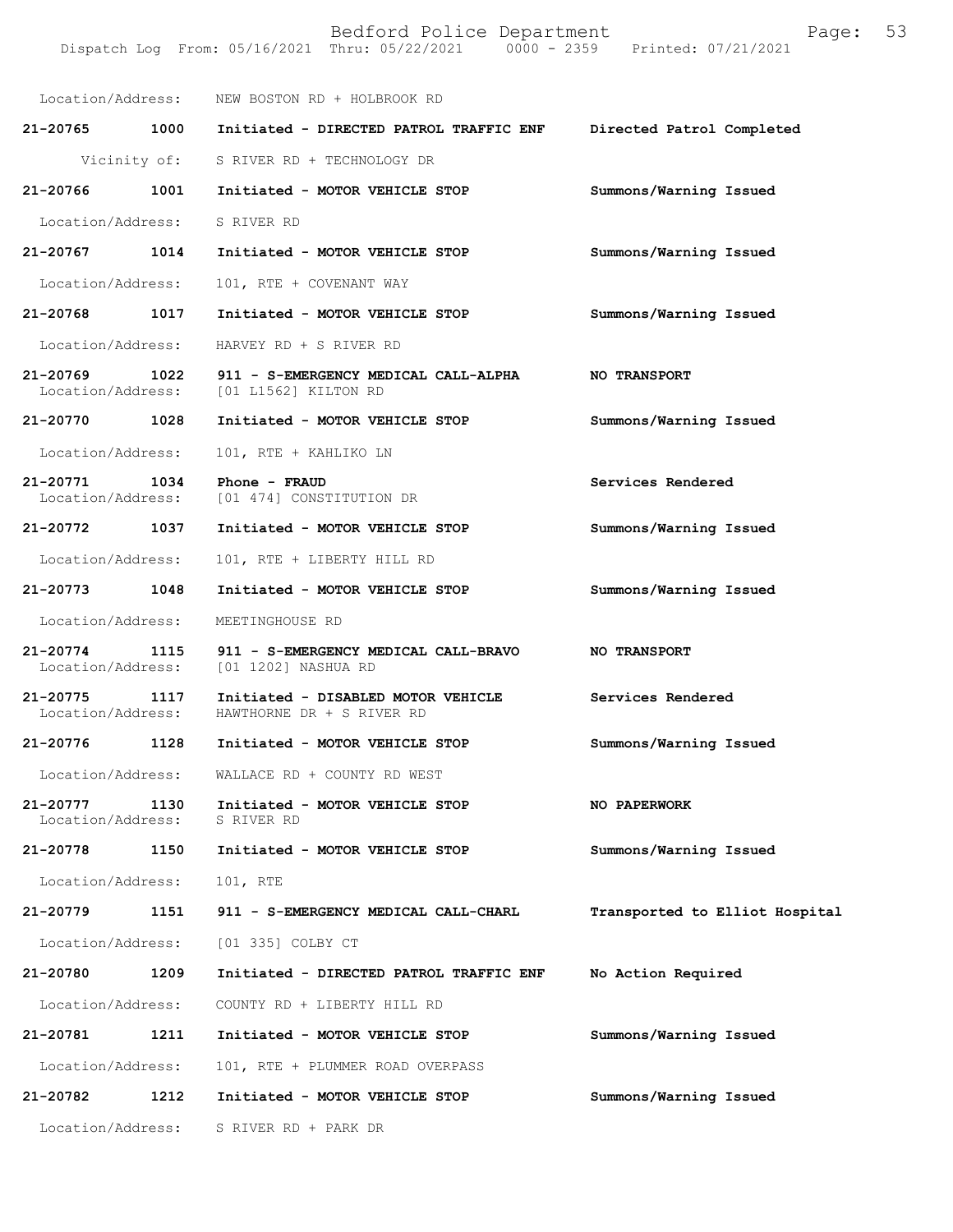Location/Address: NEW BOSTON RD + HOLBROOK RD

| Call # | Time | Call Reason / Action | Disposition |
|---|---|---|---|
| **21-20765** | **1000** | **Initiated - DIRECTED PATROL TRAFFIC ENF** | **Directed Patrol Completed** |
| | | Vicinity of: S RIVER RD + TECHNOLOGY DR | |
| **21-20766** | **1001** | **Initiated - MOTOR VEHICLE STOP** | **Summons/Warning Issued** |
| | | Location/Address: S RIVER RD | |
| **21-20767** | **1014** | **Initiated - MOTOR VEHICLE STOP** | **Summons/Warning Issued** |
| | | Location/Address: 101, RTE + COVENANT WAY | |
| **21-20768** | **1017** | **Initiated - MOTOR VEHICLE STOP** | **Summons/Warning Issued** |
| | | Location/Address: HARVEY RD + S RIVER RD | |
| **21-20769** | **1022** | **911 - S-EMERGENCY MEDICAL CALL-ALPHA** | **NO TRANSPORT** |
| | | Location/Address: [01 L1562] KILTON RD | |
| **21-20770** | **1028** | **Initiated - MOTOR VEHICLE STOP** | **Summons/Warning Issued** |
| | | Location/Address: 101, RTE + KAHLIKO LN | |
| **21-20771** | **1034** | **Phone - FRAUD** | **Services Rendered** |
| | | Location/Address: [01 474] CONSTITUTION DR | |
| **21-20772** | **1037** | **Initiated - MOTOR VEHICLE STOP** | **Summons/Warning Issued** |
| | | Location/Address: 101, RTE + LIBERTY HILL RD | |
| **21-20773** | **1048** | **Initiated - MOTOR VEHICLE STOP** | **Summons/Warning Issued** |
| | | Location/Address: MEETINGHOUSE RD | |
| **21-20774** | **1115** | **911 - S-EMERGENCY MEDICAL CALL-BRAVO** | **NO TRANSPORT** |
| | | Location/Address: [01 1202] NASHUA RD | |
| **21-20775** | **1117** | **Initiated - DISABLED MOTOR VEHICLE** | **Services Rendered** |
| | | Location/Address: HAWTHORNE DR + S RIVER RD | |
| **21-20776** | **1128** | **Initiated - MOTOR VEHICLE STOP** | **Summons/Warning Issued** |
| | | Location/Address: WALLACE RD + COUNTY RD WEST | |
| **21-20777** | **1130** | **Initiated - MOTOR VEHICLE STOP** | **NO PAPERWORK** |
| | | Location/Address: S RIVER RD | |
| **21-20778** | **1150** | **Initiated - MOTOR VEHICLE STOP** | **Summons/Warning Issued** |
| | | Location/Address: 101, RTE | |
| **21-20779** | **1151** | **911 - S-EMERGENCY MEDICAL CALL-CHARL** | **Transported to Elliot Hospital** |
| | | Location/Address: [01 335] COLBY CT | |
| **21-20780** | **1209** | **Initiated - DIRECTED PATROL TRAFFIC ENF** | **No Action Required** |
| | | Location/Address: COUNTY RD + LIBERTY HILL RD | |
| **21-20781** | **1211** | **Initiated - MOTOR VEHICLE STOP** | **Summons/Warning Issued** |
| | | Location/Address: 101, RTE + PLUMMER ROAD OVERPASS | |
| **21-20782** | **1212** | **Initiated - MOTOR VEHICLE STOP** | **Summons/Warning Issued** |
| | | Location/Address: S RIVER RD + PARK DR | |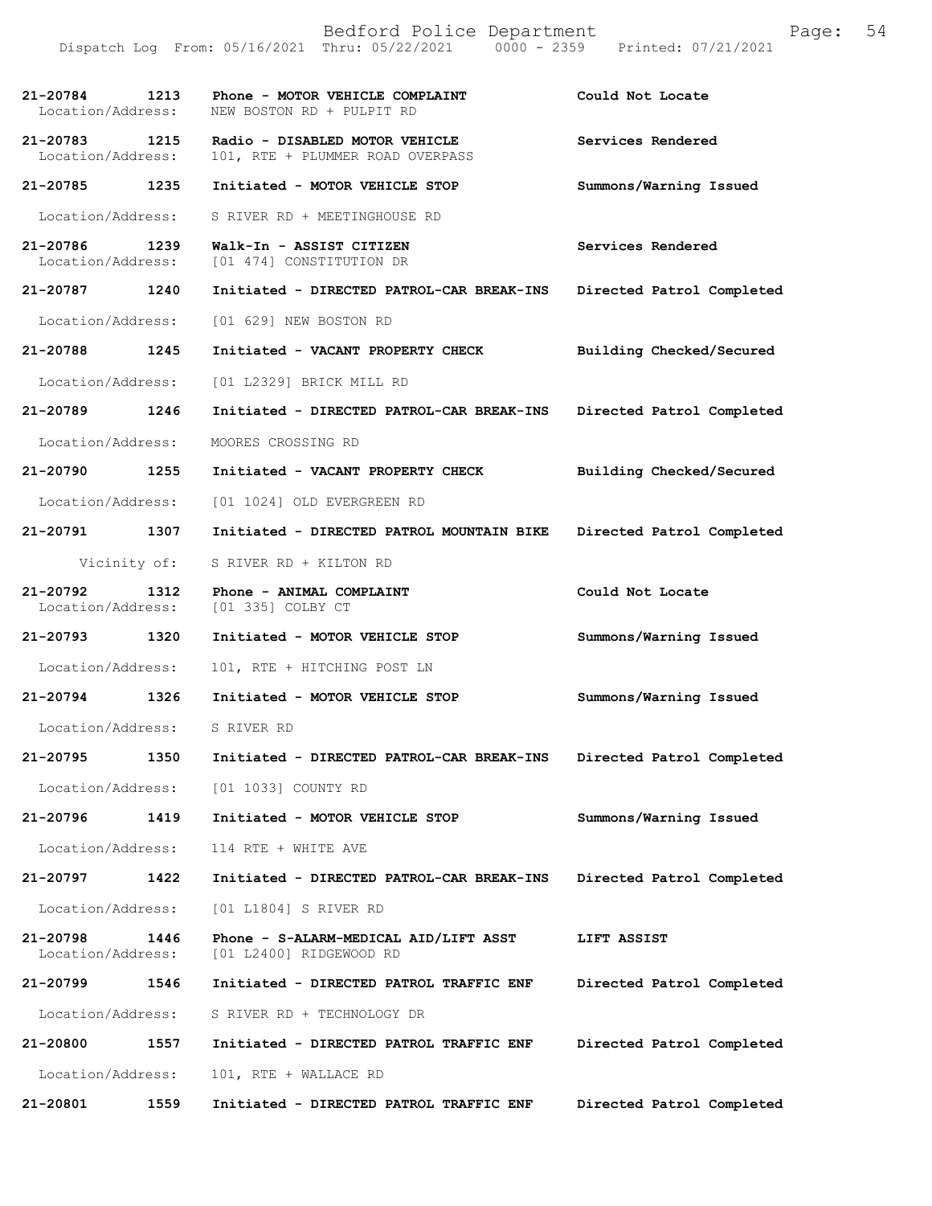| Call # | Time | Type | Disposition |
|---|---|---|---|
| 21-20784 | 1213 | Phone - MOTOR VEHICLE COMPLAINT | Could Not Locate |
| Location/Address: | | NEW BOSTON RD + PULPIT RD | |
| 21-20783 | 1215 | Radio - DISABLED MOTOR VEHICLE | Services Rendered |
| Location/Address: | | 101, RTE + PLUMMER ROAD OVERPASS | |
| 21-20785 | 1235 | Initiated - MOTOR VEHICLE STOP | Summons/Warning Issued |
| Location/Address: | | S RIVER RD + MEETINGHOUSE RD | |
| 21-20786 | 1239 | Walk-In - ASSIST CITIZEN | Services Rendered |
| Location/Address: | | [01 474] CONSTITUTION DR | |
| 21-20787 | 1240 | Initiated - DIRECTED PATROL-CAR BREAK-INS | Directed Patrol Completed |
| Location/Address: | | [01 629] NEW BOSTON RD | |
| 21-20788 | 1245 | Initiated - VACANT PROPERTY CHECK | Building Checked/Secured |
| Location/Address: | | [01 L2329] BRICK MILL RD | |
| 21-20789 | 1246 | Initiated - DIRECTED PATROL-CAR BREAK-INS | Directed Patrol Completed |
| Location/Address: | | MOORES CROSSING RD | |
| 21-20790 | 1255 | Initiated - VACANT PROPERTY CHECK | Building Checked/Secured |
| Location/Address: | | [01 1024] OLD EVERGREEN RD | |
| 21-20791 | 1307 | Initiated - DIRECTED PATROL MOUNTAIN BIKE | Directed Patrol Completed |
| Vicinity of: | | S RIVER RD + KILTON RD | |
| 21-20792 | 1312 | Phone - ANIMAL COMPLAINT | Could Not Locate |
| Location/Address: | | [01 335] COLBY CT | |
| 21-20793 | 1320 | Initiated - MOTOR VEHICLE STOP | Summons/Warning Issued |
| Location/Address: | | 101, RTE + HITCHING POST LN | |
| 21-20794 | 1326 | Initiated - MOTOR VEHICLE STOP | Summons/Warning Issued |
| Location/Address: | | S RIVER RD | |
| 21-20795 | 1350 | Initiated - DIRECTED PATROL-CAR BREAK-INS | Directed Patrol Completed |
| Location/Address: | | [01 1033] COUNTY RD | |
| 21-20796 | 1419 | Initiated - MOTOR VEHICLE STOP | Summons/Warning Issued |
| Location/Address: | | 114 RTE + WHITE AVE | |
| 21-20797 | 1422 | Initiated - DIRECTED PATROL-CAR BREAK-INS | Directed Patrol Completed |
| Location/Address: | | [01 L1804] S RIVER RD | |
| 21-20798 | 1446 | Phone - S-ALARM-MEDICAL AID/LIFT ASST | LIFT ASSIST |
| Location/Address: | | [01 L2400] RIDGEWOOD RD | |
| 21-20799 | 1546 | Initiated - DIRECTED PATROL TRAFFIC ENF | Directed Patrol Completed |
| Location/Address: | | S RIVER RD + TECHNOLOGY DR | |
| 21-20800 | 1557 | Initiated - DIRECTED PATROL TRAFFIC ENF | Directed Patrol Completed |
| Location/Address: | | 101, RTE + WALLACE RD | |
| 21-20801 | 1559 | Initiated - DIRECTED PATROL TRAFFIC ENF | Directed Patrol Completed |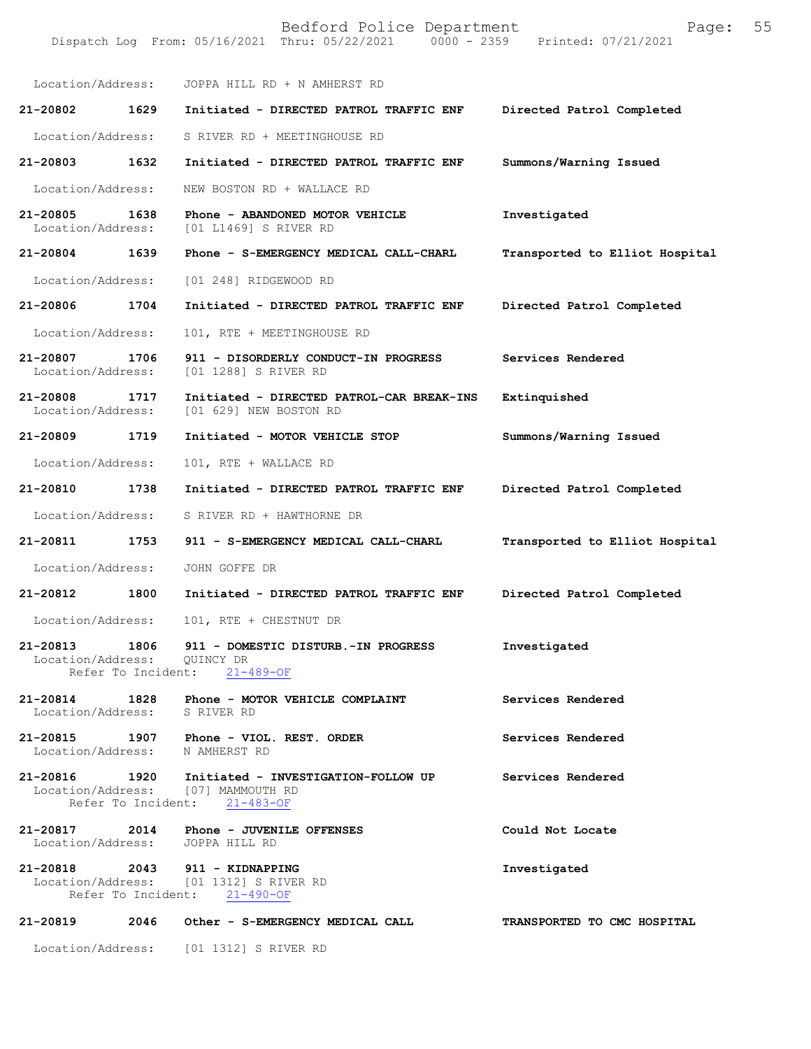Location/Address: JOPPA HILL RD + N AMHERST RD

**21-20802 1629 Initiated - DIRECTED PATROL TRAFFIC ENF** — **Directed Patrol Completed**
Location/Address: S RIVER RD + MEETINGHOUSE RD

**21-20803 1632 Initiated - DIRECTED PATROL TRAFFIC ENF** — **Summons/Warning Issued**
Location/Address: NEW BOSTON RD + WALLACE RD

**21-20805 1638 Phone - ABANDONED MOTOR VEHICLE** — **Investigated**
Location/Address: [01 L1469] S RIVER RD

**21-20804 1639 Phone - S-EMERGENCY MEDICAL CALL-CHARL** — **Transported to Elliot Hospital**
Location/Address: [01 248] RIDGEWOOD RD

**21-20806 1704 Initiated - DIRECTED PATROL TRAFFIC ENF** — **Directed Patrol Completed**
Location/Address: 101, RTE + MEETINGHOUSE RD

**21-20807 1706 911 - DISORDERLY CONDUCT-IN PROGRESS** — **Services Rendered**
Location/Address: [01 1288] S RIVER RD

**21-20808 1717 Initiated - DIRECTED PATROL-CAR BREAK-INS** — **Extinquished**
Location/Address: [01 629] NEW BOSTON RD

**21-20809 1719 Initiated - MOTOR VEHICLE STOP** — **Summons/Warning Issued**
Location/Address: 101, RTE + WALLACE RD

**21-20810 1738 Initiated - DIRECTED PATROL TRAFFIC ENF** — **Directed Patrol Completed**
Location/Address: S RIVER RD + HAWTHORNE DR

**21-20811 1753 911 - S-EMERGENCY MEDICAL CALL-CHARL** — **Transported to Elliot Hospital**
Location/Address: JOHN GOFFE DR

**21-20812 1800 Initiated - DIRECTED PATROL TRAFFIC ENF** — **Directed Patrol Completed**
Location/Address: 101, RTE + CHESTNUT DR

**21-20813 1806 911 - DOMESTIC DISTURB.-IN PROGRESS** — **Investigated**
Location/Address: QUINCY DR
Refer To Incident: 21-489-OF

**21-20814 1828 Phone - MOTOR VEHICLE COMPLAINT** — **Services Rendered**
Location/Address: S RIVER RD

**21-20815 1907 Phone - VIOL. REST. ORDER** — **Services Rendered**
Location/Address: N AMHERST RD

**21-20816 1920 Initiated - INVESTIGATION-FOLLOW UP** — **Services Rendered**
Location/Address: [07] MAMMOUTH RD
Refer To Incident: 21-483-OF

**21-20817 2014 Phone - JUVENILE OFFENSES** — **Could Not Locate**
Location/Address: JOPPA HILL RD

**21-20818 2043 911 - KIDNAPPING** — **Investigated**
Location/Address: [01 1312] S RIVER RD
Refer To Incident: 21-490-OF

**21-20819 2046 Other - S-EMERGENCY MEDICAL CALL** — **TRANSPORTED TO CMC HOSPITAL**
Location/Address: [01 1312] S RIVER RD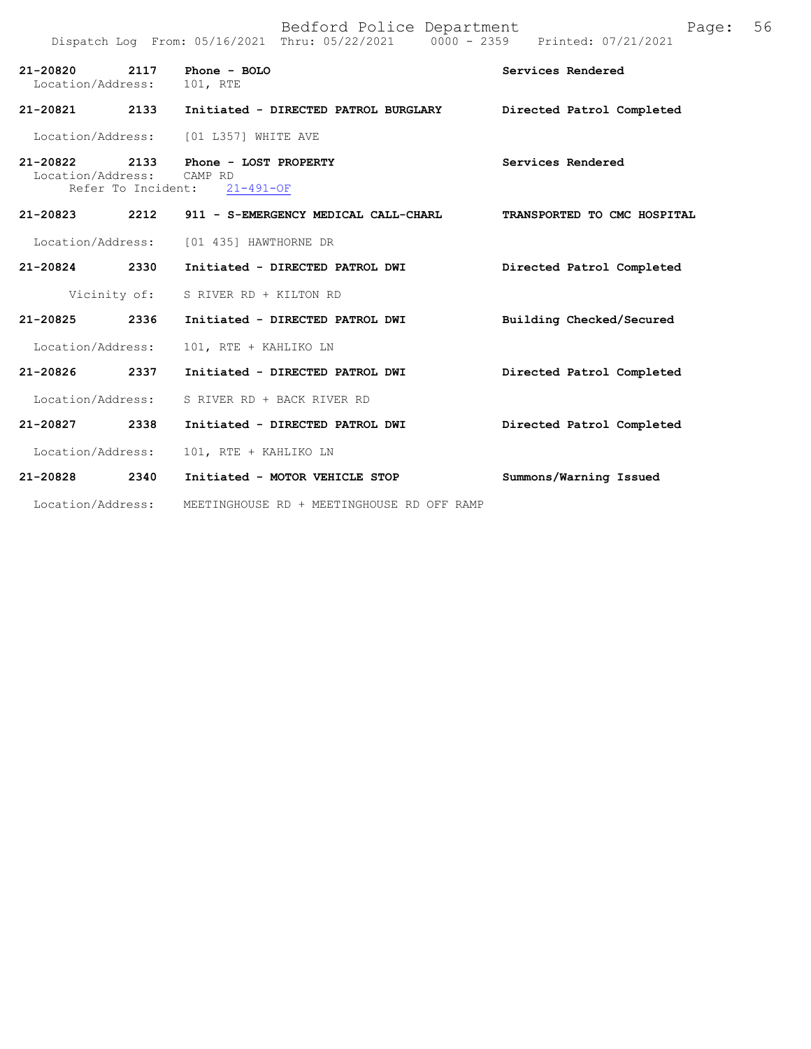| | | | |
|---|---|---|---|
| 21-20820 | 2117 | Phone - BOLO | Services Rendered |
| Location/Address: | | 101, RTE | |
| 21-20821 | 2133 | Initiated - DIRECTED PATROL BURGLARY | Directed Patrol Completed |
| Location/Address: | | [01 L357] WHITE AVE | |
| 21-20822 | 2133 | Phone - LOST PROPERTY | Services Rendered |
| Location/Address: | | CAMP RD | |
| Refer To Incident: | | 21-491-OF | |
| 21-20823 | 2212 | 911 - S-EMERGENCY MEDICAL CALL-CHARL | TRANSPORTED TO CMC HOSPITAL |
| Location/Address: | | [01 435] HAWTHORNE DR | |
| 21-20824 | 2330 | Initiated - DIRECTED PATROL DWI | Directed Patrol Completed |
| Vicinity of: | | S RIVER RD + KILTON RD | |
| 21-20825 | 2336 | Initiated - DIRECTED PATROL DWI | Building Checked/Secured |
| Location/Address: | | 101, RTE + KAHLIKO LN | |
| 21-20826 | 2337 | Initiated - DIRECTED PATROL DWI | Directed Patrol Completed |
| Location/Address: | | S RIVER RD + BACK RIVER RD | |
| 21-20827 | 2338 | Initiated - DIRECTED PATROL DWI | Directed Patrol Completed |
| Location/Address: | | 101, RTE + KAHLIKO LN | |
| 21-20828 | 2340 | Initiated - MOTOR VEHICLE STOP | Summons/Warning Issued |
| Location/Address: | | MEETINGHOUSE RD + MEETINGHOUSE RD OFF RAMP | |